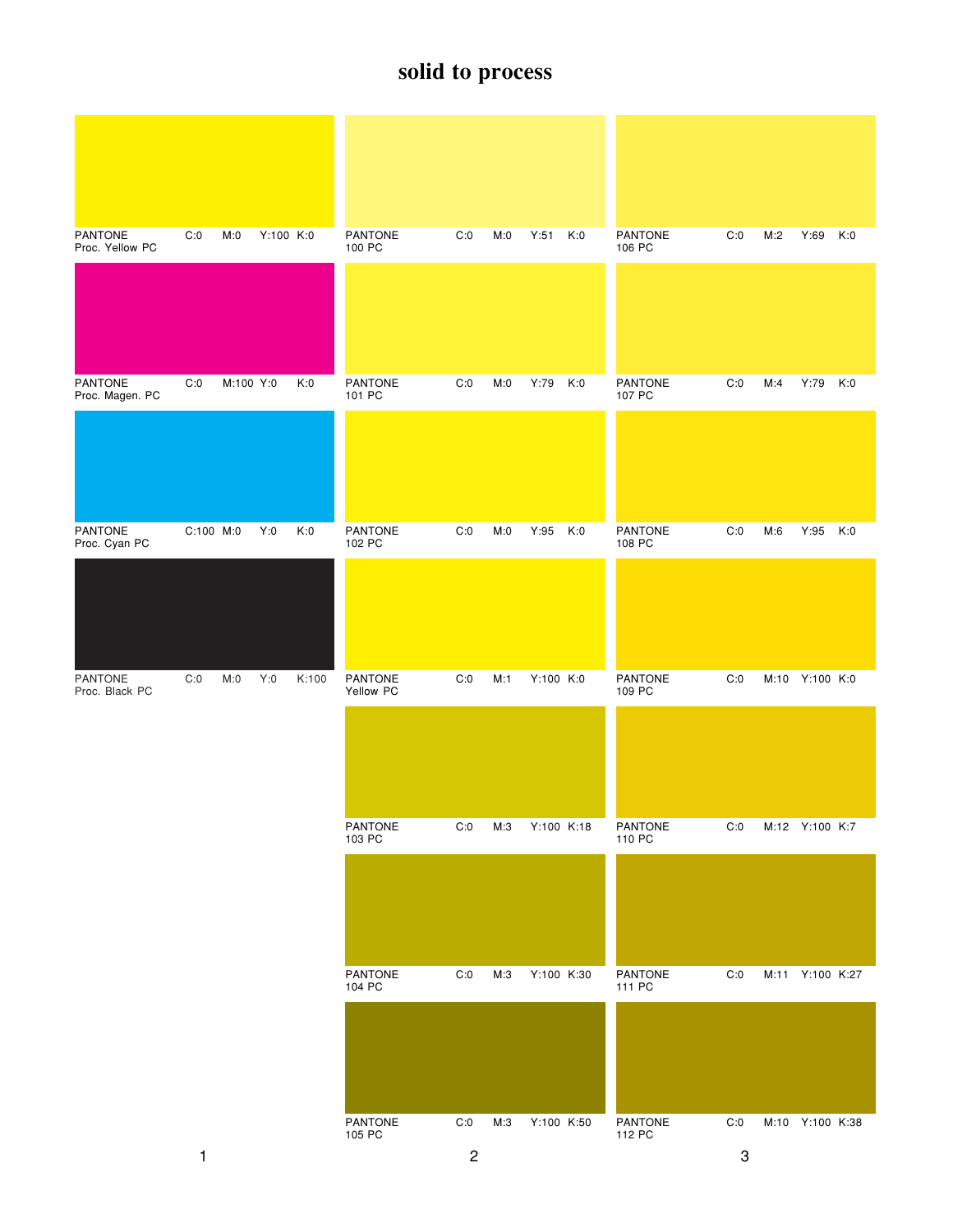# solid to process

## 1

| Name | C | M | Y | K |
|---|---|---|---|---|
| PANTONE Proc. Yellow PC | C:0 | M:0 | Y:100 | K:0 |
| PANTONE Proc. Magen. PC | C:0 | M:100 | Y:0 | K:0 |
| PANTONE Proc. Cyan PC | C:100 | M:0 | Y:0 | K:0 |
| PANTONE Proc. Black PC | C:0 | M:0 | Y:0 | K:100 |

## 2

| Name | C | M | Y | K |
|---|---|---|---|---|
| PANTONE 100 PC | C:0 | M:0 | Y:51 | K:0 |
| PANTONE 101 PC | C:0 | M:0 | Y:79 | K:0 |
| PANTONE 102 PC | C:0 | M:0 | Y:95 | K:0 |
| PANTONE Yellow PC | C:0 | M:1 | Y:100 | K:0 |
| PANTONE 103 PC | C:0 | M:3 | Y:100 | K:18 |
| PANTONE 104 PC | C:0 | M:3 | Y:100 | K:30 |
| PANTONE 105 PC | C:0 | M:3 | Y:100 | K:50 |

## 3

| Name | C | M | Y | K |
|---|---|---|---|---|
| PANTONE 106 PC | C:0 | M:2 | Y:69 | K:0 |
| PANTONE 107 PC | C:0 | M:4 | Y:79 | K:0 |
| PANTONE 108 PC | C:0 | M:6 | Y:95 | K:0 |
| PANTONE 109 PC | C:0 | M:10 | Y:100 | K:0 |
| PANTONE 110 PC | C:0 | M:12 | Y:100 | K:7 |
| PANTONE 111 PC | C:0 | M:11 | Y:100 | K:27 |
| PANTONE 112 PC | C:0 | M:10 | Y:100 | K:38 |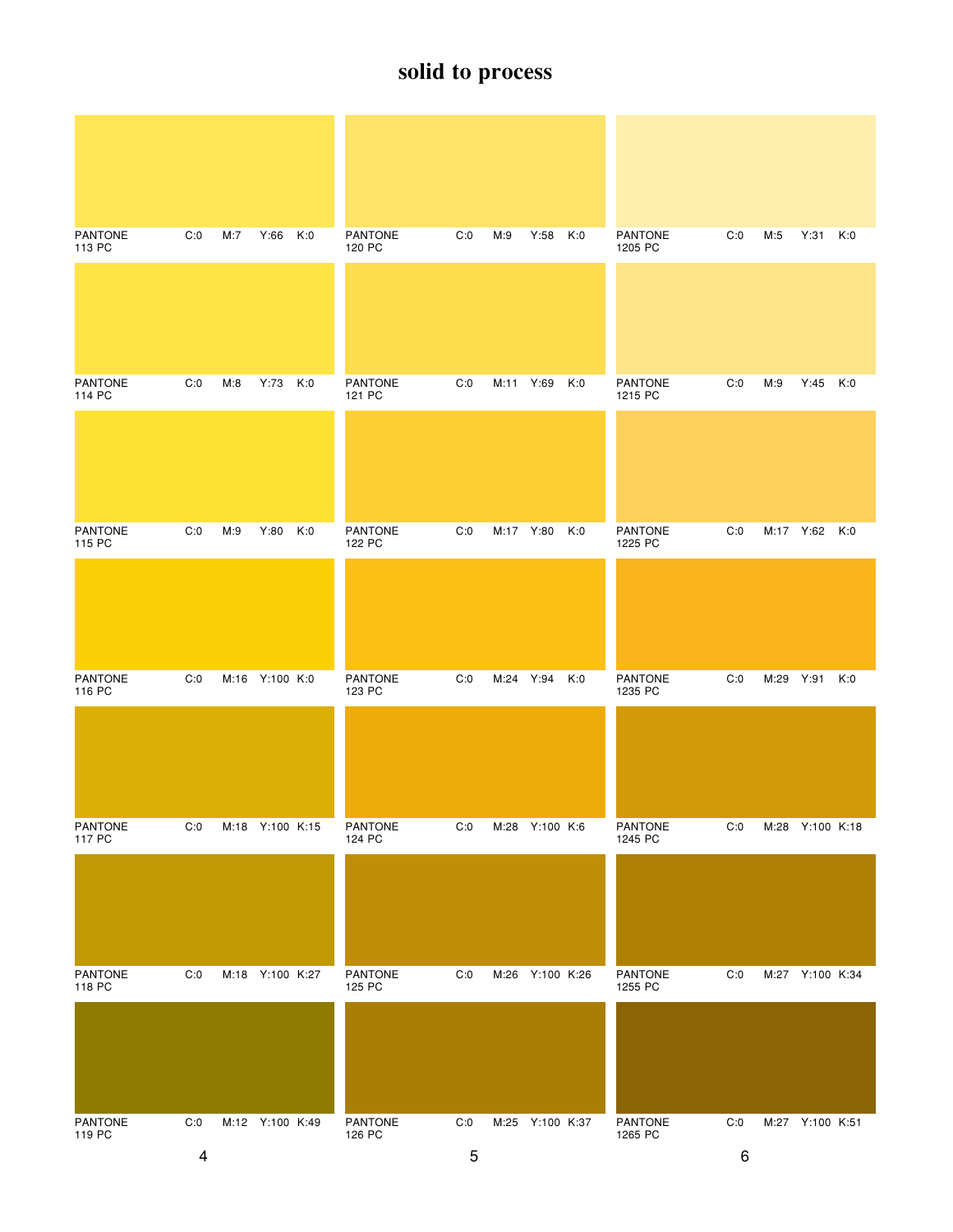# solid to process

| PANTONE | C | M | Y | K |
|---|---|---|---|---|
| PANTONE 113 PC | C:0 | M:7 | Y:66 | K:0 |
| PANTONE 114 PC | C:0 | M:8 | Y:73 | K:0 |
| PANTONE 115 PC | C:0 | M:9 | Y:80 | K:0 |
| PANTONE 116 PC | C:0 | M:16 | Y:100 | K:0 |
| PANTONE 117 PC | C:0 | M:18 | Y:100 | K:15 |
| PANTONE 118 PC | C:0 | M:18 | Y:100 | K:27 |
| PANTONE 119 PC | C:0 | M:12 | Y:100 | K:49 |

| PANTONE | C | M | Y | K |
|---|---|---|---|---|
| PANTONE 120 PC | C:0 | M:9 | Y:58 | K:0 |
| PANTONE 121 PC | C:0 | M:11 | Y:69 | K:0 |
| PANTONE 122 PC | C:0 | M:17 | Y:80 | K:0 |
| PANTONE 123 PC | C:0 | M:24 | Y:94 | K:0 |
| PANTONE 124 PC | C:0 | M:28 | Y:100 | K:6 |
| PANTONE 125 PC | C:0 | M:26 | Y:100 | K:26 |
| PANTONE 126 PC | C:0 | M:25 | Y:100 | K:37 |

| PANTONE | C | M | Y | K |
|---|---|---|---|---|
| PANTONE 1205 PC | C:0 | M:5 | Y:31 | K:0 |
| PANTONE 1215 PC | C:0 | M:9 | Y:45 | K:0 |
| PANTONE 1225 PC | C:0 | M:17 | Y:62 | K:0 |
| PANTONE 1235 PC | C:0 | M:29 | Y:91 | K:0 |
| PANTONE 1245 PC | C:0 | M:28 | Y:100 | K:18 |
| PANTONE 1255 PC | C:0 | M:27 | Y:100 | K:34 |
| PANTONE 1265 PC | C:0 | M:27 | Y:100 | K:51 |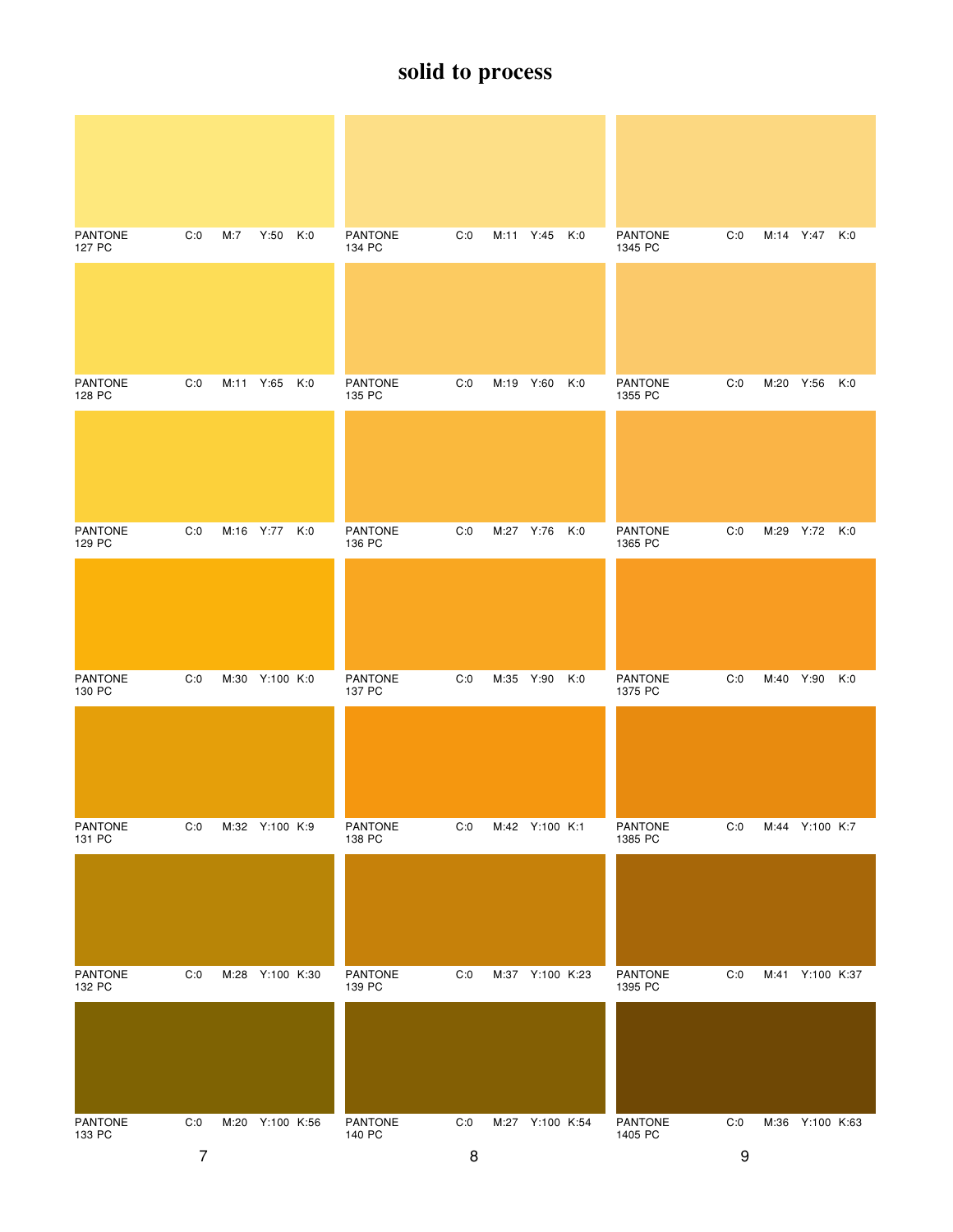# solid to process

PANTONE 127 PC C:0 M:7 Y:50 K:0

PANTONE 128 PC C:0 M:11 Y:65 K:0

PANTONE 129 PC C:0 M:16 Y:77 K:0

PANTONE 130 PC C:0 M:30 Y:100 K:0

PANTONE 131 PC C:0 M:32 Y:100 K:9

PANTONE 132 PC C:0 M:28 Y:100 K:30

PANTONE 133 PC C:0 M:20 Y:100 K:56

PANTONE 134 PC C:0 M:11 Y:45 K:0

PANTONE 135 PC C:0 M:19 Y:60 K:0

PANTONE 136 PC C:0 M:27 Y:76 K:0

PANTONE 137 PC C:0 M:35 Y:90 K:0

PANTONE 138 PC C:0 M:42 Y:100 K:1

PANTONE 139 PC C:0 M:37 Y:100 K:23

PANTONE 140 PC C:0 M:27 Y:100 K:54

PANTONE 1345 PC C:0 M:14 Y:47 K:0

PANTONE 1355 PC C:0 M:20 Y:56 K:0

PANTONE 1365 PC C:0 M:29 Y:72 K:0

PANTONE 1375 PC C:0 M:40 Y:90 K:0

PANTONE 1385 PC C:0 M:44 Y:100 K:7

PANTONE 1395 PC C:0 M:41 Y:100 K:37

PANTONE 1405 PC C:0 M:36 Y:100 K:63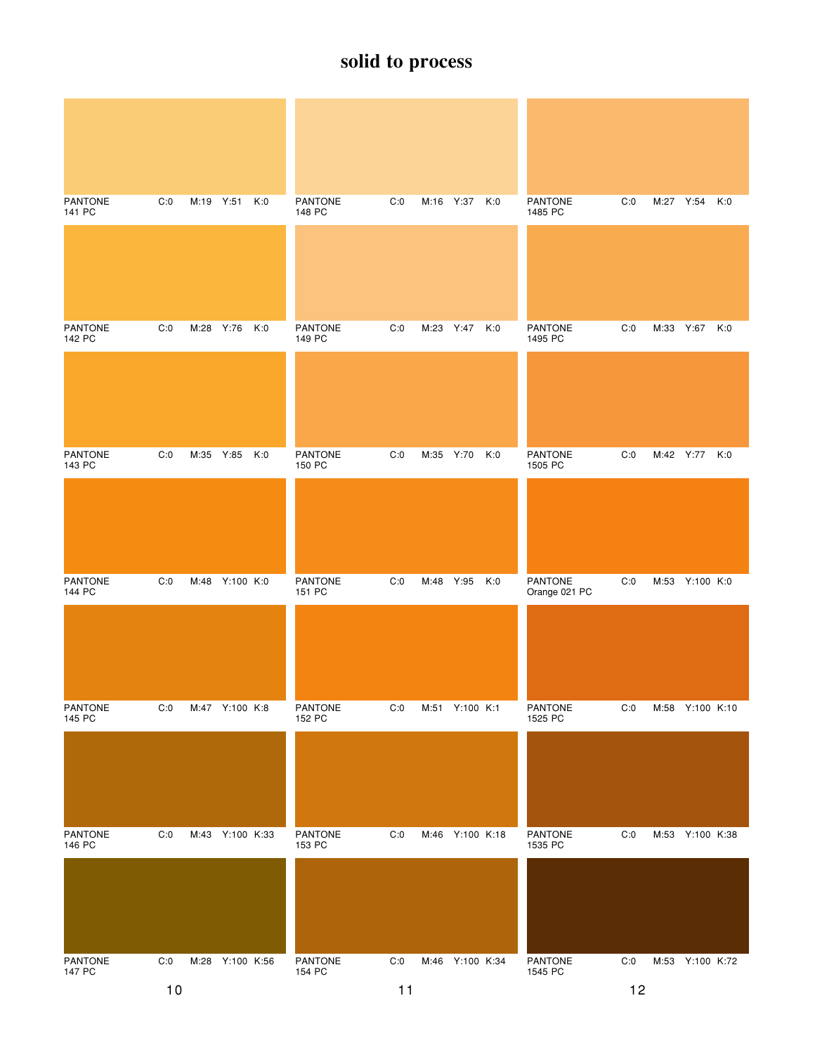# solid to process

| PANTONE | C | M | Y | K |
|---|---|---|---|---|
| PANTONE 141 PC | C:0 | M:19 | Y:51 | K:0 |
| PANTONE 142 PC | C:0 | M:28 | Y:76 | K:0 |
| PANTONE 143 PC | C:0 | M:35 | Y:85 | K:0 |
| PANTONE 144 PC | C:0 | M:48 | Y:100 | K:0 |
| PANTONE 145 PC | C:0 | M:47 | Y:100 | K:8 |
| PANTONE 146 PC | C:0 | M:43 | Y:100 | K:33 |
| PANTONE 147 PC | C:0 | M:28 | Y:100 | K:56 |

10

| PANTONE | C | M | Y | K |
|---|---|---|---|---|
| PANTONE 148 PC | C:0 | M:16 | Y:37 | K:0 |
| PANTONE 149 PC | C:0 | M:23 | Y:47 | K:0 |
| PANTONE 150 PC | C:0 | M:35 | Y:70 | K:0 |
| PANTONE 151 PC | C:0 | M:48 | Y:95 | K:0 |
| PANTONE 152 PC | C:0 | M:51 | Y:100 | K:1 |
| PANTONE 153 PC | C:0 | M:46 | Y:100 | K:18 |
| PANTONE 154 PC | C:0 | M:46 | Y:100 | K:34 |

11

| PANTONE | C | M | Y | K |
|---|---|---|---|---|
| PANTONE 1485 PC | C:0 | M:27 | Y:54 | K:0 |
| PANTONE 1495 PC | C:0 | M:33 | Y:67 | K:0 |
| PANTONE 1505 PC | C:0 | M:42 | Y:77 | K:0 |
| PANTONE Orange 021 PC | C:0 | M:53 | Y:100 | K:0 |
| PANTONE 1525 PC | C:0 | M:58 | Y:100 | K:10 |
| PANTONE 1535 PC | C:0 | M:53 | Y:100 | K:38 |
| PANTONE 1545 PC | C:0 | M:53 | Y:100 | K:72 |

12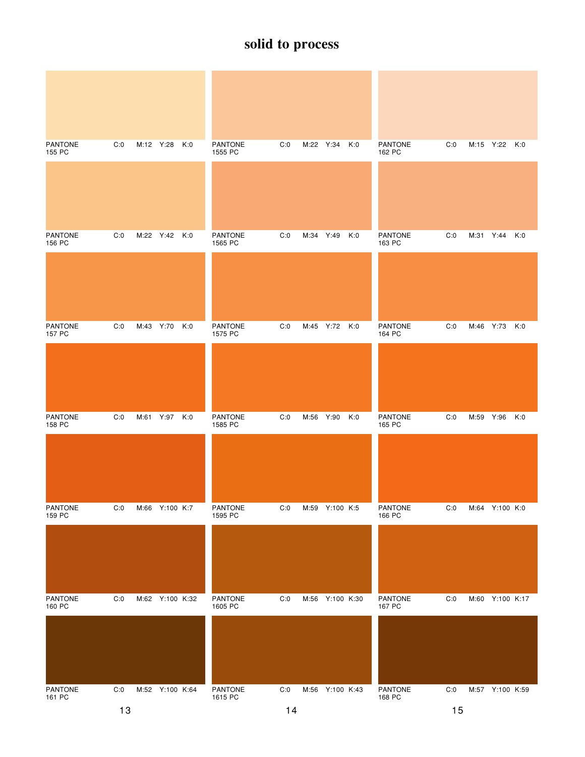# solid to process

PANTONE 155 PC C:0 M:12 Y:28 K:0

PANTONE 156 PC C:0 M:22 Y:42 K:0

PANTONE 157 PC C:0 M:43 Y:70 K:0

PANTONE 158 PC C:0 M:61 Y:97 K:0

PANTONE 159 PC C:0 M:66 Y:100 K:7

PANTONE 160 PC C:0 M:62 Y:100 K:32

PANTONE 161 PC C:0 M:52 Y:100 K:64

PANTONE 1555 PC C:0 M:22 Y:34 K:0

PANTONE 1565 PC C:0 M:34 Y:49 K:0

PANTONE 1575 PC C:0 M:45 Y:72 K:0

PANTONE 1585 PC C:0 M:56 Y:90 K:0

PANTONE 1595 PC C:0 M:59 Y:100 K:5

PANTONE 1605 PC C:0 M:56 Y:100 K:30

PANTONE 1615 PC C:0 M:56 Y:100 K:43

PANTONE 162 PC C:0 M:15 Y:22 K:0

PANTONE 163 PC C:0 M:31 Y:44 K:0

PANTONE 164 PC C:0 M:46 Y:73 K:0

PANTONE 165 PC C:0 M:59 Y:96 K:0

PANTONE 166 PC C:0 M:64 Y:100 K:0

PANTONE 167 PC C:0 M:60 Y:100 K:17

PANTONE 168 PC C:0 M:57 Y:100 K:59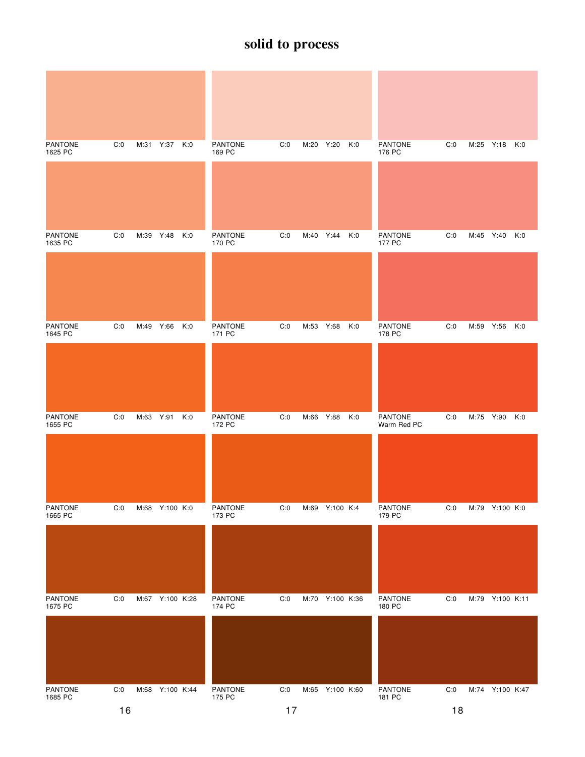# solid to process

| PANTONE | C | M | Y | K |
|---|---|---|---|---|
| PANTONE 1625 PC | C:0 | M:31 | Y:37 | K:0 |
| PANTONE 1635 PC | C:0 | M:39 | Y:48 | K:0 |
| PANTONE 1645 PC | C:0 | M:49 | Y:66 | K:0 |
| PANTONE 1655 PC | C:0 | M:63 | Y:91 | K:0 |
| PANTONE 1665 PC | C:0 | M:68 | Y:100 | K:0 |
| PANTONE 1675 PC | C:0 | M:67 | Y:100 | K:28 |
| PANTONE 1685 PC | C:0 | M:68 | Y:100 | K:44 |

16

| PANTONE | C | M | Y | K |
|---|---|---|---|---|
| PANTONE 169 PC | C:0 | M:20 | Y:20 | K:0 |
| PANTONE 170 PC | C:0 | M:40 | Y:44 | K:0 |
| PANTONE 171 PC | C:0 | M:53 | Y:68 | K:0 |
| PANTONE 172 PC | C:0 | M:66 | Y:88 | K:0 |
| PANTONE 173 PC | C:0 | M:69 | Y:100 | K:4 |
| PANTONE 174 PC | C:0 | M:70 | Y:100 | K:36 |
| PANTONE 175 PC | C:0 | M:65 | Y:100 | K:60 |

17

| PANTONE | C | M | Y | K |
|---|---|---|---|---|
| PANTONE 176 PC | C:0 | M:25 | Y:18 | K:0 |
| PANTONE 177 PC | C:0 | M:45 | Y:40 | K:0 |
| PANTONE 178 PC | C:0 | M:59 | Y:56 | K:0 |
| PANTONE Warm Red PC | C:0 | M:75 | Y:90 | K:0 |
| PANTONE 179 PC | C:0 | M:79 | Y:100 | K:0 |
| PANTONE 180 PC | C:0 | M:79 | Y:100 | K:11 |
| PANTONE 181 PC | C:0 | M:74 | Y:100 | K:47 |

18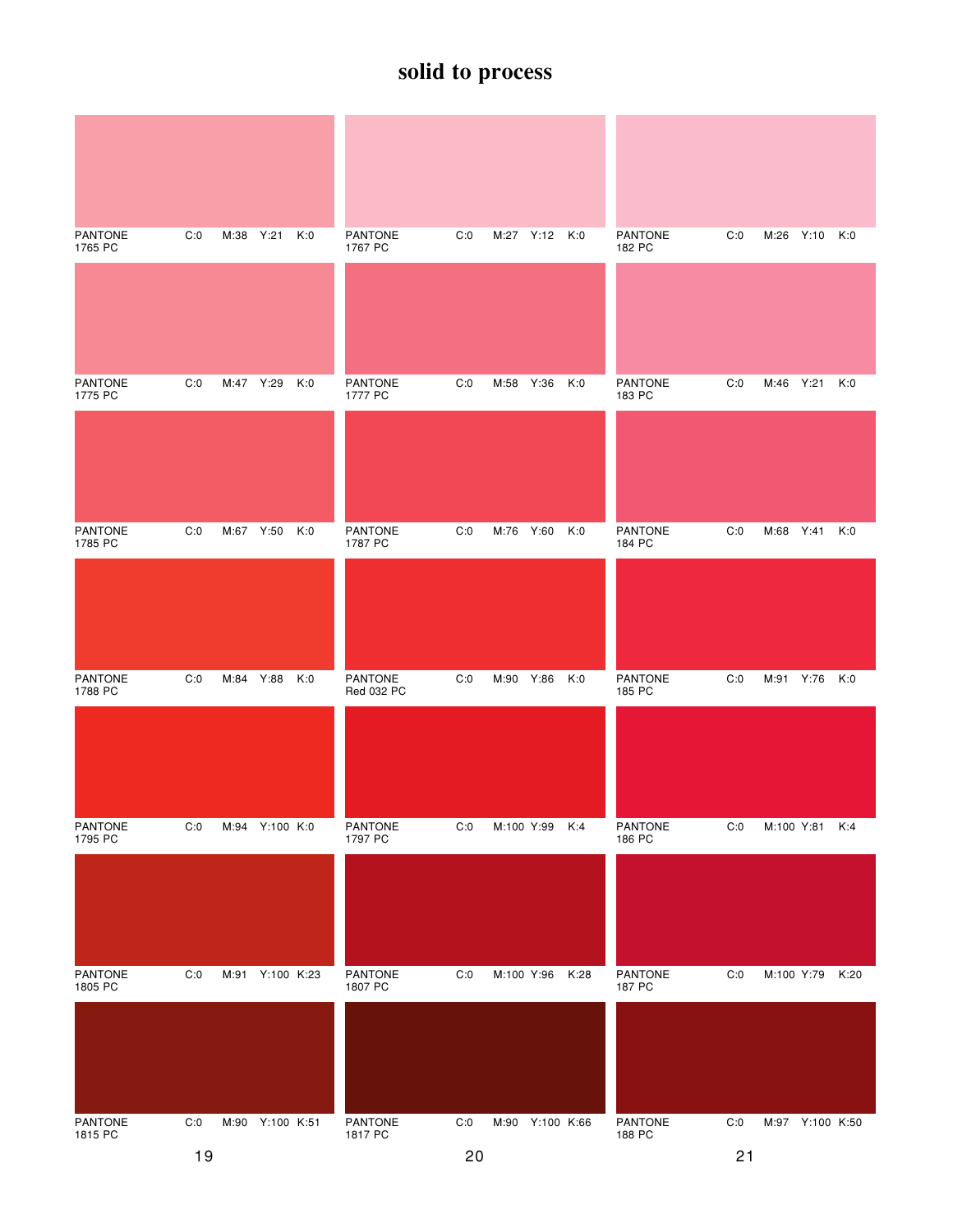# solid to process

PANTONE 1765 PC C:0 M:38 Y:21 K:0

PANTONE 1775 PC C:0 M:47 Y:29 K:0

PANTONE 1785 PC C:0 M:67 Y:50 K:0

PANTONE 1788 PC C:0 M:84 Y:88 K:0

PANTONE 1795 PC C:0 M:94 Y:100 K:0

PANTONE 1805 PC C:0 M:91 Y:100 K:23

PANTONE 1815 PC C:0 M:90 Y:100 K:51

PANTONE 1767 PC C:0 M:27 Y:12 K:0

PANTONE 1777 PC C:0 M:58 Y:36 K:0

PANTONE 1787 PC C:0 M:76 Y:60 K:0

PANTONE Red 032 PC C:0 M:90 Y:86 K:0

PANTONE 1797 PC C:0 M:100 Y:99 K:4

PANTONE 1807 PC C:0 M:100 Y:96 K:28

PANTONE 1817 PC C:0 M:90 Y:100 K:66

PANTONE 182 PC C:0 M:26 Y:10 K:0

PANTONE 183 PC C:0 M:46 Y:21 K:0

PANTONE 184 PC C:0 M:68 Y:41 K:0

PANTONE 185 PC C:0 M:91 Y:76 K:0

PANTONE 186 PC C:0 M:100 Y:81 K:4

PANTONE 187 PC C:0 M:100 Y:79 K:20

PANTONE 188 PC C:0 M:97 Y:100 K:50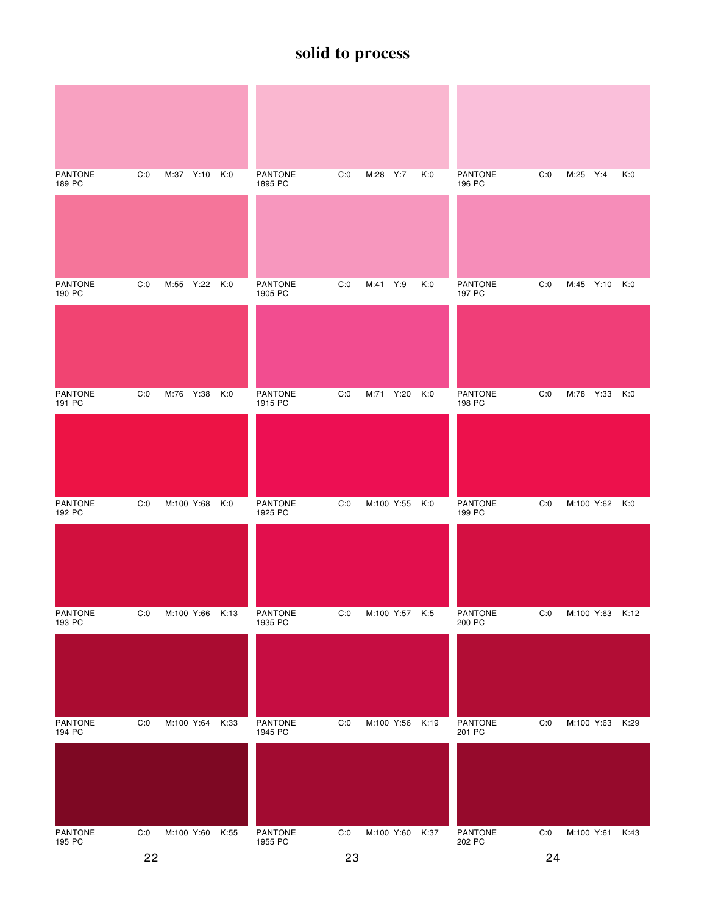# solid to process

| PANTONE | C | M | Y | K |
|---|---|---|---|---|
| PANTONE 189 PC | C:0 | M:37 | Y:10 | K:0 |
| PANTONE 190 PC | C:0 | M:55 | Y:22 | K:0 |
| PANTONE 191 PC | C:0 | M:76 | Y:38 | K:0 |
| PANTONE 192 PC | C:0 | M:100 | Y:68 | K:0 |
| PANTONE 193 PC | C:0 | M:100 | Y:66 | K:13 |
| PANTONE 194 PC | C:0 | M:100 | Y:64 | K:33 |
| PANTONE 195 PC | C:0 | M:100 | Y:60 | K:55 |

| PANTONE | C | M | Y | K |
|---|---|---|---|---|
| PANTONE 1895 PC | C:0 | M:28 | Y:7 | K:0 |
| PANTONE 1905 PC | C:0 | M:41 | Y:9 | K:0 |
| PANTONE 1915 PC | C:0 | M:71 | Y:20 | K:0 |
| PANTONE 1925 PC | C:0 | M:100 | Y:55 | K:0 |
| PANTONE 1935 PC | C:0 | M:100 | Y:57 | K:5 |
| PANTONE 1945 PC | C:0 | M:100 | Y:56 | K:19 |
| PANTONE 1955 PC | C:0 | M:100 | Y:60 | K:37 |

| PANTONE | C | M | Y | K |
|---|---|---|---|---|
| PANTONE 196 PC | C:0 | M:25 | Y:4 | K:0 |
| PANTONE 197 PC | C:0 | M:45 | Y:10 | K:0 |
| PANTONE 198 PC | C:0 | M:78 | Y:33 | K:0 |
| PANTONE 199 PC | C:0 | M:100 | Y:62 | K:0 |
| PANTONE 200 PC | C:0 | M:100 | Y:63 | K:12 |
| PANTONE 201 PC | C:0 | M:100 | Y:63 | K:29 |
| PANTONE 202 PC | C:0 | M:100 | Y:61 | K:43 |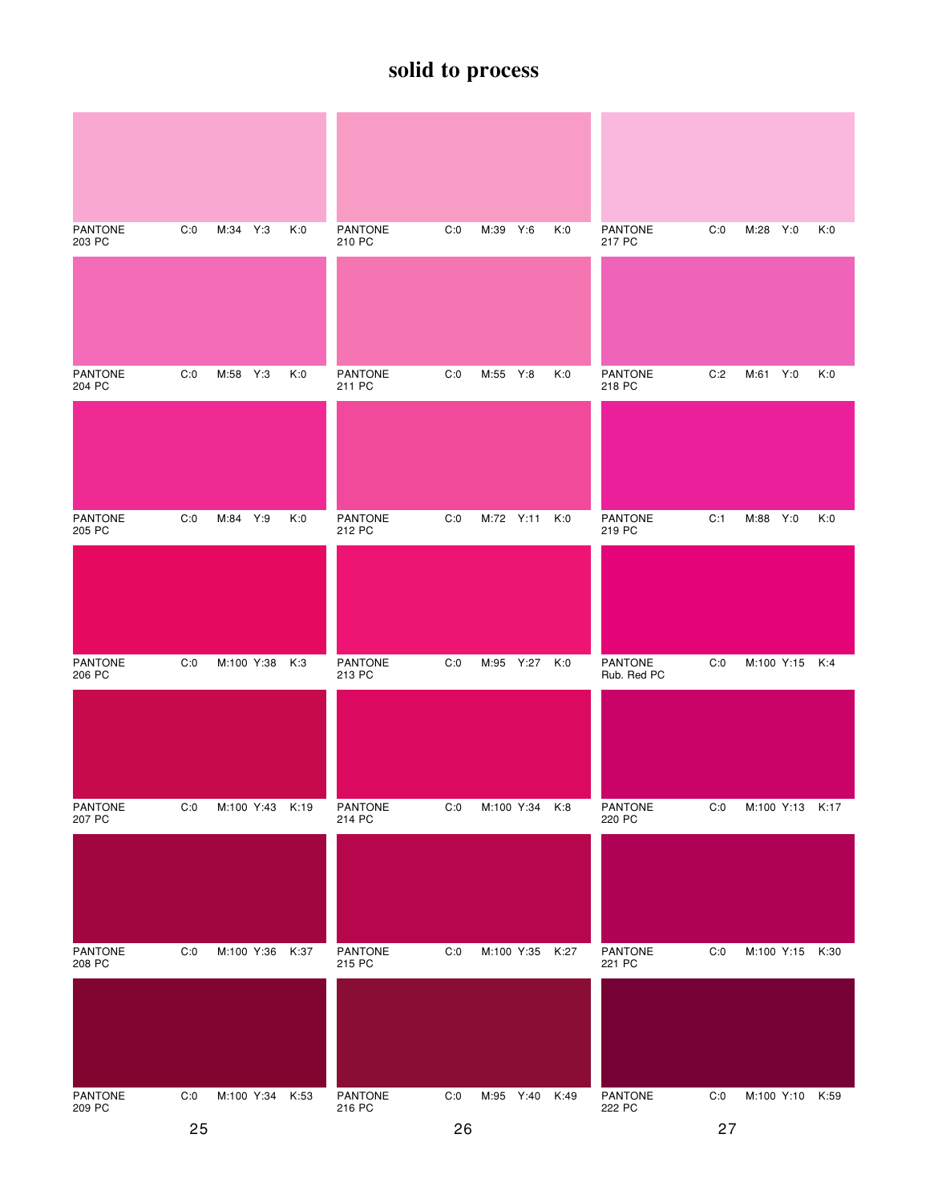# solid to process

| PANTONE | C | M | Y | K |
|---|---|---|---|---|
| PANTONE 203 PC | C:0 | M:34 | Y:3 | K:0 |
| PANTONE 204 PC | C:0 | M:58 | Y:3 | K:0 |
| PANTONE 205 PC | C:0 | M:84 | Y:9 | K:0 |
| PANTONE 206 PC | C:0 | M:100 | Y:38 | K:3 |
| PANTONE 207 PC | C:0 | M:100 | Y:43 | K:19 |
| PANTONE 208 PC | C:0 | M:100 | Y:36 | K:37 |
| PANTONE 209 PC | C:0 | M:100 | Y:34 | K:53 |

| PANTONE | C | M | Y | K |
|---|---|---|---|---|
| PANTONE 210 PC | C:0 | M:39 | Y:6 | K:0 |
| PANTONE 211 PC | C:0 | M:55 | Y:8 | K:0 |
| PANTONE 212 PC | C:0 | M:72 | Y:11 | K:0 |
| PANTONE 213 PC | C:0 | M:95 | Y:27 | K:0 |
| PANTONE 214 PC | C:0 | M:100 | Y:34 | K:8 |
| PANTONE 215 PC | C:0 | M:100 | Y:35 | K:27 |
| PANTONE 216 PC | C:0 | M:95 | Y:40 | K:49 |

| PANTONE | C | M | Y | K |
|---|---|---|---|---|
| PANTONE 217 PC | C:0 | M:28 | Y:0 | K:0 |
| PANTONE 218 PC | C:2 | M:61 | Y:0 | K:0 |
| PANTONE 219 PC | C:1 | M:88 | Y:0 | K:0 |
| PANTONE Rub. Red PC | C:0 | M:100 | Y:15 | K:4 |
| PANTONE 220 PC | C:0 | M:100 | Y:13 | K:17 |
| PANTONE 221 PC | C:0 | M:100 | Y:15 | K:30 |
| PANTONE 222 PC | C:0 | M:100 | Y:10 | K:59 |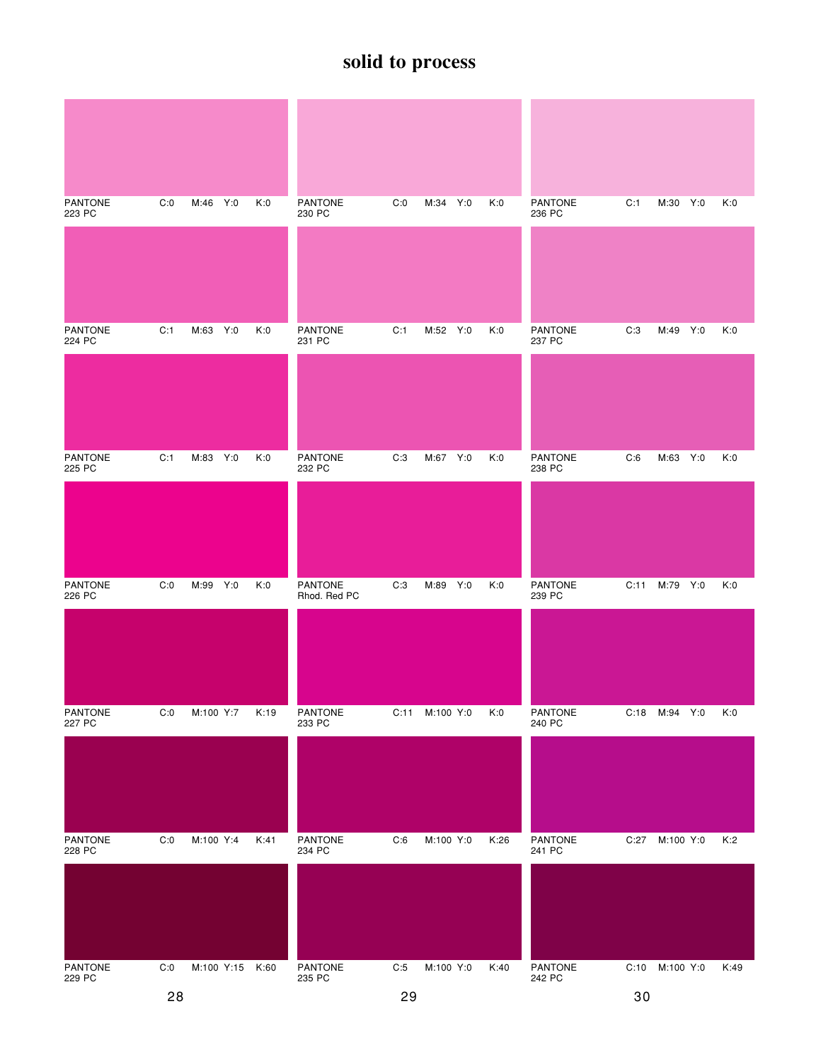# solid to process

| PANTONE | C | M | Y | K |
|---|---|---|---|---|
| PANTONE 223 PC | C:0 | M:46 | Y:0 | K:0 |
| PANTONE 224 PC | C:1 | M:63 | Y:0 | K:0 |
| PANTONE 225 PC | C:1 | M:83 | Y:0 | K:0 |
| PANTONE 226 PC | C:0 | M:99 | Y:0 | K:0 |
| PANTONE 227 PC | C:0 | M:100 | Y:7 | K:19 |
| PANTONE 228 PC | C:0 | M:100 | Y:4 | K:41 |
| PANTONE 229 PC | C:0 | M:100 | Y:15 | K:60 |

| PANTONE | C | M | Y | K |
|---|---|---|---|---|
| PANTONE 230 PC | C:0 | M:34 | Y:0 | K:0 |
| PANTONE 231 PC | C:1 | M:52 | Y:0 | K:0 |
| PANTONE 232 PC | C:3 | M:67 | Y:0 | K:0 |
| PANTONE Rhod. Red PC | C:3 | M:89 | Y:0 | K:0 |
| PANTONE 233 PC | C:11 | M:100 | Y:0 | K:0 |
| PANTONE 234 PC | C:6 | M:100 | Y:0 | K:26 |
| PANTONE 235 PC | C:5 | M:100 | Y:0 | K:40 |

| PANTONE | C | M | Y | K |
|---|---|---|---|---|
| PANTONE 236 PC | C:1 | M:30 | Y:0 | K:0 |
| PANTONE 237 PC | C:3 | M:49 | Y:0 | K:0 |
| PANTONE 238 PC | C:6 | M:63 | Y:0 | K:0 |
| PANTONE 239 PC | C:11 | M:79 | Y:0 | K:0 |
| PANTONE 240 PC | C:18 | M:94 | Y:0 | K:0 |
| PANTONE 241 PC | C:27 | M:100 | Y:0 | K:2 |
| PANTONE 242 PC | C:10 | M:100 | Y:0 | K:49 |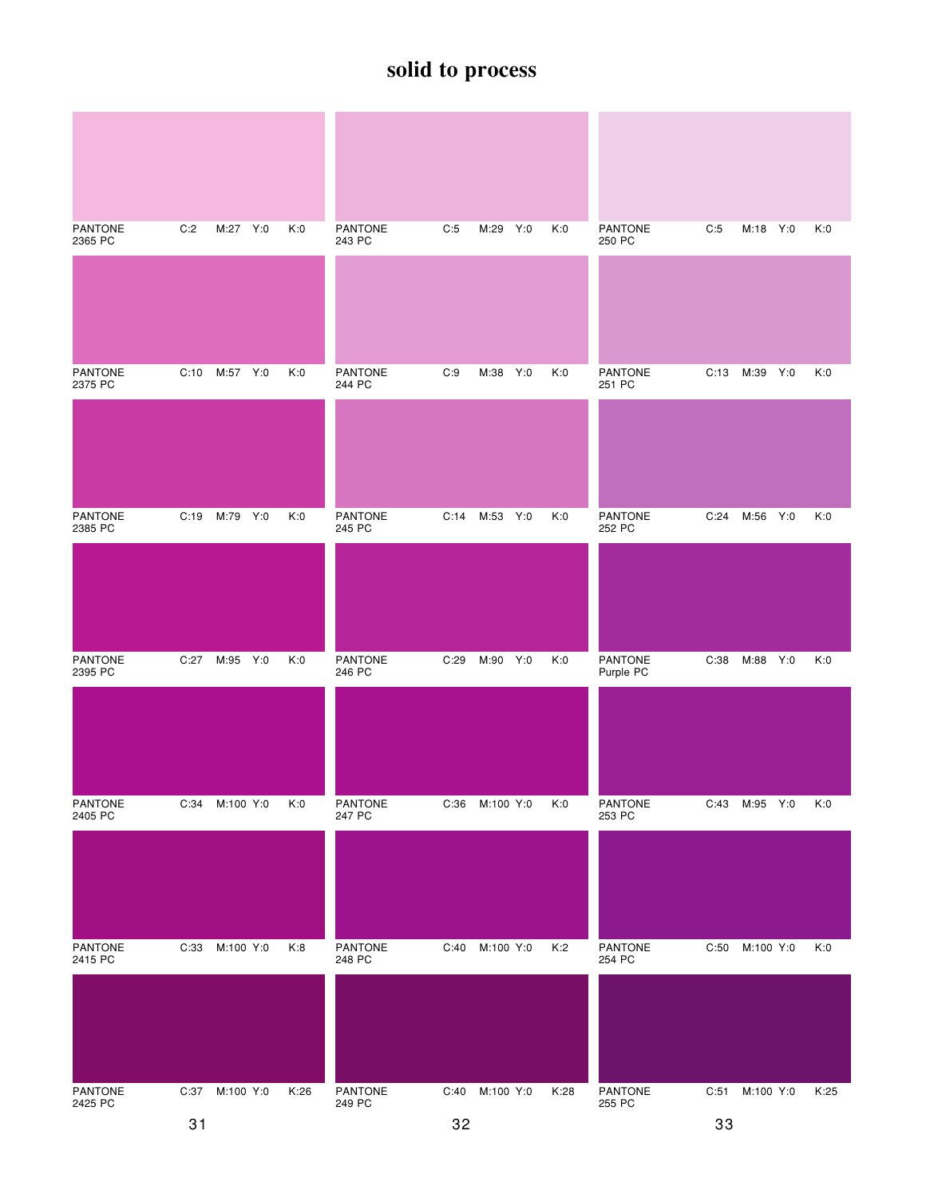# solid to process

| PANTONE | C | M | Y | K |
|---|---|---|---|---|
| PANTONE 2365 PC | C:2 | M:27 | Y:0 | K:0 |
| PANTONE 2375 PC | C:10 | M:57 | Y:0 | K:0 |
| PANTONE 2385 PC | C:19 | M:79 | Y:0 | K:0 |
| PANTONE 2395 PC | C:27 | M:95 | Y:0 | K:0 |
| PANTONE 2405 PC | C:34 | M:100 | Y:0 | K:0 |
| PANTONE 2415 PC | C:33 | M:100 | Y:0 | K:8 |
| PANTONE 2425 PC | C:37 | M:100 | Y:0 | K:26 |

31

| PANTONE | C | M | Y | K |
|---|---|---|---|---|
| PANTONE 243 PC | C:5 | M:29 | Y:0 | K:0 |
| PANTONE 244 PC | C:9 | M:38 | Y:0 | K:0 |
| PANTONE 245 PC | C:14 | M:53 | Y:0 | K:0 |
| PANTONE 246 PC | C:29 | M:90 | Y:0 | K:0 |
| PANTONE 247 PC | C:36 | M:100 | Y:0 | K:0 |
| PANTONE 248 PC | C:40 | M:100 | Y:0 | K:2 |
| PANTONE 249 PC | C:40 | M:100 | Y:0 | K:28 |

32

| PANTONE | C | M | Y | K |
|---|---|---|---|---|
| PANTONE 250 PC | C:5 | M:18 | Y:0 | K:0 |
| PANTONE 251 PC | C:13 | M:39 | Y:0 | K:0 |
| PANTONE 252 PC | C:24 | M:56 | Y:0 | K:0 |
| PANTONE Purple PC | C:38 | M:88 | Y:0 | K:0 |
| PANTONE 253 PC | C:43 | M:95 | Y:0 | K:0 |
| PANTONE 254 PC | C:50 | M:100 | Y:0 | K:0 |
| PANTONE 255 PC | C:51 | M:100 | Y:0 | K:25 |

33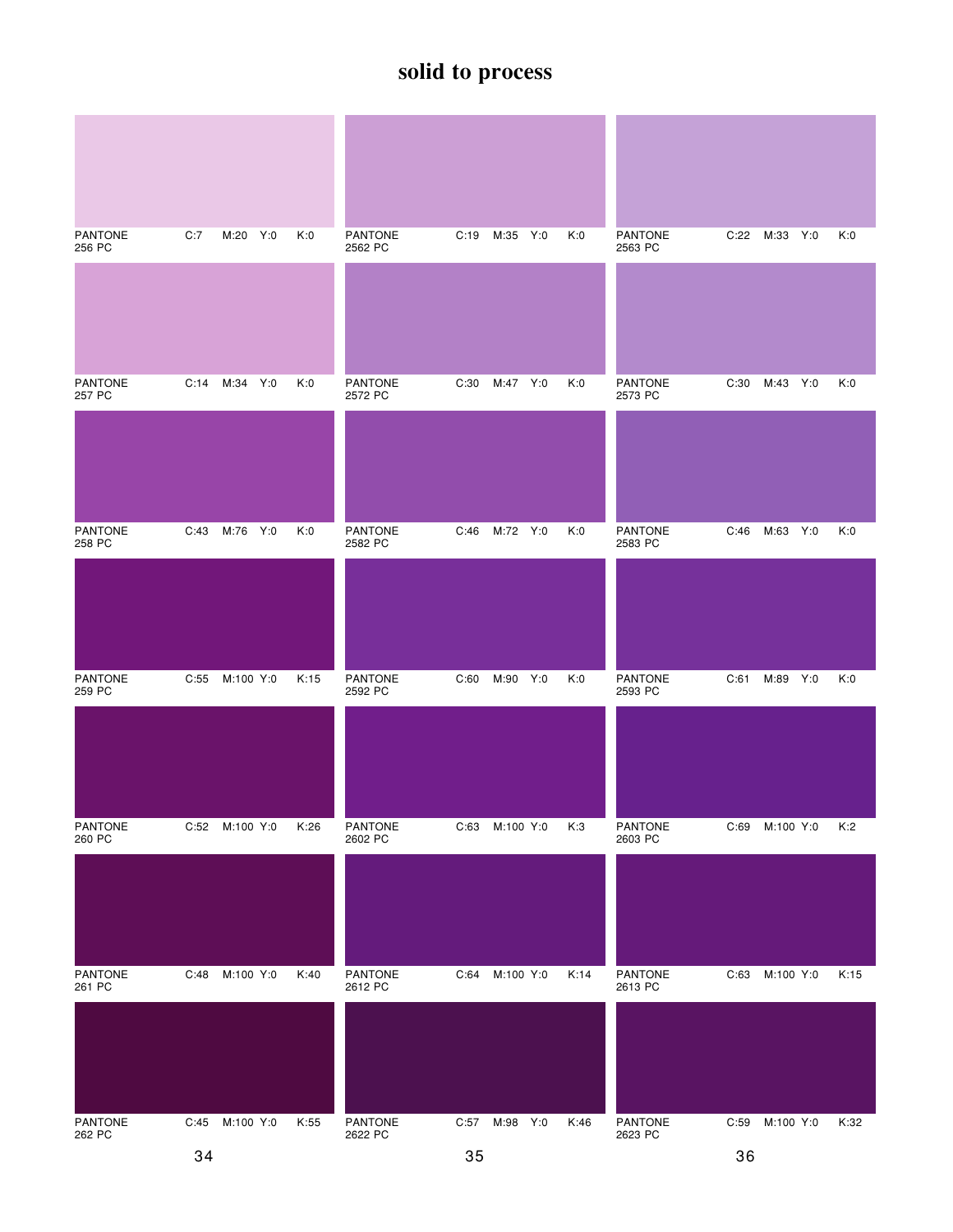# solid to process

PANTONE 256 PC C:7 M:20 Y:0 K:0

PANTONE 257 PC C:14 M:34 Y:0 K:0

PANTONE 258 PC C:43 M:76 Y:0 K:0

PANTONE 259 PC C:55 M:100 Y:0 K:15

PANTONE 260 PC C:52 M:100 Y:0 K:26

PANTONE 261 PC C:48 M:100 Y:0 K:40

PANTONE 262 PC C:45 M:100 Y:0 K:55

PANTONE 2562 PC C:19 M:35 Y:0 K:0

PANTONE 2572 PC C:30 M:47 Y:0 K:0

PANTONE 2582 PC C:46 M:72 Y:0 K:0

PANTONE 2592 PC C:60 M:90 Y:0 K:0

PANTONE 2602 PC C:63 M:100 Y:0 K:3

PANTONE 2612 PC C:64 M:100 Y:0 K:14

PANTONE 2622 PC C:57 M:98 Y:0 K:46

PANTONE 2563 PC C:22 M:33 Y:0 K:0

PANTONE 2573 PC C:30 M:43 Y:0 K:0

PANTONE 2583 PC C:46 M:63 Y:0 K:0

PANTONE 2593 PC C:61 M:89 Y:0 K:0

PANTONE 2603 PC C:69 M:100 Y:0 K:2

PANTONE 2613 PC C:63 M:100 Y:0 K:15

PANTONE 2623 PC C:59 M:100 Y:0 K:32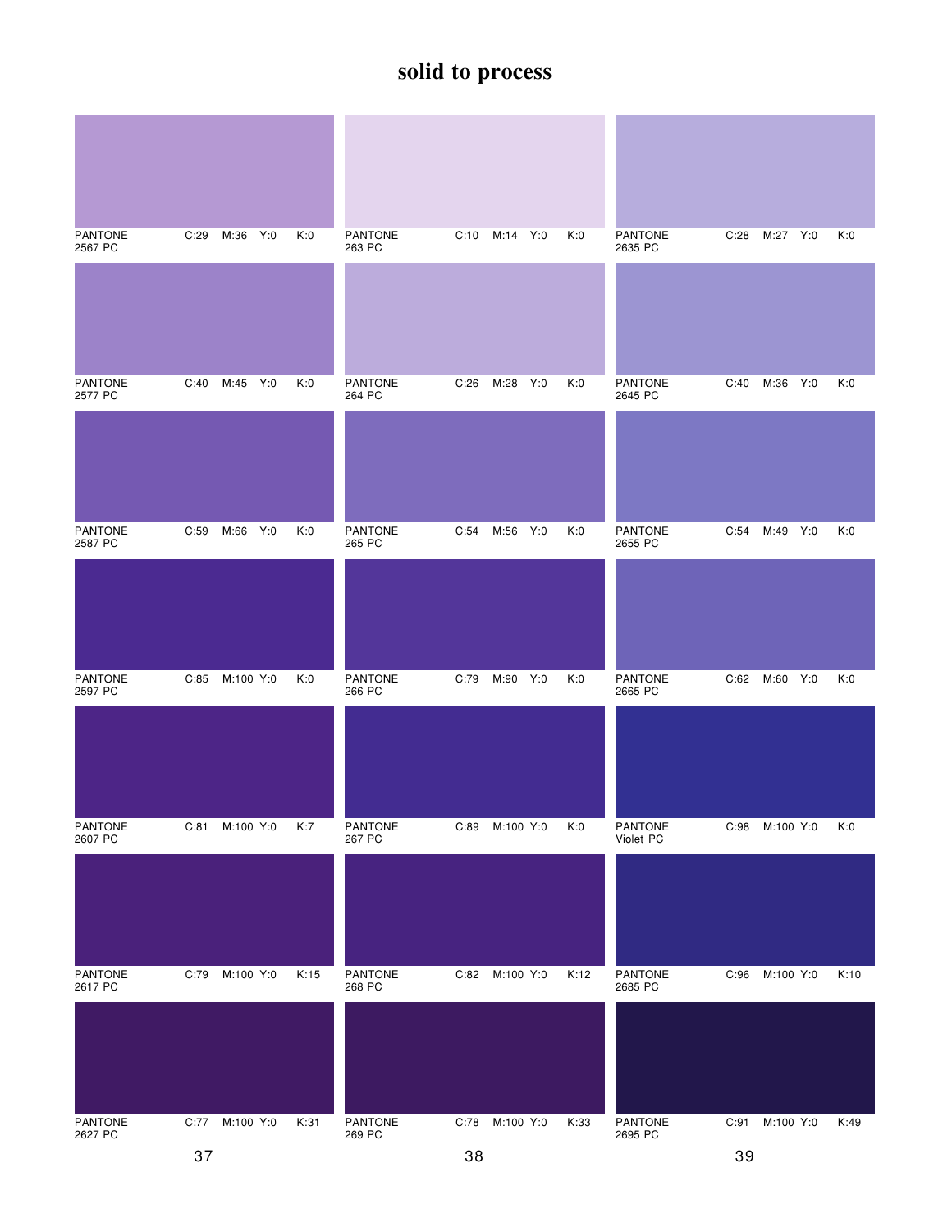# solid to process

PANTONE 2567 PC C:29 M:36 Y:0 K:0

PANTONE 2577 PC C:40 M:45 Y:0 K:0

PANTONE 2587 PC C:59 M:66 Y:0 K:0

PANTONE 2597 PC C:85 M:100 Y:0 K:0

PANTONE 2607 PC C:81 M:100 Y:0 K:7

PANTONE 2617 PC C:79 M:100 Y:0 K:15

PANTONE 2627 PC C:77 M:100 Y:0 K:31

PANTONE 263 PC C:10 M:14 Y:0 K:0

PANTONE 264 PC C:26 M:28 Y:0 K:0

PANTONE 265 PC C:54 M:56 Y:0 K:0

PANTONE 266 PC C:79 M:90 Y:0 K:0

PANTONE 267 PC C:89 M:100 Y:0 K:0

PANTONE 268 PC C:82 M:100 Y:0 K:12

PANTONE 269 PC C:78 M:100 Y:0 K:33

PANTONE 2635 PC C:28 M:27 Y:0 K:0

PANTONE 2645 PC C:40 M:36 Y:0 K:0

PANTONE 2655 PC C:54 M:49 Y:0 K:0

PANTONE 2665 PC C:62 M:60 Y:0 K:0

PANTONE Violet PC C:98 M:100 Y:0 K:0

PANTONE 2685 PC C:96 M:100 Y:0 K:10

PANTONE 2695 PC C:91 M:100 Y:0 K:49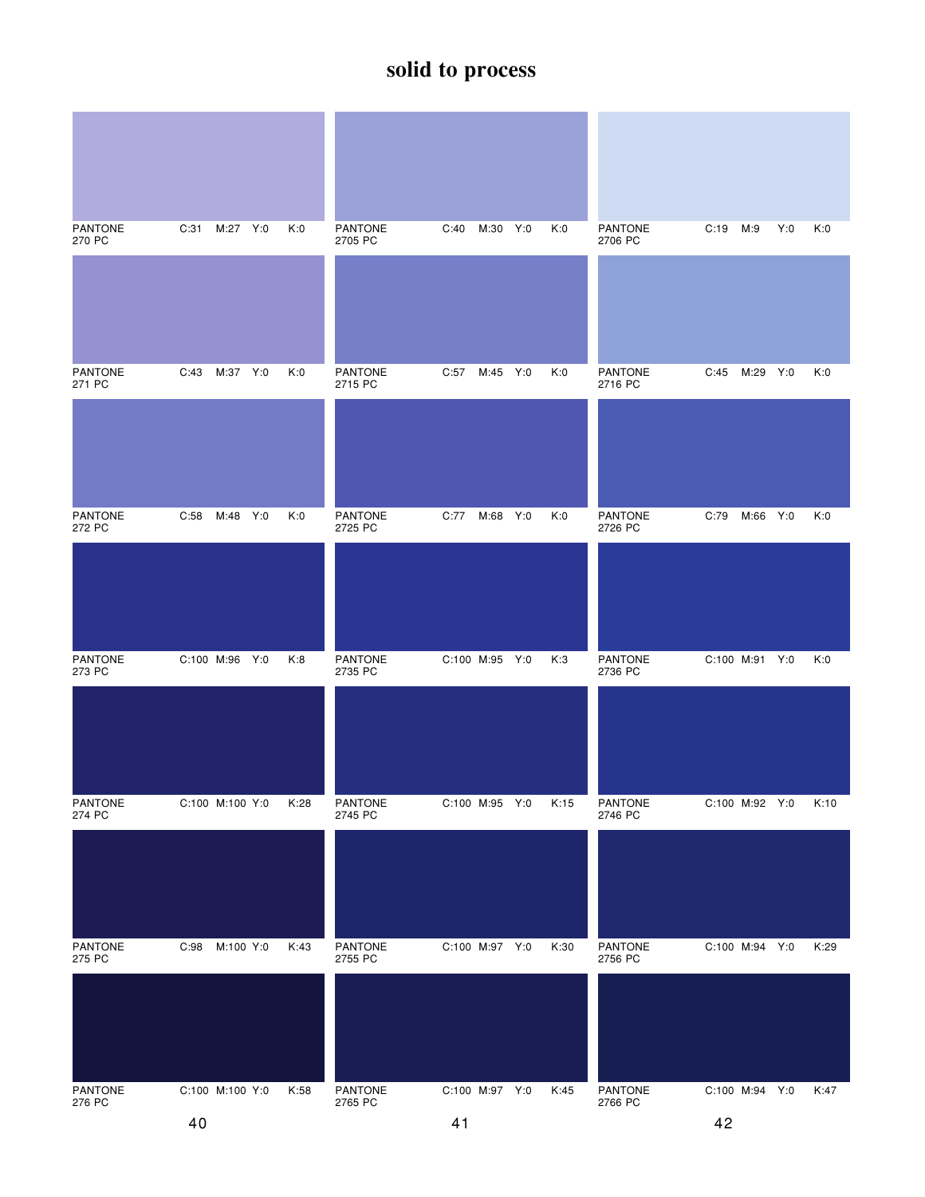# solid to process

| PANTONE | C | M | Y | K |
|---|---|---|---|---|
| PANTONE 270 PC | 31 | 27 | 0 | 0 |
| PANTONE 271 PC | 43 | 37 | 0 | 0 |
| PANTONE 272 PC | 58 | 48 | 0 | 0 |
| PANTONE 273 PC | 100 | 96 | 0 | 8 |
| PANTONE 274 PC | 100 | 100 | 0 | 28 |
| PANTONE 275 PC | 98 | 100 | 0 | 43 |
| PANTONE 276 PC | 100 | 100 | 0 | 58 |
| PANTONE 2705 PC | 40 | 30 | 0 | 0 |
| PANTONE 2715 PC | 57 | 45 | 0 | 0 |
| PANTONE 2725 PC | 77 | 68 | 0 | 0 |
| PANTONE 2735 PC | 100 | 95 | 0 | 3 |
| PANTONE 2745 PC | 100 | 95 | 0 | 15 |
| PANTONE 2755 PC | 100 | 97 | 0 | 30 |
| PANTONE 2765 PC | 100 | 97 | 0 | 45 |
| PANTONE 2706 PC | 19 | 9 | 0 | 0 |
| PANTONE 2716 PC | 45 | 29 | 0 | 0 |
| PANTONE 2726 PC | 79 | 66 | 0 | 0 |
| PANTONE 2736 PC | 100 | 91 | 0 | 0 |
| PANTONE 2746 PC | 100 | 92 | 0 | 10 |
| PANTONE 2756 PC | 100 | 94 | 0 | 29 |
| PANTONE 2766 PC | 100 | 94 | 0 | 47 |

40

41

42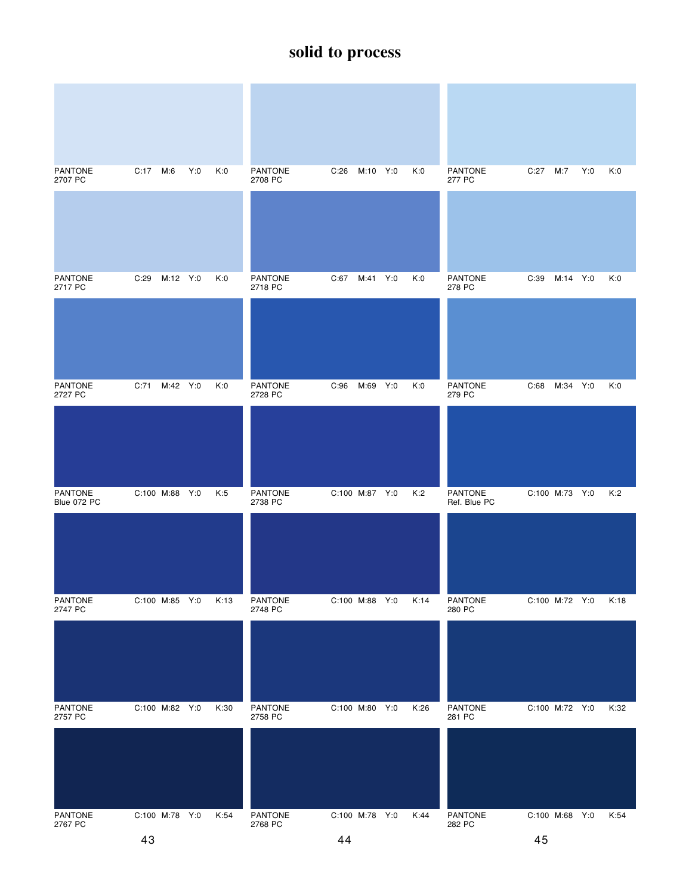# solid to process

| PANTONE | C | M | Y | K |
|---|---|---|---|---|
| PANTONE 2707 PC | C:17 | M:6 | Y:0 | K:0 |
| PANTONE 2717 PC | C:29 | M:12 | Y:0 | K:0 |
| PANTONE 2727 PC | C:71 | M:42 | Y:0 | K:0 |
| PANTONE Blue 072 PC | C:100 | M:88 | Y:0 | K:5 |
| PANTONE 2747 PC | C:100 | M:85 | Y:0 | K:13 |
| PANTONE 2757 PC | C:100 | M:82 | Y:0 | K:30 |
| PANTONE 2767 PC | C:100 | M:78 | Y:0 | K:54 |

| PANTONE | C | M | Y | K |
|---|---|---|---|---|
| PANTONE 2708 PC | C:26 | M:10 | Y:0 | K:0 |
| PANTONE 2718 PC | C:67 | M:41 | Y:0 | K:0 |
| PANTONE 2728 PC | C:96 | M:69 | Y:0 | K:0 |
| PANTONE 2738 PC | C:100 | M:87 | Y:0 | K:2 |
| PANTONE 2748 PC | C:100 | M:88 | Y:0 | K:14 |
| PANTONE 2758 PC | C:100 | M:80 | Y:0 | K:26 |
| PANTONE 2768 PC | C:100 | M:78 | Y:0 | K:44 |

| PANTONE | C | M | Y | K |
|---|---|---|---|---|
| PANTONE 277 PC | C:27 | M:7 | Y:0 | K:0 |
| PANTONE 278 PC | C:39 | M:14 | Y:0 | K:0 |
| PANTONE 279 PC | C:68 | M:34 | Y:0 | K:0 |
| PANTONE Ref. Blue PC | C:100 | M:73 | Y:0 | K:2 |
| PANTONE 280 PC | C:100 | M:72 | Y:0 | K:18 |
| PANTONE 281 PC | C:100 | M:72 | Y:0 | K:32 |
| PANTONE 282 PC | C:100 | M:68 | Y:0 | K:54 |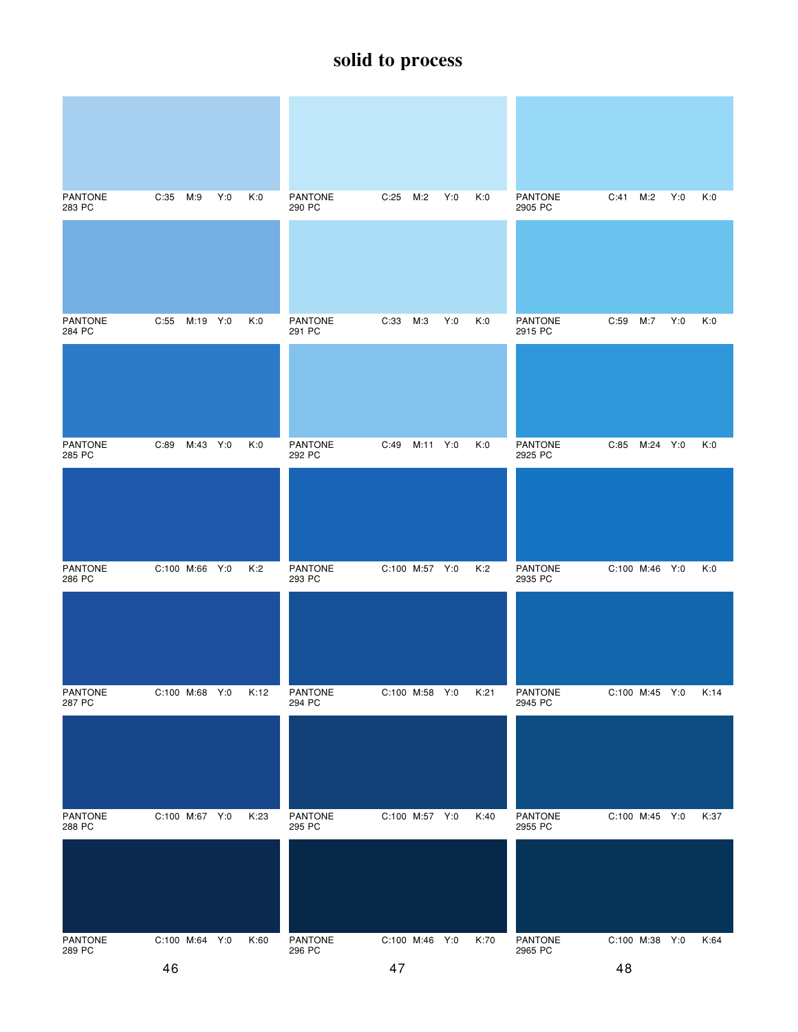# solid to process

| PANTONE | C | M | Y | K |
|---|---|---|---|---|
| PANTONE 283 PC | C:35 | M:9 | Y:0 | K:0 |
| PANTONE 284 PC | C:55 | M:19 | Y:0 | K:0 |
| PANTONE 285 PC | C:89 | M:43 | Y:0 | K:0 |
| PANTONE 286 PC | C:100 | M:66 | Y:0 | K:2 |
| PANTONE 287 PC | C:100 | M:68 | Y:0 | K:12 |
| PANTONE 288 PC | C:100 | M:67 | Y:0 | K:23 |
| PANTONE 289 PC | C:100 | M:64 | Y:0 | K:60 |

| PANTONE | C | M | Y | K |
|---|---|---|---|---|
| PANTONE 290 PC | C:25 | M:2 | Y:0 | K:0 |
| PANTONE 291 PC | C:33 | M:3 | Y:0 | K:0 |
| PANTONE 292 PC | C:49 | M:11 | Y:0 | K:0 |
| PANTONE 293 PC | C:100 | M:57 | Y:0 | K:2 |
| PANTONE 294 PC | C:100 | M:58 | Y:0 | K:21 |
| PANTONE 295 PC | C:100 | M:57 | Y:0 | K:40 |
| PANTONE 296 PC | C:100 | M:46 | Y:0 | K:70 |

| PANTONE | C | M | Y | K |
|---|---|---|---|---|
| PANTONE 2905 PC | C:41 | M:2 | Y:0 | K:0 |
| PANTONE 2915 PC | C:59 | M:7 | Y:0 | K:0 |
| PANTONE 2925 PC | C:85 | M:24 | Y:0 | K:0 |
| PANTONE 2935 PC | C:100 | M:46 | Y:0 | K:0 |
| PANTONE 2945 PC | C:100 | M:45 | Y:0 | K:14 |
| PANTONE 2955 PC | C:100 | M:45 | Y:0 | K:37 |
| PANTONE 2965 PC | C:100 | M:38 | Y:0 | K:64 |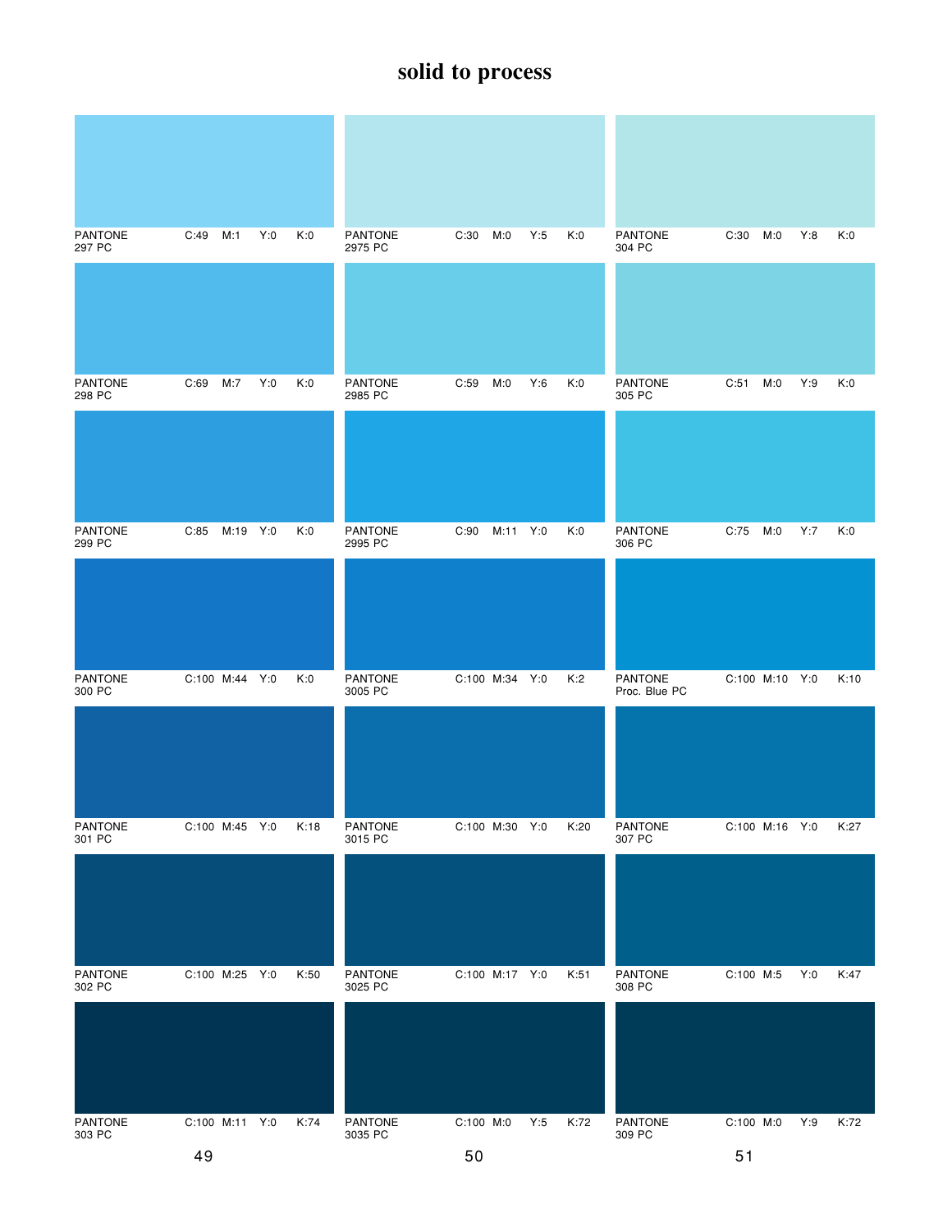# solid to process

PANTONE 297 PC C:49 M:1 Y:0 K:0

PANTONE 298 PC C:69 M:7 Y:0 K:0

PANTONE 299 PC C:85 M:19 Y:0 K:0

PANTONE 300 PC C:100 M:44 Y:0 K:0

PANTONE 301 PC C:100 M:45 Y:0 K:18

PANTONE 302 PC C:100 M:25 Y:0 K:50

PANTONE 303 PC C:100 M:11 Y:0 K:74

PANTONE 2975 PC C:30 M:0 Y:5 K:0

PANTONE 2985 PC C:59 M:0 Y:6 K:0

PANTONE 2995 PC C:90 M:11 Y:0 K:0

PANTONE 3005 PC C:100 M:34 Y:0 K:2

PANTONE 3015 PC C:100 M:30 Y:0 K:20

PANTONE 3025 PC C:100 M:17 Y:0 K:51

PANTONE 3035 PC C:100 M:0 Y:5 K:72

PANTONE 304 PC C:30 M:0 Y:8 K:0

PANTONE 305 PC C:51 M:0 Y:9 K:0

PANTONE 306 PC C:75 M:0 Y:7 K:0

PANTONE Proc. Blue PC C:100 M:10 Y:0 K:10

PANTONE 307 PC C:100 M:16 Y:0 K:27

PANTONE 308 PC C:100 M:5 Y:0 K:47

PANTONE 309 PC C:100 M:0 Y:9 K:72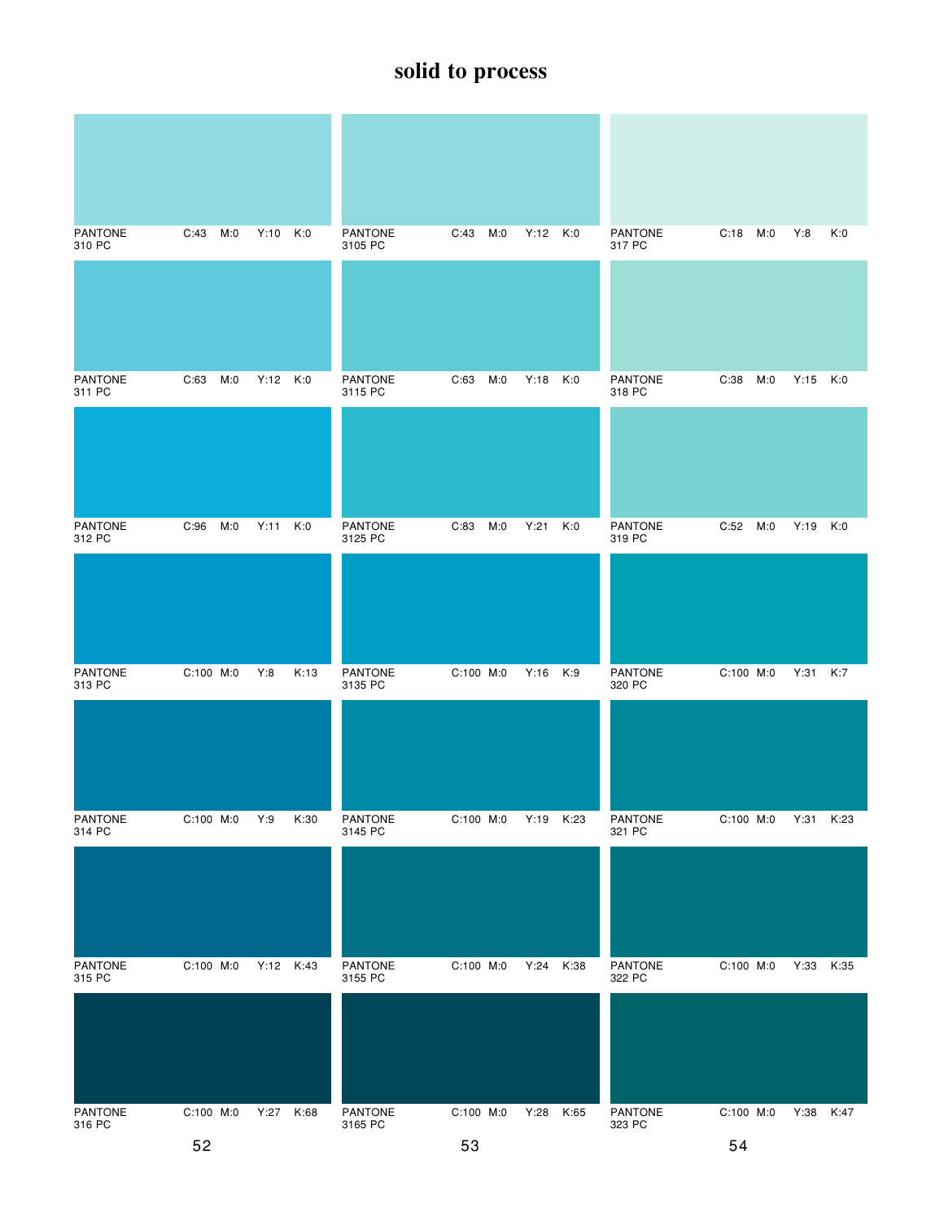# solid to process

PANTONE 310 PC C:43 M:0 Y:10 K:0

PANTONE 311 PC C:63 M:0 Y:12 K:0

PANTONE 312 PC C:96 M:0 Y:11 K:0

PANTONE 313 PC C:100 M:0 Y:8 K:13

PANTONE 314 PC C:100 M:0 Y:9 K:30

PANTONE 315 PC C:100 M:0 Y:12 K:43

PANTONE 316 PC C:100 M:0 Y:27 K:68

52

PANTONE 3105 PC C:43 M:0 Y:12 K:0

PANTONE 3115 PC C:63 M:0 Y:18 K:0

PANTONE 3125 PC C:83 M:0 Y:21 K:0

PANTONE 3135 PC C:100 M:0 Y:16 K:9

PANTONE 3145 PC C:100 M:0 Y:19 K:23

PANTONE 3155 PC C:100 M:0 Y:24 K:38

PANTONE 3165 PC C:100 M:0 Y:28 K:65

53

PANTONE 317 PC C:18 M:0 Y:8 K:0

PANTONE 318 PC C:38 M:0 Y:15 K:0

PANTONE 319 PC C:52 M:0 Y:19 K:0

PANTONE 320 PC C:100 M:0 Y:31 K:7

PANTONE 321 PC C:100 M:0 Y:31 K:23

PANTONE 322 PC C:100 M:0 Y:33 K:35

PANTONE 323 PC C:100 M:0 Y:38 K:47

54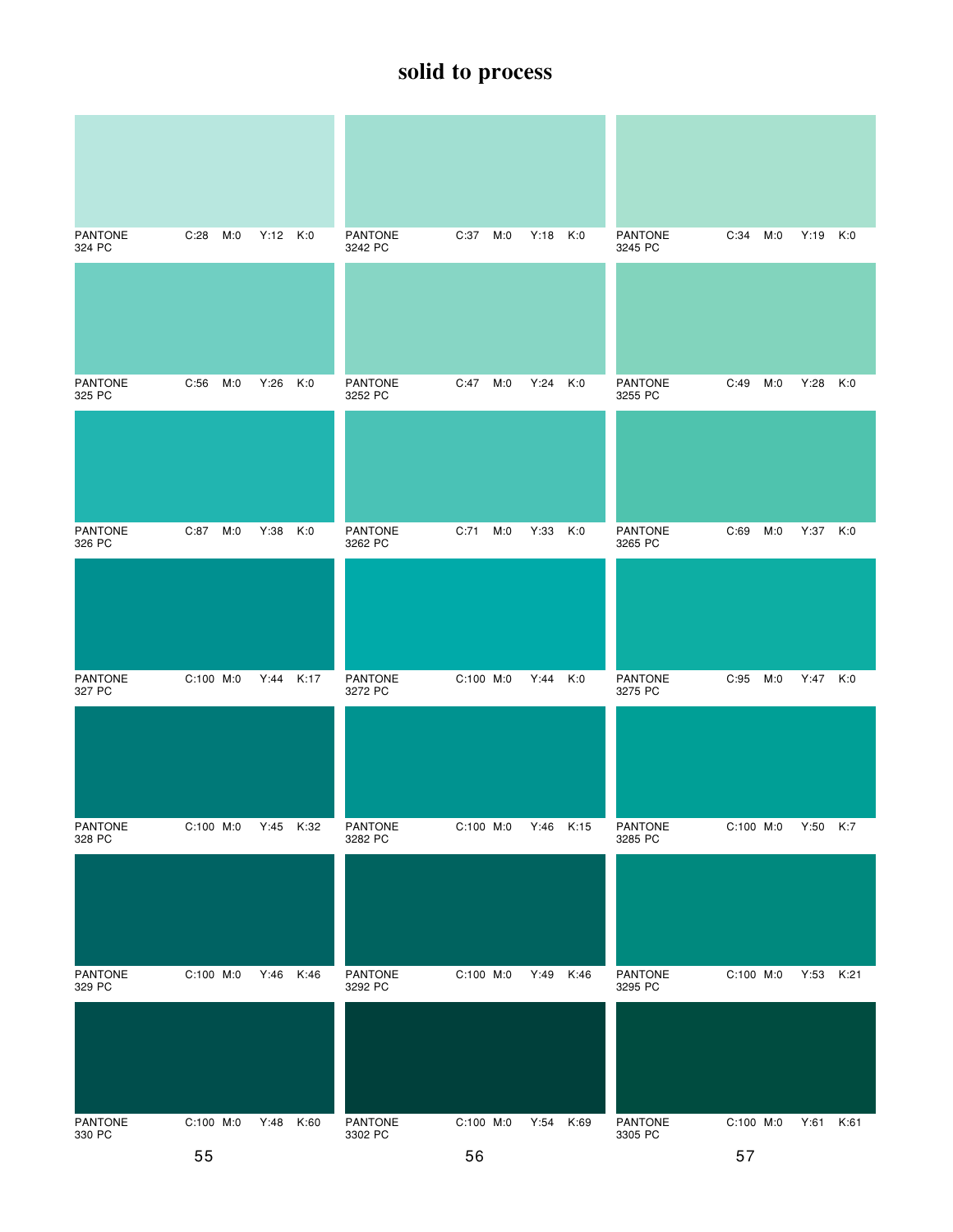# solid to process

| PANTONE | C | M | Y | K |
|---|---|---|---|---|
| PANTONE 324 PC | 28 | 0 | 12 | 0 |
| PANTONE 325 PC | 56 | 0 | 26 | 0 |
| PANTONE 326 PC | 87 | 0 | 38 | 0 |
| PANTONE 327 PC | 100 | 0 | 44 | 17 |
| PANTONE 328 PC | 100 | 0 | 45 | 32 |
| PANTONE 329 PC | 100 | 0 | 46 | 46 |
| PANTONE 330 PC | 100 | 0 | 48 | 60 |

| PANTONE | C | M | Y | K |
|---|---|---|---|---|
| PANTONE 3242 PC | 37 | 0 | 18 | 0 |
| PANTONE 3252 PC | 47 | 0 | 24 | 0 |
| PANTONE 3262 PC | 71 | 0 | 33 | 0 |
| PANTONE 3272 PC | 100 | 0 | 44 | 0 |
| PANTONE 3282 PC | 100 | 0 | 46 | 15 |
| PANTONE 3292 PC | 100 | 0 | 49 | 46 |
| PANTONE 3302 PC | 100 | 0 | 54 | 69 |

| PANTONE | C | M | Y | K |
|---|---|---|---|---|
| PANTONE 3245 PC | 34 | 0 | 19 | 0 |
| PANTONE 3255 PC | 49 | 0 | 28 | 0 |
| PANTONE 3265 PC | 69 | 0 | 37 | 0 |
| PANTONE 3275 PC | 95 | 0 | 47 | 0 |
| PANTONE 3285 PC | 100 | 0 | 50 | 7 |
| PANTONE 3295 PC | 100 | 0 | 53 | 21 |
| PANTONE 3305 PC | 100 | 0 | 61 | 61 |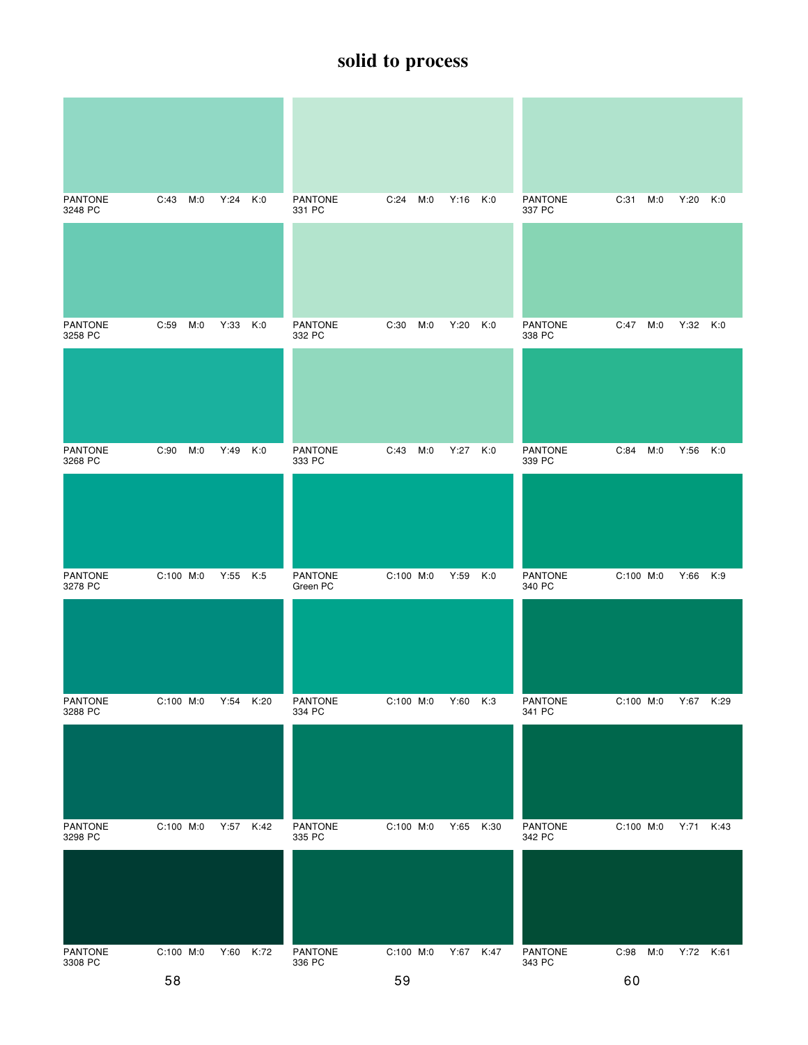# solid to process

| PANTONE | C | M | Y | K |
|---|---|---|---|---|
| PANTONE 3248 PC | C:43 | M:0 | Y:24 | K:0 |
| PANTONE 3258 PC | C:59 | M:0 | Y:33 | K:0 |
| PANTONE 3268 PC | C:90 | M:0 | Y:49 | K:0 |
| PANTONE 3278 PC | C:100 | M:0 | Y:55 | K:5 |
| PANTONE 3288 PC | C:100 | M:0 | Y:54 | K:20 |
| PANTONE 3298 PC | C:100 | M:0 | Y:57 | K:42 |
| PANTONE 3308 PC | C:100 | M:0 | Y:60 | K:72 |

58

| PANTONE | C | M | Y | K |
|---|---|---|---|---|
| PANTONE 331 PC | C:24 | M:0 | Y:16 | K:0 |
| PANTONE 332 PC | C:30 | M:0 | Y:20 | K:0 |
| PANTONE 333 PC | C:43 | M:0 | Y:27 | K:0 |
| PANTONE Green PC | C:100 | M:0 | Y:59 | K:0 |
| PANTONE 334 PC | C:100 | M:0 | Y:60 | K:3 |
| PANTONE 335 PC | C:100 | M:0 | Y:65 | K:30 |
| PANTONE 336 PC | C:100 | M:0 | Y:67 | K:47 |

59

| PANTONE | C | M | Y | K |
|---|---|---|---|---|
| PANTONE 337 PC | C:31 | M:0 | Y:20 | K:0 |
| PANTONE 338 PC | C:47 | M:0 | Y:32 | K:0 |
| PANTONE 339 PC | C:84 | M:0 | Y:56 | K:0 |
| PANTONE 340 PC | C:100 | M:0 | Y:66 | K:9 |
| PANTONE 341 PC | C:100 | M:0 | Y:67 | K:29 |
| PANTONE 342 PC | C:100 | M:0 | Y:71 | K:43 |
| PANTONE 343 PC | C:98 | M:0 | Y:72 | K:61 |

60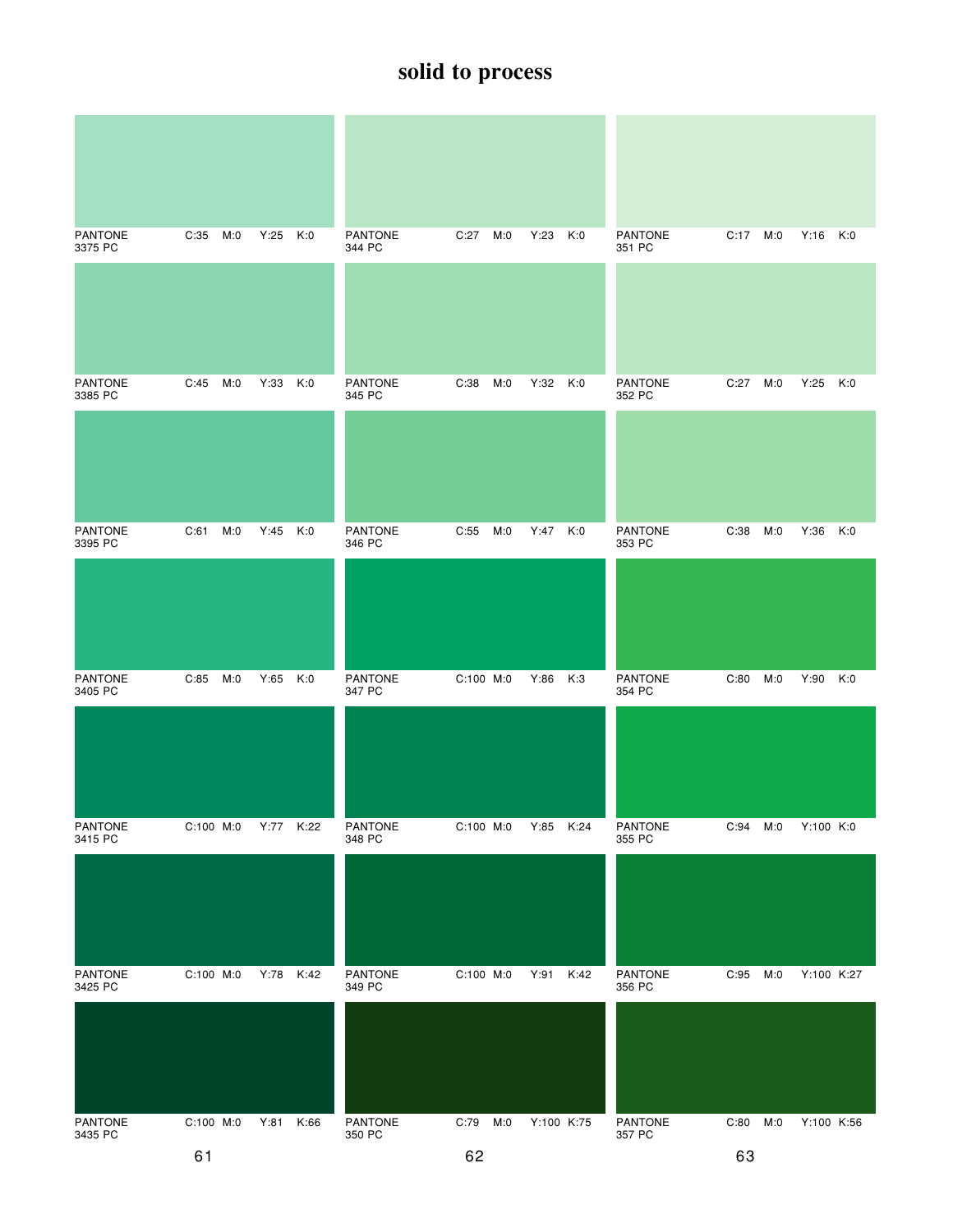# solid to process

| PANTONE | C | M | Y | K |
|---|---|---|---|---|
| PANTONE 3375 PC | 35 | 0 | 25 | 0 |
| PANTONE 3385 PC | 45 | 0 | 33 | 0 |
| PANTONE 3395 PC | 61 | 0 | 45 | 0 |
| PANTONE 3405 PC | 85 | 0 | 65 | 0 |
| PANTONE 3415 PC | 100 | 0 | 77 | 22 |
| PANTONE 3425 PC | 100 | 0 | 78 | 42 |
| PANTONE 3435 PC | 100 | 0 | 81 | 66 |

61

| PANTONE | C | M | Y | K |
|---|---|---|---|---|
| PANTONE 344 PC | 27 | 0 | 23 | 0 |
| PANTONE 345 PC | 38 | 0 | 32 | 0 |
| PANTONE 346 PC | 55 | 0 | 47 | 0 |
| PANTONE 347 PC | 100 | 0 | 86 | 3 |
| PANTONE 348 PC | 100 | 0 | 85 | 24 |
| PANTONE 349 PC | 100 | 0 | 91 | 42 |
| PANTONE 350 PC | 79 | 0 | 100 | 75 |

62

| PANTONE | C | M | Y | K |
|---|---|---|---|---|
| PANTONE 351 PC | 17 | 0 | 16 | 0 |
| PANTONE 352 PC | 27 | 0 | 25 | 0 |
| PANTONE 353 PC | 38 | 0 | 36 | 0 |
| PANTONE 354 PC | 80 | 0 | 90 | 0 |
| PANTONE 355 PC | 94 | 0 | 100 | 0 |
| PANTONE 356 PC | 95 | 0 | 100 | 27 |
| PANTONE 357 PC | 80 | 0 | 100 | 56 |

63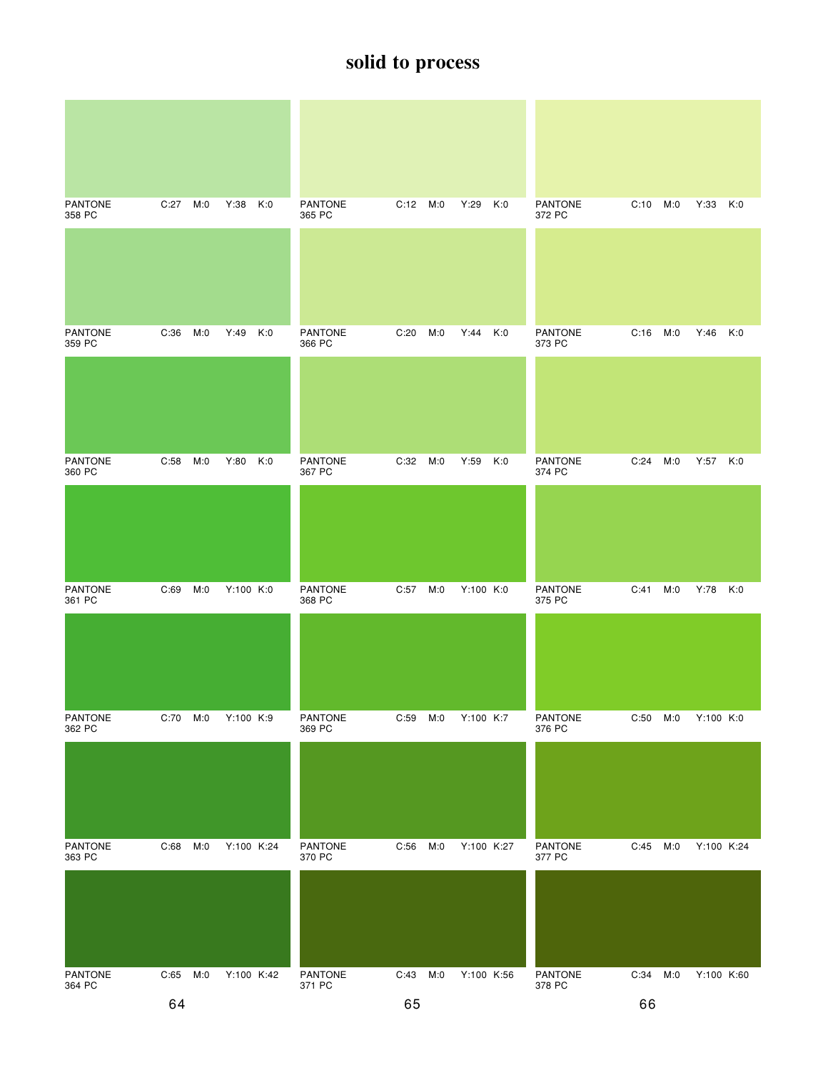## solid to process

| PANTONE | C | M | Y | K |
|---|---|---|---|---|
| PANTONE 358 PC | C:27 | M:0 | Y:38 | K:0 |
| PANTONE 359 PC | C:36 | M:0 | Y:49 | K:0 |
| PANTONE 360 PC | C:58 | M:0 | Y:80 | K:0 |
| PANTONE 361 PC | C:69 | M:0 | Y:100 | K:0 |
| PANTONE 362 PC | C:70 | M:0 | Y:100 | K:9 |
| PANTONE 363 PC | C:68 | M:0 | Y:100 | K:24 |
| PANTONE 364 PC | C:65 | M:0 | Y:100 | K:42 |

64

| PANTONE | C | M | Y | K |
|---|---|---|---|---|
| PANTONE 365 PC | C:12 | M:0 | Y:29 | K:0 |
| PANTONE 366 PC | C:20 | M:0 | Y:44 | K:0 |
| PANTONE 367 PC | C:32 | M:0 | Y:59 | K:0 |
| PANTONE 368 PC | C:57 | M:0 | Y:100 | K:0 |
| PANTONE 369 PC | C:59 | M:0 | Y:100 | K:7 |
| PANTONE 370 PC | C:56 | M:0 | Y:100 | K:27 |
| PANTONE 371 PC | C:43 | M:0 | Y:100 | K:56 |

65

| PANTONE | C | M | Y | K |
|---|---|---|---|---|
| PANTONE 372 PC | C:10 | M:0 | Y:33 | K:0 |
| PANTONE 373 PC | C:16 | M:0 | Y:46 | K:0 |
| PANTONE 374 PC | C:24 | M:0 | Y:57 | K:0 |
| PANTONE 375 PC | C:41 | M:0 | Y:78 | K:0 |
| PANTONE 376 PC | C:50 | M:0 | Y:100 | K:0 |
| PANTONE 377 PC | C:45 | M:0 | Y:100 | K:24 |
| PANTONE 378 PC | C:34 | M:0 | Y:100 | K:60 |

66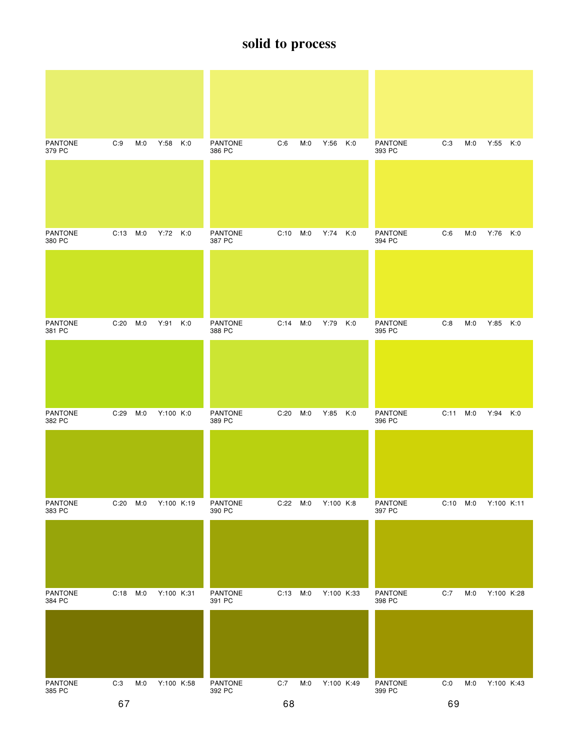# solid to process

| PANTONE | C | M | Y | K |
|---|---|---|---|---|
| PANTONE 379 PC | C:9 | M:0 | Y:58 | K:0 |
| PANTONE 380 PC | C:13 | M:0 | Y:72 | K:0 |
| PANTONE 381 PC | C:20 | M:0 | Y:91 | K:0 |
| PANTONE 382 PC | C:29 | M:0 | Y:100 | K:0 |
| PANTONE 383 PC | C:20 | M:0 | Y:100 | K:19 |
| PANTONE 384 PC | C:18 | M:0 | Y:100 | K:31 |
| PANTONE 385 PC | C:3 | M:0 | Y:100 | K:58 |

67

| PANTONE | C | M | Y | K |
|---|---|---|---|---|
| PANTONE 386 PC | C:6 | M:0 | Y:56 | K:0 |
| PANTONE 387 PC | C:10 | M:0 | Y:74 | K:0 |
| PANTONE 388 PC | C:14 | M:0 | Y:79 | K:0 |
| PANTONE 389 PC | C:20 | M:0 | Y:85 | K:0 |
| PANTONE 390 PC | C:22 | M:0 | Y:100 | K:8 |
| PANTONE 391 PC | C:13 | M:0 | Y:100 | K:33 |
| PANTONE 392 PC | C:7 | M:0 | Y:100 | K:49 |

68

| PANTONE | C | M | Y | K |
|---|---|---|---|---|
| PANTONE 393 PC | C:3 | M:0 | Y:55 | K:0 |
| PANTONE 394 PC | C:6 | M:0 | Y:76 | K:0 |
| PANTONE 395 PC | C:8 | M:0 | Y:85 | K:0 |
| PANTONE 396 PC | C:11 | M:0 | Y:94 | K:0 |
| PANTONE 397 PC | C:10 | M:0 | Y:100 | K:11 |
| PANTONE 398 PC | C:7 | M:0 | Y:100 | K:28 |
| PANTONE 399 PC | C:0 | M:0 | Y:100 | K:43 |

69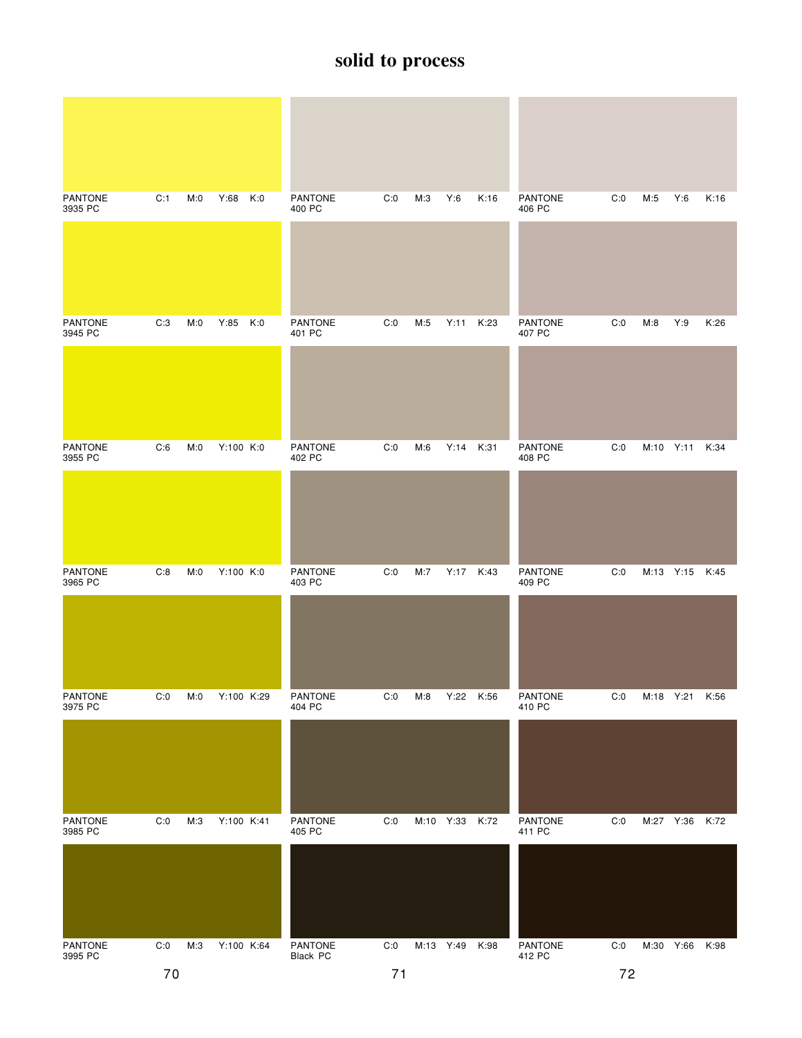# solid to process

| PANTONE | C | M | Y | K |
|---|---|---|---|---|
| PANTONE 3935 PC | C:1 | M:0 | Y:68 | K:0 |
| PANTONE 3945 PC | C:3 | M:0 | Y:85 | K:0 |
| PANTONE 3955 PC | C:6 | M:0 | Y:100 | K:0 |
| PANTONE 3965 PC | C:8 | M:0 | Y:100 | K:0 |
| PANTONE 3975 PC | C:0 | M:0 | Y:100 | K:29 |
| PANTONE 3985 PC | C:0 | M:3 | Y:100 | K:41 |
| PANTONE 3995 PC | C:0 | M:3 | Y:100 | K:64 |

70

| PANTONE | C | M | Y | K |
|---|---|---|---|---|
| PANTONE 400 PC | C:0 | M:3 | Y:6 | K:16 |
| PANTONE 401 PC | C:0 | M:5 | Y:11 | K:23 |
| PANTONE 402 PC | C:0 | M:6 | Y:14 | K:31 |
| PANTONE 403 PC | C:0 | M:7 | Y:17 | K:43 |
| PANTONE 404 PC | C:0 | M:8 | Y:22 | K:56 |
| PANTONE 405 PC | C:0 | M:10 | Y:33 | K:72 |
| PANTONE Black PC | C:0 | M:13 | Y:49 | K:98 |

71

| PANTONE | C | M | Y | K |
|---|---|---|---|---|
| PANTONE 406 PC | C:0 | M:5 | Y:6 | K:16 |
| PANTONE 407 PC | C:0 | M:8 | Y:9 | K:26 |
| PANTONE 408 PC | C:0 | M:10 | Y:11 | K:34 |
| PANTONE 409 PC | C:0 | M:13 | Y:15 | K:45 |
| PANTONE 410 PC | C:0 | M:18 | Y:21 | K:56 |
| PANTONE 411 PC | C:0 | M:27 | Y:36 | K:72 |
| PANTONE 412 PC | C:0 | M:30 | Y:66 | K:98 |

72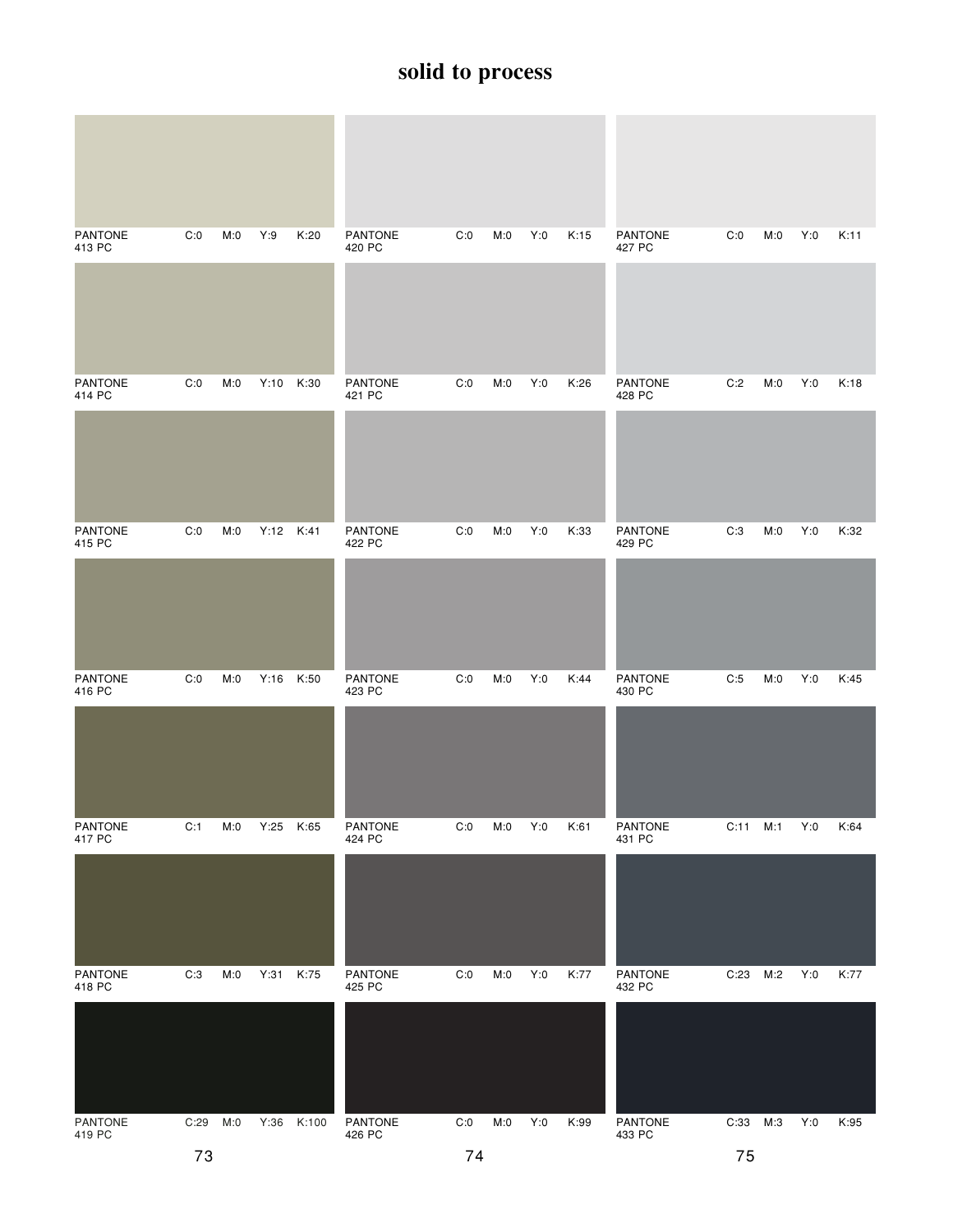# solid to process

| PANTONE | C | M | Y | K |
|---|---|---|---|---|
| PANTONE 413 PC | C:0 | M:0 | Y:9 | K:20 |
| PANTONE 414 PC | C:0 | M:0 | Y:10 | K:30 |
| PANTONE 415 PC | C:0 | M:0 | Y:12 | K:41 |
| PANTONE 416 PC | C:0 | M:0 | Y:16 | K:50 |
| PANTONE 417 PC | C:1 | M:0 | Y:25 | K:65 |
| PANTONE 418 PC | C:3 | M:0 | Y:31 | K:75 |
| PANTONE 419 PC | C:29 | M:0 | Y:36 | K:100 |

| PANTONE | C | M | Y | K |
|---|---|---|---|---|
| PANTONE 420 PC | C:0 | M:0 | Y:0 | K:15 |
| PANTONE 421 PC | C:0 | M:0 | Y:0 | K:26 |
| PANTONE 422 PC | C:0 | M:0 | Y:0 | K:33 |
| PANTONE 423 PC | C:0 | M:0 | Y:0 | K:44 |
| PANTONE 424 PC | C:0 | M:0 | Y:0 | K:61 |
| PANTONE 425 PC | C:0 | M:0 | Y:0 | K:77 |
| PANTONE 426 PC | C:0 | M:0 | Y:0 | K:99 |

| PANTONE | C | M | Y | K |
|---|---|---|---|---|
| PANTONE 427 PC | C:0 | M:0 | Y:0 | K:11 |
| PANTONE 428 PC | C:2 | M:0 | Y:0 | K:18 |
| PANTONE 429 PC | C:3 | M:0 | Y:0 | K:32 |
| PANTONE 430 PC | C:5 | M:0 | Y:0 | K:45 |
| PANTONE 431 PC | C:11 | M:1 | Y:0 | K:64 |
| PANTONE 432 PC | C:23 | M:2 | Y:0 | K:77 |
| PANTONE 433 PC | C:33 | M:3 | Y:0 | K:95 |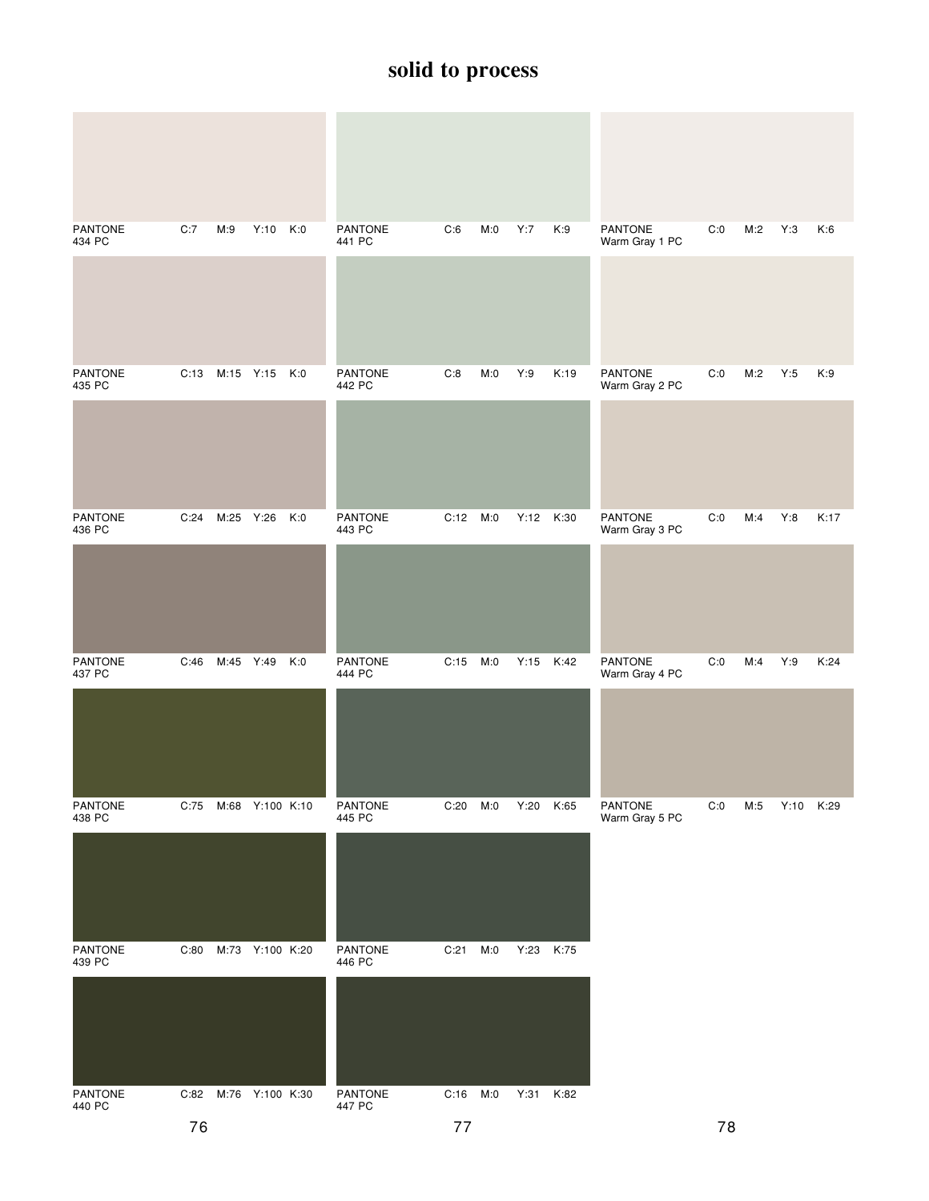# solid to process

| PANTONE | C | M | Y | K |
|---|---|---|---|---|
| PANTONE 434 PC | C:7 | M:9 | Y:10 | K:0 |
| PANTONE 435 PC | C:13 | M:15 | Y:15 | K:0 |
| PANTONE 436 PC | C:24 | M:25 | Y:26 | K:0 |
| PANTONE 437 PC | C:46 | M:45 | Y:49 | K:0 |
| PANTONE 438 PC | C:75 | M:68 | Y:100 | K:10 |
| PANTONE 439 PC | C:80 | M:73 | Y:100 | K:20 |
| PANTONE 440 PC | C:82 | M:76 | Y:100 | K:30 |

| PANTONE | C | M | Y | K |
|---|---|---|---|---|
| PANTONE 441 PC | C:6 | M:0 | Y:7 | K:9 |
| PANTONE 442 PC | C:8 | M:0 | Y:9 | K:19 |
| PANTONE 443 PC | C:12 | M:0 | Y:12 | K:30 |
| PANTONE 444 PC | C:15 | M:0 | Y:15 | K:42 |
| PANTONE 445 PC | C:20 | M:0 | Y:20 | K:65 |
| PANTONE 446 PC | C:21 | M:0 | Y:23 | K:75 |
| PANTONE 447 PC | C:16 | M:0 | Y:31 | K:82 |

| PANTONE | C | M | Y | K |
|---|---|---|---|---|
| PANTONE Warm Gray 1 PC | C:0 | M:2 | Y:3 | K:6 |
| PANTONE Warm Gray 2 PC | C:0 | M:2 | Y:5 | K:9 |
| PANTONE Warm Gray 3 PC | C:0 | M:4 | Y:8 | K:17 |
| PANTONE Warm Gray 4 PC | C:0 | M:4 | Y:9 | K:24 |
| PANTONE Warm Gray 5 PC | C:0 | M:5 | Y:10 | K:29 |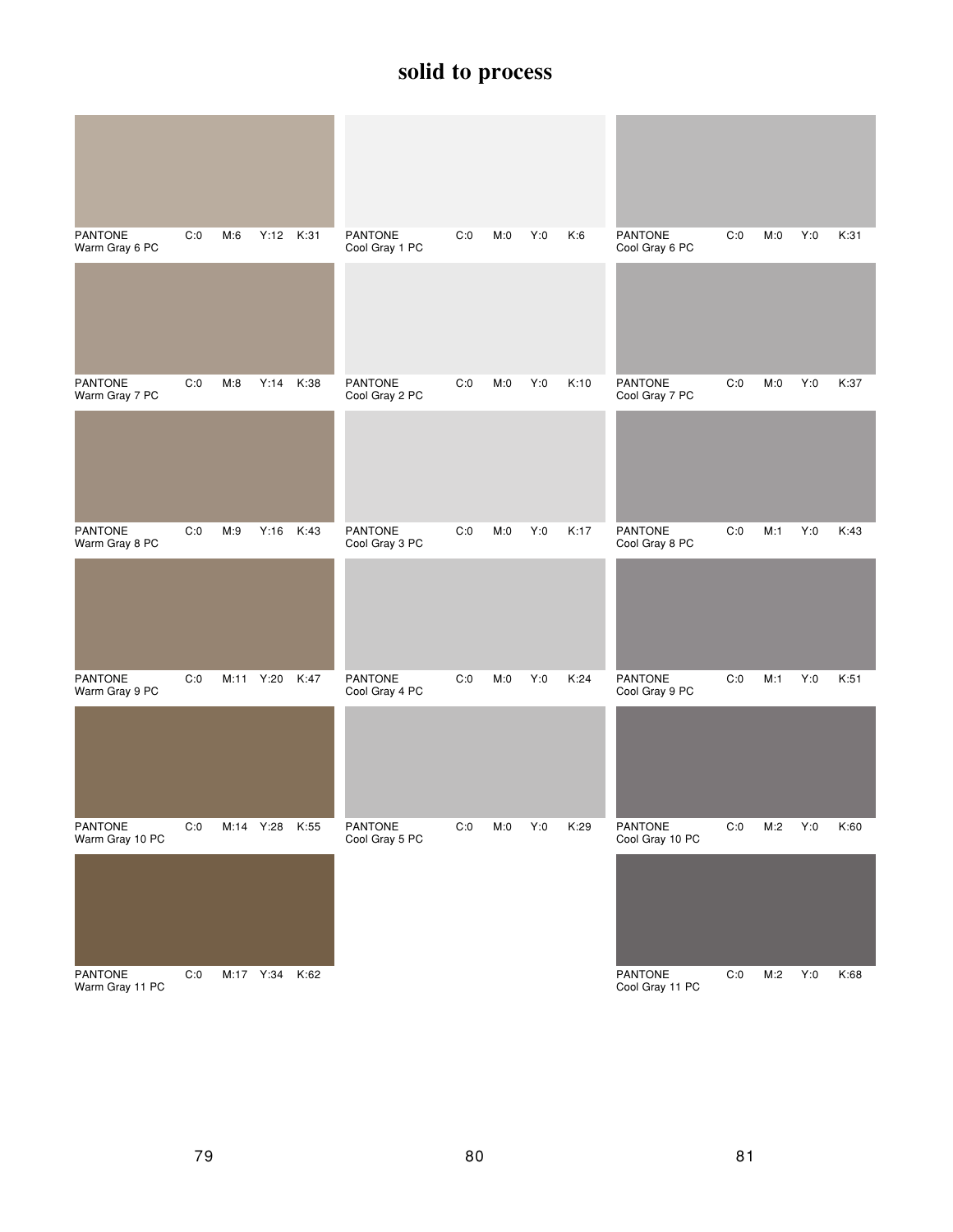# solid to process

PANTONE Warm Gray 6 PC C:0 M:6 Y:12 K:31

PANTONE Warm Gray 7 PC C:0 M:8 Y:14 K:38

PANTONE Warm Gray 8 PC C:0 M:9 Y:16 K:43

PANTONE Warm Gray 9 PC C:0 M:11 Y:20 K:47

PANTONE Warm Gray 10 PC C:0 M:14 Y:28 K:55

PANTONE Warm Gray 11 PC C:0 M:17 Y:34 K:62

PANTONE Cool Gray 1 PC C:0 M:0 Y:0 K:6

PANTONE Cool Gray 2 PC C:0 M:0 Y:0 K:10

PANTONE Cool Gray 3 PC C:0 M:0 Y:0 K:17

PANTONE Cool Gray 4 PC C:0 M:0 Y:0 K:24

PANTONE Cool Gray 5 PC C:0 M:0 Y:0 K:29

PANTONE Cool Gray 6 PC C:0 M:0 Y:0 K:31

PANTONE Cool Gray 7 PC C:0 M:0 Y:0 K:37

PANTONE Cool Gray 8 PC C:0 M:1 Y:0 K:43

PANTONE Cool Gray 9 PC C:0 M:1 Y:0 K:51

PANTONE Cool Gray 10 PC C:0 M:2 Y:0 K:60

PANTONE Cool Gray 11 PC C:0 M:2 Y:0 K:68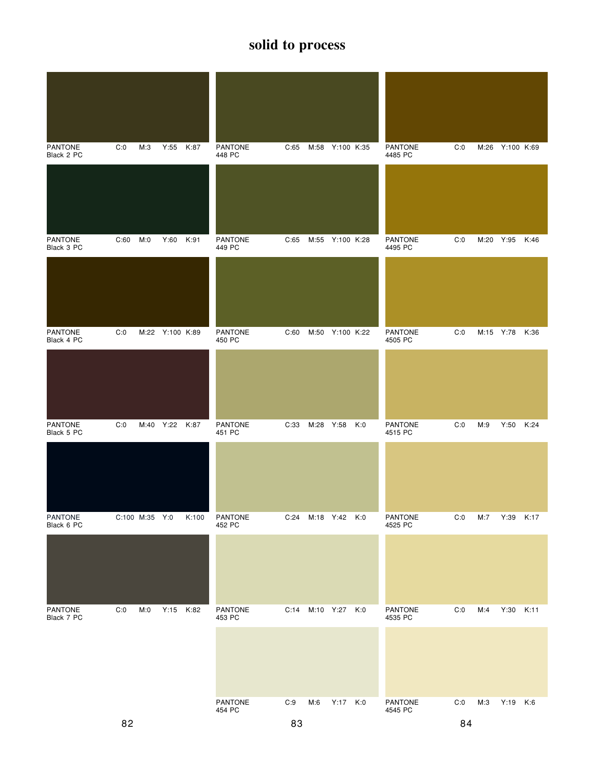# solid to process

| PANTONE | C | M | Y | K |
|---|---|---|---|---|
| PANTONE Black 2 PC | C:0 | M:3 | Y:55 | K:87 |
| PANTONE Black 3 PC | C:60 | M:0 | Y:60 | K:91 |
| PANTONE Black 4 PC | C:0 | M:22 | Y:100 | K:89 |
| PANTONE Black 5 PC | C:0 | M:40 | Y:22 | K:87 |
| PANTONE Black 6 PC | C:100 | M:35 | Y:0 | K:100 |
| PANTONE Black 7 PC | C:0 | M:0 | Y:15 | K:82 |

| PANTONE | C | M | Y | K |
|---|---|---|---|---|
| PANTONE 448 PC | C:65 | M:58 | Y:100 | K:35 |
| PANTONE 449 PC | C:65 | M:55 | Y:100 | K:28 |
| PANTONE 450 PC | C:60 | M:50 | Y:100 | K:22 |
| PANTONE 451 PC | C:33 | M:28 | Y:58 | K:0 |
| PANTONE 452 PC | C:24 | M:18 | Y:42 | K:0 |
| PANTONE 453 PC | C:14 | M:10 | Y:27 | K:0 |
| PANTONE 454 PC | C:9 | M:6 | Y:17 | K:0 |

| PANTONE | C | M | Y | K |
|---|---|---|---|---|
| PANTONE 4485 PC | C:0 | M:26 | Y:100 | K:69 |
| PANTONE 4495 PC | C:0 | M:20 | Y:95 | K:46 |
| PANTONE 4505 PC | C:0 | M:15 | Y:78 | K:36 |
| PANTONE 4515 PC | C:0 | M:9 | Y:50 | K:24 |
| PANTONE 4525 PC | C:0 | M:7 | Y:39 | K:17 |
| PANTONE 4535 PC | C:0 | M:4 | Y:30 | K:11 |
| PANTONE 4545 PC | C:0 | M:3 | Y:19 | K:6 |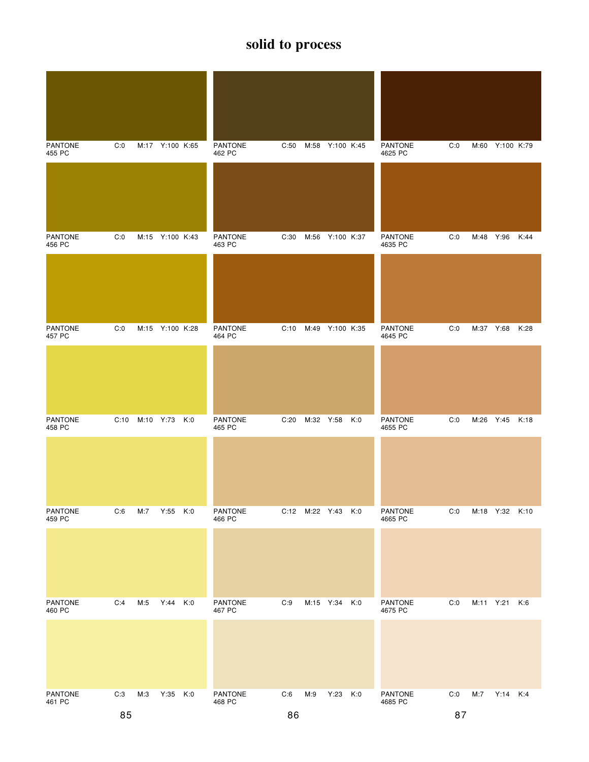# solid to process

| PANTONE | C | M | Y | K |
|---|---|---|---|---|
| PANTONE 455 PC | C:0 | M:17 | Y:100 | K:65 |
| PANTONE 456 PC | C:0 | M:15 | Y:100 | K:43 |
| PANTONE 457 PC | C:0 | M:15 | Y:100 | K:28 |
| PANTONE 458 PC | C:10 | M:10 | Y:73 | K:0 |
| PANTONE 459 PC | C:6 | M:7 | Y:55 | K:0 |
| PANTONE 460 PC | C:4 | M:5 | Y:44 | K:0 |
| PANTONE 461 PC | C:3 | M:3 | Y:35 | K:0 |

| PANTONE | C | M | Y | K |
|---|---|---|---|---|
| PANTONE 462 PC | C:50 | M:58 | Y:100 | K:45 |
| PANTONE 463 PC | C:30 | M:56 | Y:100 | K:37 |
| PANTONE 464 PC | C:10 | M:49 | Y:100 | K:35 |
| PANTONE 465 PC | C:20 | M:32 | Y:58 | K:0 |
| PANTONE 466 PC | C:12 | M:22 | Y:43 | K:0 |
| PANTONE 467 PC | C:9 | M:15 | Y:34 | K:0 |
| PANTONE 468 PC | C:6 | M:9 | Y:23 | K:0 |

| PANTONE | C | M | Y | K |
|---|---|---|---|---|
| PANTONE 4625 PC | C:0 | M:60 | Y:100 | K:79 |
| PANTONE 4635 PC | C:0 | M:48 | Y:96 | K:44 |
| PANTONE 4645 PC | C:0 | M:37 | Y:68 | K:28 |
| PANTONE 4655 PC | C:0 | M:26 | Y:45 | K:18 |
| PANTONE 4665 PC | C:0 | M:18 | Y:32 | K:10 |
| PANTONE 4675 PC | C:0 | M:11 | Y:21 | K:6 |
| PANTONE 4685 PC | C:0 | M:7 | Y:14 | K:4 |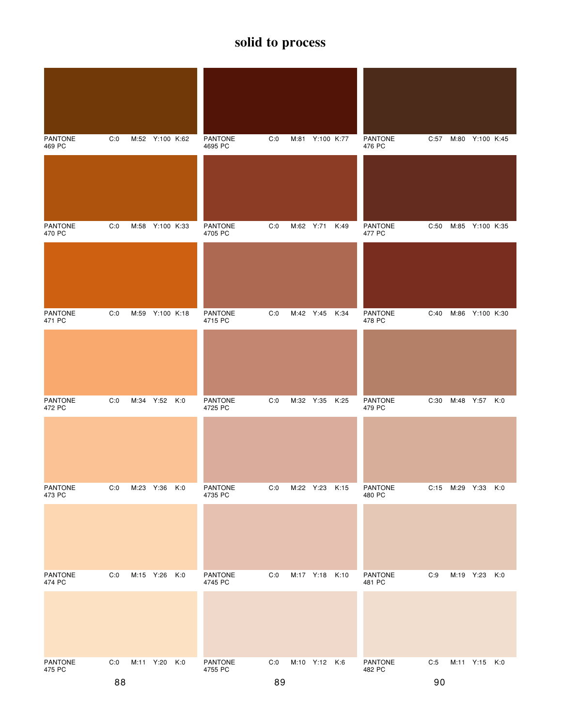# solid to process

| PANTONE | C | M | Y | K |
|---|---|---|---|---|
| PANTONE 469 PC | C:0 | M:52 | Y:100 | K:62 |
| PANTONE 470 PC | C:0 | M:58 | Y:100 | K:33 |
| PANTONE 471 PC | C:0 | M:59 | Y:100 | K:18 |
| PANTONE 472 PC | C:0 | M:34 | Y:52 | K:0 |
| PANTONE 473 PC | C:0 | M:23 | Y:36 | K:0 |
| PANTONE 474 PC | C:0 | M:15 | Y:26 | K:0 |
| PANTONE 475 PC | C:0 | M:11 | Y:20 | K:0 |

| PANTONE | C | M | Y | K |
|---|---|---|---|---|
| PANTONE 4695 PC | C:0 | M:81 | Y:100 | K:77 |
| PANTONE 4705 PC | C:0 | M:62 | Y:71 | K:49 |
| PANTONE 4715 PC | C:0 | M:42 | Y:45 | K:34 |
| PANTONE 4725 PC | C:0 | M:32 | Y:35 | K:25 |
| PANTONE 4735 PC | C:0 | M:22 | Y:23 | K:15 |
| PANTONE 4745 PC | C:0 | M:17 | Y:18 | K:10 |
| PANTONE 4755 PC | C:0 | M:10 | Y:12 | K:6 |

| PANTONE | C | M | Y | K |
|---|---|---|---|---|
| PANTONE 476 PC | C:57 | M:80 | Y:100 | K:45 |
| PANTONE 477 PC | C:50 | M:85 | Y:100 | K:35 |
| PANTONE 478 PC | C:40 | M:86 | Y:100 | K:30 |
| PANTONE 479 PC | C:30 | M:48 | Y:57 | K:0 |
| PANTONE 480 PC | C:15 | M:29 | Y:33 | K:0 |
| PANTONE 481 PC | C:9 | M:19 | Y:23 | K:0 |
| PANTONE 482 PC | C:5 | M:11 | Y:15 | K:0 |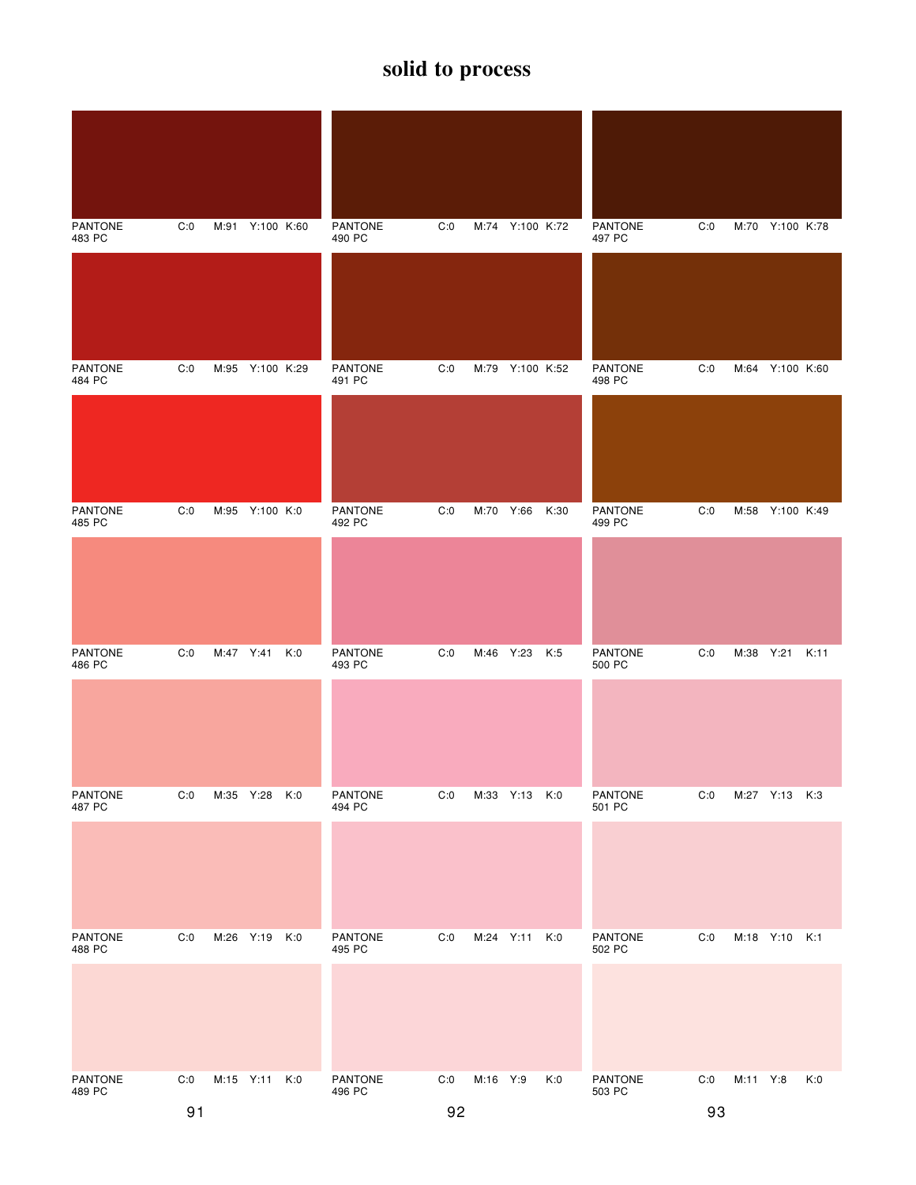# solid to process

| PANTONE | C | M | Y | K |
|---|---|---|---|---|
| PANTONE 483 PC | C:0 | M:91 | Y:100 | K:60 |
| PANTONE 484 PC | C:0 | M:95 | Y:100 | K:29 |
| PANTONE 485 PC | C:0 | M:95 | Y:100 | K:0 |
| PANTONE 486 PC | C:0 | M:47 | Y:41 | K:0 |
| PANTONE 487 PC | C:0 | M:35 | Y:28 | K:0 |
| PANTONE 488 PC | C:0 | M:26 | Y:19 | K:0 |
| PANTONE 489 PC | C:0 | M:15 | Y:11 | K:0 |

91

| PANTONE | C | M | Y | K |
|---|---|---|---|---|
| PANTONE 490 PC | C:0 | M:74 | Y:100 | K:72 |
| PANTONE 491 PC | C:0 | M:79 | Y:100 | K:52 |
| PANTONE 492 PC | C:0 | M:70 | Y:66 | K:30 |
| PANTONE 493 PC | C:0 | M:46 | Y:23 | K:5 |
| PANTONE 494 PC | C:0 | M:33 | Y:13 | K:0 |
| PANTONE 495 PC | C:0 | M:24 | Y:11 | K:0 |
| PANTONE 496 PC | C:0 | M:16 | Y:9 | K:0 |

92

| PANTONE | C | M | Y | K |
|---|---|---|---|---|
| PANTONE 497 PC | C:0 | M:70 | Y:100 | K:78 |
| PANTONE 498 PC | C:0 | M:64 | Y:100 | K:60 |
| PANTONE 499 PC | C:0 | M:58 | Y:100 | K:49 |
| PANTONE 500 PC | C:0 | M:38 | Y:21 | K:11 |
| PANTONE 501 PC | C:0 | M:27 | Y:13 | K:3 |
| PANTONE 502 PC | C:0 | M:18 | Y:10 | K:1 |
| PANTONE 503 PC | C:0 | M:11 | Y:8 | K:0 |

93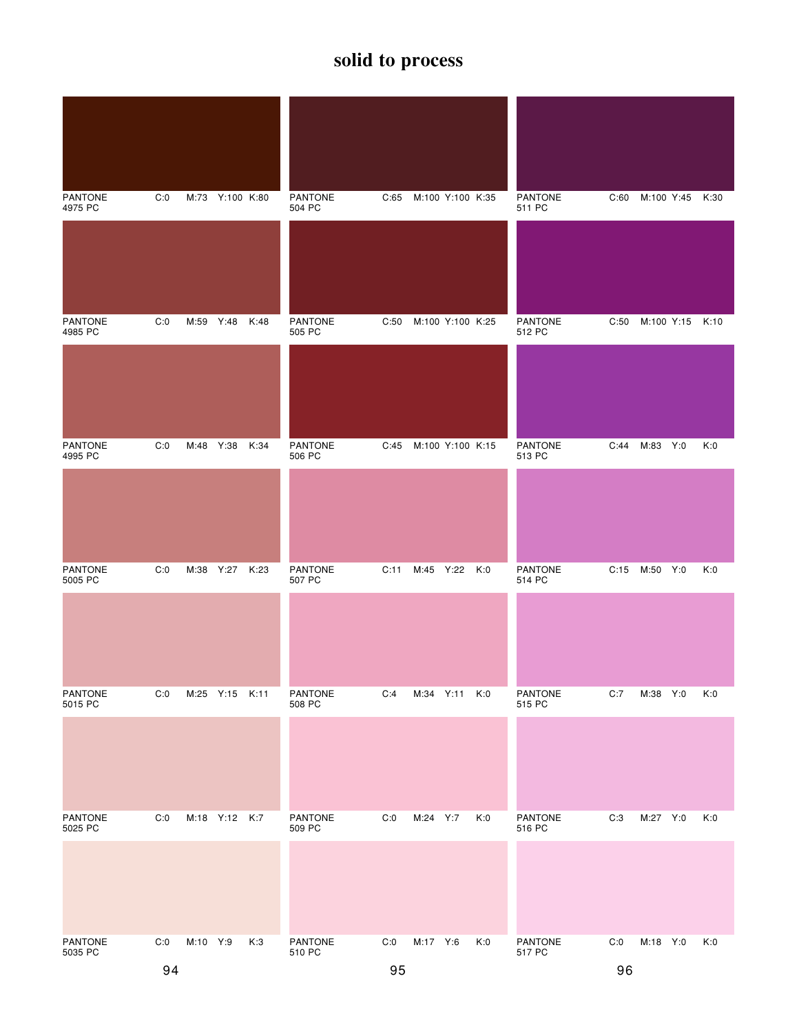# solid to process

| PANTONE | C | M | Y | K |
|---|---|---|---|---|
| PANTONE 4975 PC | C:0 | M:73 | Y:100 | K:80 |
| PANTONE 4985 PC | C:0 | M:59 | Y:48 | K:48 |
| PANTONE 4995 PC | C:0 | M:48 | Y:38 | K:34 |
| PANTONE 5005 PC | C:0 | M:38 | Y:27 | K:23 |
| PANTONE 5015 PC | C:0 | M:25 | Y:15 | K:11 |
| PANTONE 5025 PC | C:0 | M:18 | Y:12 | K:7 |
| PANTONE 5035 PC | C:0 | M:10 | Y:9 | K:3 |

94

| PANTONE | C | M | Y | K |
|---|---|---|---|---|
| PANTONE 504 PC | C:65 | M:100 | Y:100 | K:35 |
| PANTONE 505 PC | C:50 | M:100 | Y:100 | K:25 |
| PANTONE 506 PC | C:45 | M:100 | Y:100 | K:15 |
| PANTONE 507 PC | C:11 | M:45 | Y:22 | K:0 |
| PANTONE 508 PC | C:4 | M:34 | Y:11 | K:0 |
| PANTONE 509 PC | C:0 | M:24 | Y:7 | K:0 |
| PANTONE 510 PC | C:0 | M:17 | Y:6 | K:0 |

95

| PANTONE | C | M | Y | K |
|---|---|---|---|---|
| PANTONE 511 PC | C:60 | M:100 | Y:45 | K:30 |
| PANTONE 512 PC | C:50 | M:100 | Y:15 | K:10 |
| PANTONE 513 PC | C:44 | M:83 | Y:0 | K:0 |
| PANTONE 514 PC | C:15 | M:50 | Y:0 | K:0 |
| PANTONE 515 PC | C:7 | M:38 | Y:0 | K:0 |
| PANTONE 516 PC | C:3 | M:27 | Y:0 | K:0 |
| PANTONE 517 PC | C:0 | M:18 | Y:0 | K:0 |

96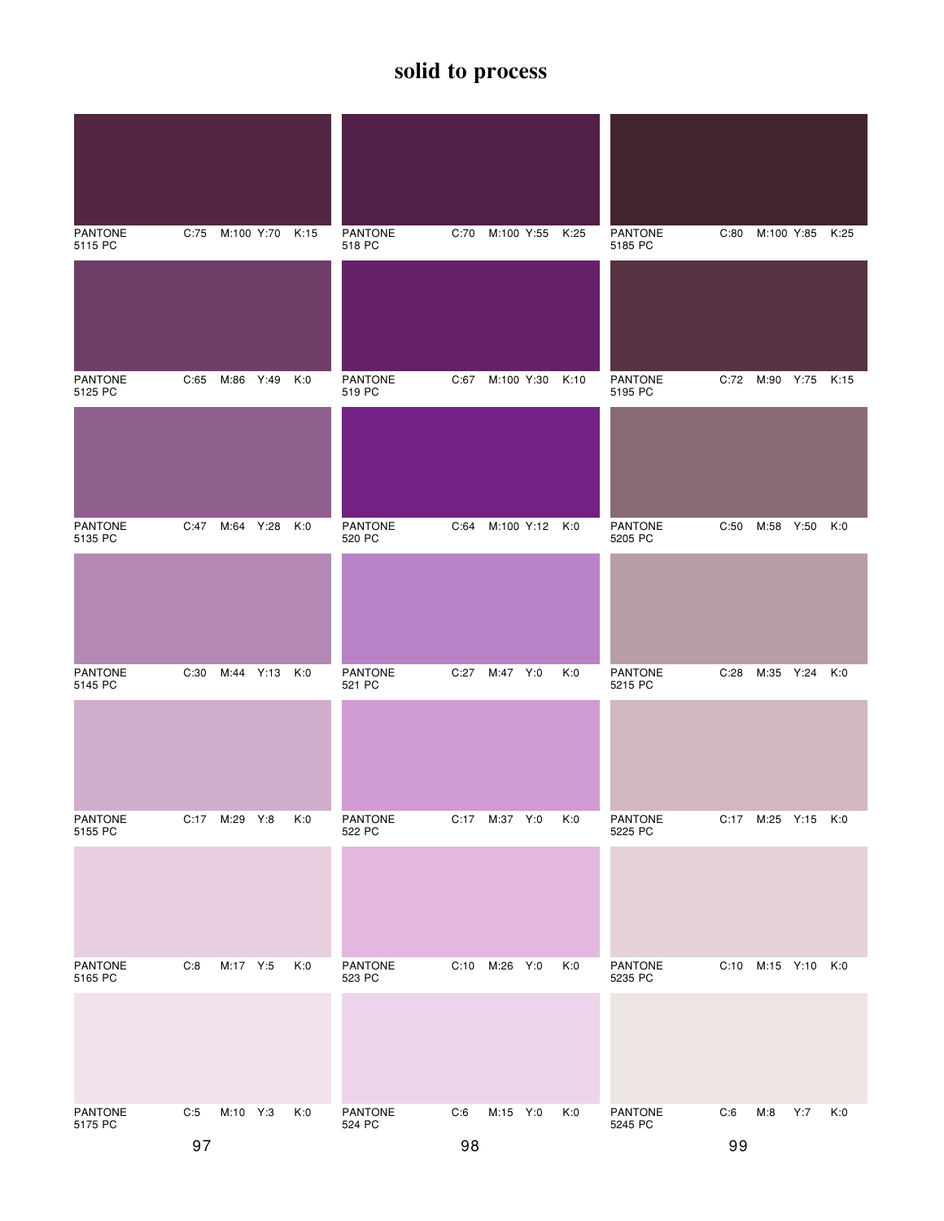# solid to process

| PANTONE | C | M | Y | K |
|---|---|---|---|---|
| PANTONE 5115 PC | C:75 | M:100 | Y:70 | K:15 |
| PANTONE 5125 PC | C:65 | M:86 | Y:49 | K:0 |
| PANTONE 5135 PC | C:47 | M:64 | Y:28 | K:0 |
| PANTONE 5145 PC | C:30 | M:44 | Y:13 | K:0 |
| PANTONE 5155 PC | C:17 | M:29 | Y:8 | K:0 |
| PANTONE 5165 PC | C:8 | M:17 | Y:5 | K:0 |
| PANTONE 5175 PC | C:5 | M:10 | Y:3 | K:0 |

97

| PANTONE | C | M | Y | K |
|---|---|---|---|---|
| PANTONE 518 PC | C:70 | M:100 | Y:55 | K:25 |
| PANTONE 519 PC | C:67 | M:100 | Y:30 | K:10 |
| PANTONE 520 PC | C:64 | M:100 | Y:12 | K:0 |
| PANTONE 521 PC | C:27 | M:47 | Y:0 | K:0 |
| PANTONE 522 PC | C:17 | M:37 | Y:0 | K:0 |
| PANTONE 523 PC | C:10 | M:26 | Y:0 | K:0 |
| PANTONE 524 PC | C:6 | M:15 | Y:0 | K:0 |

98

| PANTONE | C | M | Y | K |
|---|---|---|---|---|
| PANTONE 5185 PC | C:80 | M:100 | Y:85 | K:25 |
| PANTONE 5195 PC | C:72 | M:90 | Y:75 | K:15 |
| PANTONE 5205 PC | C:50 | M:58 | Y:50 | K:0 |
| PANTONE 5215 PC | C:28 | M:35 | Y:24 | K:0 |
| PANTONE 5225 PC | C:17 | M:25 | Y:15 | K:0 |
| PANTONE 5235 PC | C:10 | M:15 | Y:10 | K:0 |
| PANTONE 5245 PC | C:6 | M:8 | Y:7 | K:0 |

99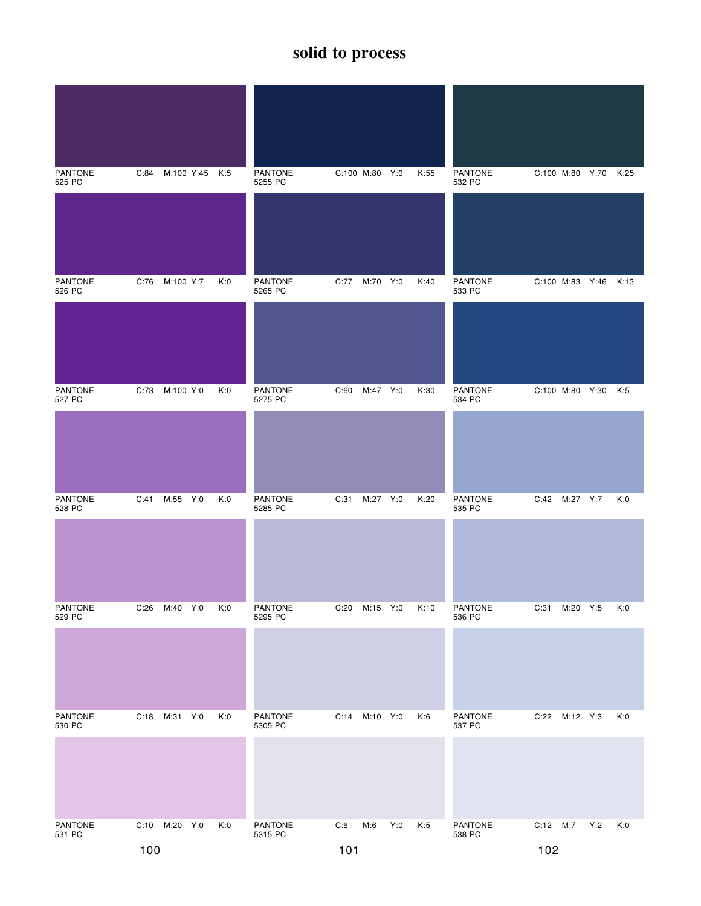# solid to process

| PANTONE | C | M | Y | K |
|---|---|---|---|---|
| PANTONE 525 PC | C:84 | M:100 | Y:45 | K:5 |
| PANTONE 526 PC | C:76 | M:100 | Y:7 | K:0 |
| PANTONE 527 PC | C:73 | M:100 | Y:0 | K:0 |
| PANTONE 528 PC | C:41 | M:55 | Y:0 | K:0 |
| PANTONE 529 PC | C:26 | M:40 | Y:0 | K:0 |
| PANTONE 530 PC | C:18 | M:31 | Y:0 | K:0 |
| PANTONE 531 PC | C:10 | M:20 | Y:0 | K:0 |

100

| PANTONE | C | M | Y | K |
|---|---|---|---|---|
| PANTONE 5255 PC | C:100 | M:80 | Y:0 | K:55 |
| PANTONE 5265 PC | C:77 | M:70 | Y:0 | K:40 |
| PANTONE 5275 PC | C:60 | M:47 | Y:0 | K:30 |
| PANTONE 5285 PC | C:31 | M:27 | Y:0 | K:20 |
| PANTONE 5295 PC | C:20 | M:15 | Y:0 | K:10 |
| PANTONE 5305 PC | C:14 | M:10 | Y:0 | K:6 |
| PANTONE 5315 PC | C:6 | M:6 | Y:0 | K:5 |

101

| PANTONE | C | M | Y | K |
|---|---|---|---|---|
| PANTONE 532 PC | C:100 | M:80 | Y:70 | K:25 |
| PANTONE 533 PC | C:100 | M:83 | Y:46 | K:13 |
| PANTONE 534 PC | C:100 | M:80 | Y:30 | K:5 |
| PANTONE 535 PC | C:42 | M:27 | Y:7 | K:0 |
| PANTONE 536 PC | C:31 | M:20 | Y:5 | K:0 |
| PANTONE 537 PC | C:22 | M:12 | Y:3 | K:0 |
| PANTONE 538 PC | C:12 | M:7 | Y:2 | K:0 |

102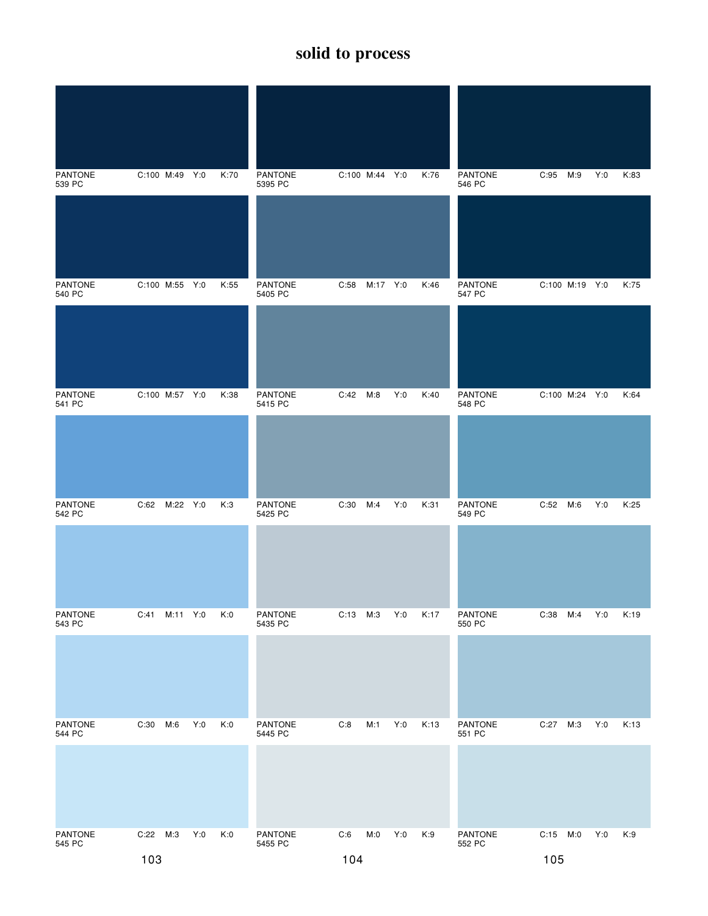# solid to process

| PANTONE | C | M | Y | K |
|---|---|---|---|---|
| PANTONE 539 PC | 100 | 49 | 0 | 70 |
| PANTONE 540 PC | 100 | 55 | 0 | 55 |
| PANTONE 541 PC | 100 | 57 | 0 | 38 |
| PANTONE 542 PC | 62 | 22 | 0 | 3 |
| PANTONE 543 PC | 41 | 11 | 0 | 0 |
| PANTONE 544 PC | 30 | 6 | 0 | 0 |
| PANTONE 545 PC | 22 | 3 | 0 | 0 |

103

| PANTONE | C | M | Y | K |
|---|---|---|---|---|
| PANTONE 5395 PC | 100 | 44 | 0 | 76 |
| PANTONE 5405 PC | 58 | 17 | 0 | 46 |
| PANTONE 5415 PC | 42 | 8 | 0 | 40 |
| PANTONE 5425 PC | 30 | 4 | 0 | 31 |
| PANTONE 5435 PC | 13 | 3 | 0 | 17 |
| PANTONE 5445 PC | 8 | 1 | 0 | 13 |
| PANTONE 5455 PC | 6 | 0 | 0 | 9 |

104

| PANTONE | C | M | Y | K |
|---|---|---|---|---|
| PANTONE 546 PC | 95 | 9 | 0 | 83 |
| PANTONE 547 PC | 100 | 19 | 0 | 75 |
| PANTONE 548 PC | 100 | 24 | 0 | 64 |
| PANTONE 549 PC | 52 | 6 | 0 | 25 |
| PANTONE 550 PC | 38 | 4 | 0 | 19 |
| PANTONE 551 PC | 27 | 3 | 0 | 13 |
| PANTONE 552 PC | 15 | 0 | 0 | 9 |

105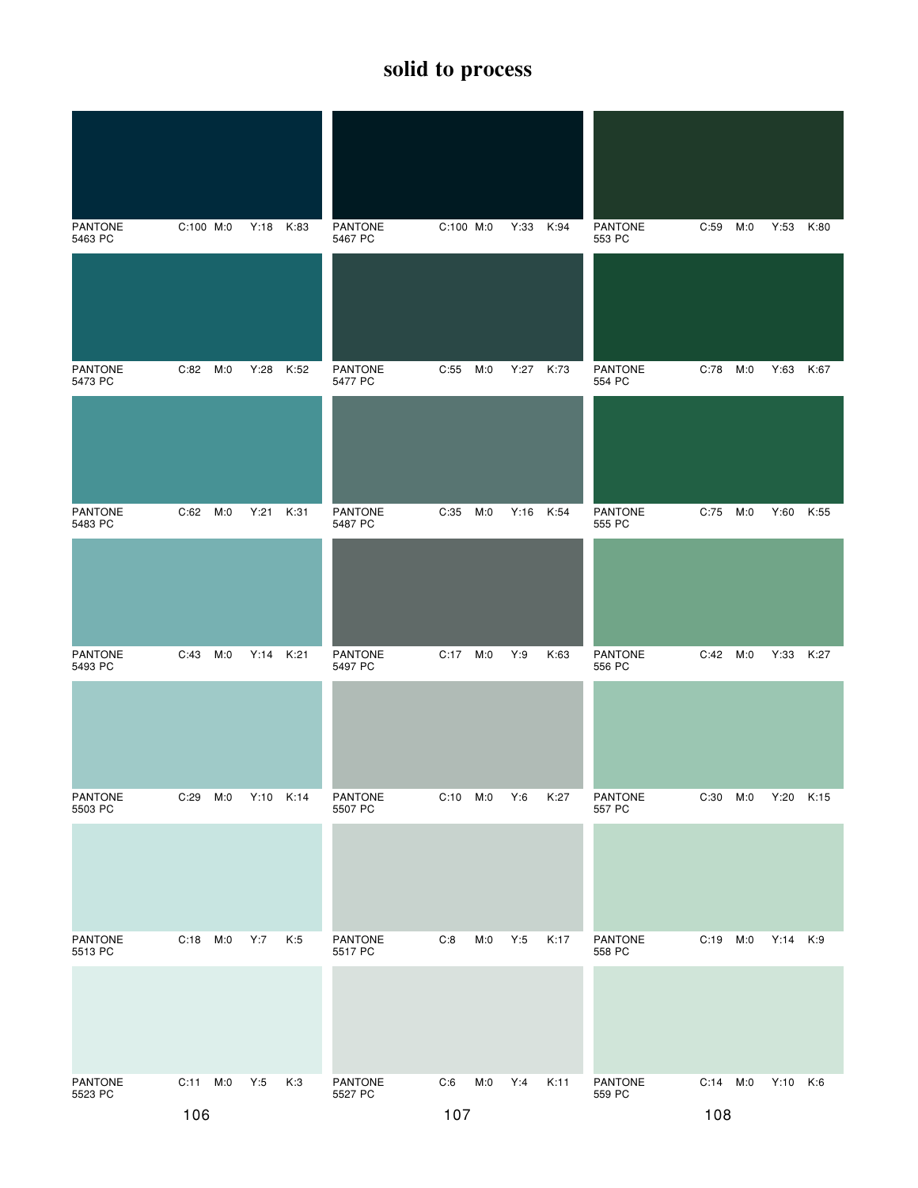# solid to process

| PANTONE | C | M | Y | K |
|---|---|---|---|---|
| PANTONE 5463 PC | C:100 | M:0 | Y:18 | K:83 |
| PANTONE 5473 PC | C:82 | M:0 | Y:28 | K:52 |
| PANTONE 5483 PC | C:62 | M:0 | Y:21 | K:31 |
| PANTONE 5493 PC | C:43 | M:0 | Y:14 | K:21 |
| PANTONE 5503 PC | C:29 | M:0 | Y:10 | K:14 |
| PANTONE 5513 PC | C:18 | M:0 | Y:7 | K:5 |
| PANTONE 5523 PC | C:11 | M:0 | Y:5 | K:3 |

106

| PANTONE | C | M | Y | K |
|---|---|---|---|---|
| PANTONE 5467 PC | C:100 | M:0 | Y:33 | K:94 |
| PANTONE 5477 PC | C:55 | M:0 | Y:27 | K:73 |
| PANTONE 5487 PC | C:35 | M:0 | Y:16 | K:54 |
| PANTONE 5497 PC | C:17 | M:0 | Y:9 | K:63 |
| PANTONE 5507 PC | C:10 | M:0 | Y:6 | K:27 |
| PANTONE 5517 PC | C:8 | M:0 | Y:5 | K:17 |
| PANTONE 5527 PC | C:6 | M:0 | Y:4 | K:11 |

107

| PANTONE | C | M | Y | K |
|---|---|---|---|---|
| PANTONE 553 PC | C:59 | M:0 | Y:53 | K:80 |
| PANTONE 554 PC | C:78 | M:0 | Y:63 | K:67 |
| PANTONE 555 PC | C:75 | M:0 | Y:60 | K:55 |
| PANTONE 556 PC | C:42 | M:0 | Y:33 | K:27 |
| PANTONE 557 PC | C:30 | M:0 | Y:20 | K:15 |
| PANTONE 558 PC | C:19 | M:0 | Y:14 | K:9 |
| PANTONE 559 PC | C:14 | M:0 | Y:10 | K:6 |

108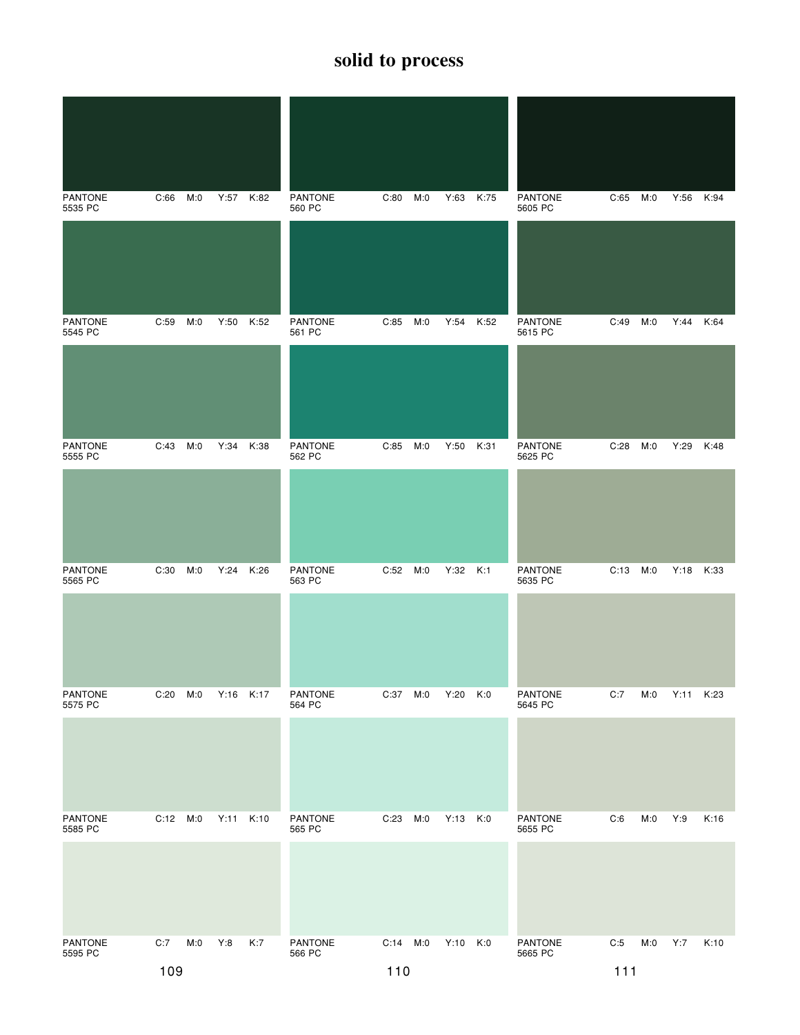# solid to process

| PANTONE | C | M | Y | K |
|---|---|---|---|---|
| PANTONE 5535 PC | C:66 | M:0 | Y:57 | K:82 |
| PANTONE 5545 PC | C:59 | M:0 | Y:50 | K:52 |
| PANTONE 5555 PC | C:43 | M:0 | Y:34 | K:38 |
| PANTONE 5565 PC | C:30 | M:0 | Y:24 | K:26 |
| PANTONE 5575 PC | C:20 | M:0 | Y:16 | K:17 |
| PANTONE 5585 PC | C:12 | M:0 | Y:11 | K:10 |
| PANTONE 5595 PC | C:7 | M:0 | Y:8 | K:7 |

| PANTONE | C | M | Y | K |
|---|---|---|---|---|
| PANTONE 560 PC | C:80 | M:0 | Y:63 | K:75 |
| PANTONE 561 PC | C:85 | M:0 | Y:54 | K:52 |
| PANTONE 562 PC | C:85 | M:0 | Y:50 | K:31 |
| PANTONE 563 PC | C:52 | M:0 | Y:32 | K:1 |
| PANTONE 564 PC | C:37 | M:0 | Y:20 | K:0 |
| PANTONE 565 PC | C:23 | M:0 | Y:13 | K:0 |
| PANTONE 566 PC | C:14 | M:0 | Y:10 | K:0 |

| PANTONE | C | M | Y | K |
|---|---|---|---|---|
| PANTONE 5605 PC | C:65 | M:0 | Y:56 | K:94 |
| PANTONE 5615 PC | C:49 | M:0 | Y:44 | K:64 |
| PANTONE 5625 PC | C:28 | M:0 | Y:29 | K:48 |
| PANTONE 5635 PC | C:13 | M:0 | Y:18 | K:33 |
| PANTONE 5645 PC | C:7 | M:0 | Y:11 | K:23 |
| PANTONE 5655 PC | C:6 | M:0 | Y:9 | K:16 |
| PANTONE 5665 PC | C:5 | M:0 | Y:7 | K:10 |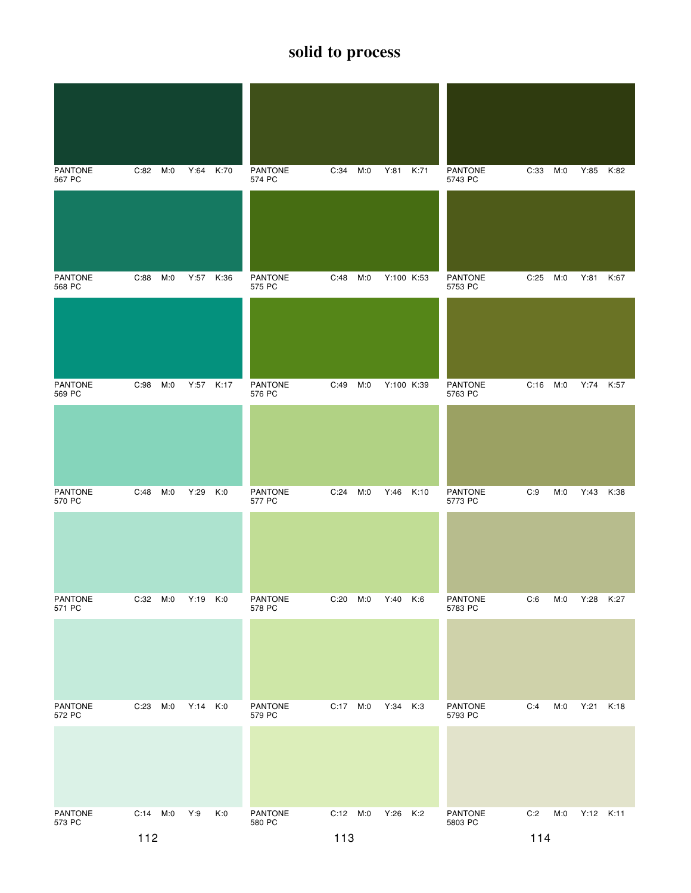# solid to process

| PANTONE | C | M | Y | K |
|---|---|---|---|---|
| PANTONE 567 PC | C:82 | M:0 | Y:64 | K:70 |
| PANTONE 568 PC | C:88 | M:0 | Y:57 | K:36 |
| PANTONE 569 PC | C:98 | M:0 | Y:57 | K:17 |
| PANTONE 570 PC | C:48 | M:0 | Y:29 | K:0 |
| PANTONE 571 PC | C:32 | M:0 | Y:19 | K:0 |
| PANTONE 572 PC | C:23 | M:0 | Y:14 | K:0 |
| PANTONE 573 PC | C:14 | M:0 | Y:9 | K:0 |

112

| PANTONE | C | M | Y | K |
|---|---|---|---|---|
| PANTONE 574 PC | C:34 | M:0 | Y:81 | K:71 |
| PANTONE 575 PC | C:48 | M:0 | Y:100 | K:53 |
| PANTONE 576 PC | C:49 | M:0 | Y:100 | K:39 |
| PANTONE 577 PC | C:24 | M:0 | Y:46 | K:10 |
| PANTONE 578 PC | C:20 | M:0 | Y:40 | K:6 |
| PANTONE 579 PC | C:17 | M:0 | Y:34 | K:3 |
| PANTONE 580 PC | C:12 | M:0 | Y:26 | K:2 |

113

| PANTONE | C | M | Y | K |
|---|---|---|---|---|
| PANTONE 5743 PC | C:33 | M:0 | Y:85 | K:82 |
| PANTONE 5753 PC | C:25 | M:0 | Y:81 | K:67 |
| PANTONE 5763 PC | C:16 | M:0 | Y:74 | K:57 |
| PANTONE 5773 PC | C:9 | M:0 | Y:43 | K:38 |
| PANTONE 5783 PC | C:6 | M:0 | Y:28 | K:27 |
| PANTONE 5793 PC | C:4 | M:0 | Y:21 | K:18 |
| PANTONE 5803 PC | C:2 | M:0 | Y:12 | K:11 |

114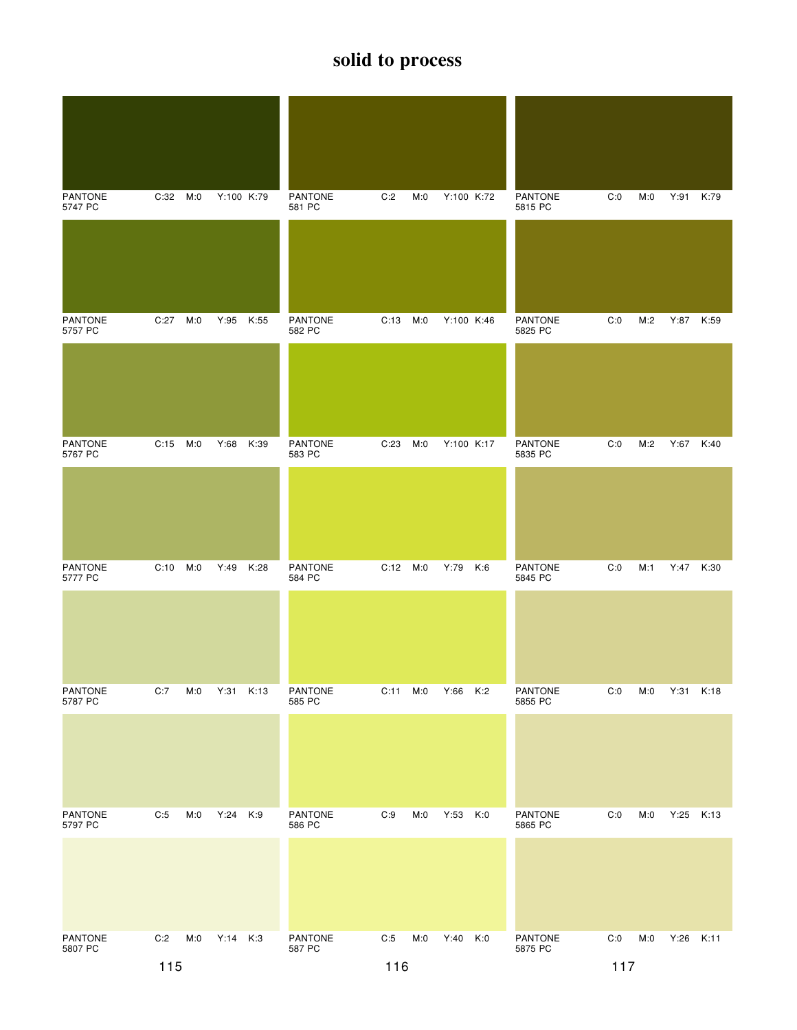# solid to process

| PANTONE | C | M | Y | K |
|---|---|---|---|---|
| PANTONE 5747 PC | C:32 | M:0 | Y:100 | K:79 |
| PANTONE 5757 PC | C:27 | M:0 | Y:95 | K:55 |
| PANTONE 5767 PC | C:15 | M:0 | Y:68 | K:39 |
| PANTONE 5777 PC | C:10 | M:0 | Y:49 | K:28 |
| PANTONE 5787 PC | C:7 | M:0 | Y:31 | K:13 |
| PANTONE 5797 PC | C:5 | M:0 | Y:24 | K:9 |
| PANTONE 5807 PC | C:2 | M:0 | Y:14 | K:3 |

115

| PANTONE | C | M | Y | K |
|---|---|---|---|---|
| PANTONE 581 PC | C:2 | M:0 | Y:100 | K:72 |
| PANTONE 582 PC | C:13 | M:0 | Y:100 | K:46 |
| PANTONE 583 PC | C:23 | M:0 | Y:100 | K:17 |
| PANTONE 584 PC | C:12 | M:0 | Y:79 | K:6 |
| PANTONE 585 PC | C:11 | M:0 | Y:66 | K:2 |
| PANTONE 586 PC | C:9 | M:0 | Y:53 | K:0 |
| PANTONE 587 PC | C:5 | M:0 | Y:40 | K:0 |

116

| PANTONE | C | M | Y | K |
|---|---|---|---|---|
| PANTONE 5815 PC | C:0 | M:0 | Y:91 | K:79 |
| PANTONE 5825 PC | C:0 | M:2 | Y:87 | K:59 |
| PANTONE 5835 PC | C:0 | M:2 | Y:67 | K:40 |
| PANTONE 5845 PC | C:0 | M:1 | Y:47 | K:30 |
| PANTONE 5855 PC | C:0 | M:0 | Y:31 | K:18 |
| PANTONE 5865 PC | C:0 | M:0 | Y:25 | K:13 |
| PANTONE 5875 PC | C:0 | M:0 | Y:26 | K:11 |

117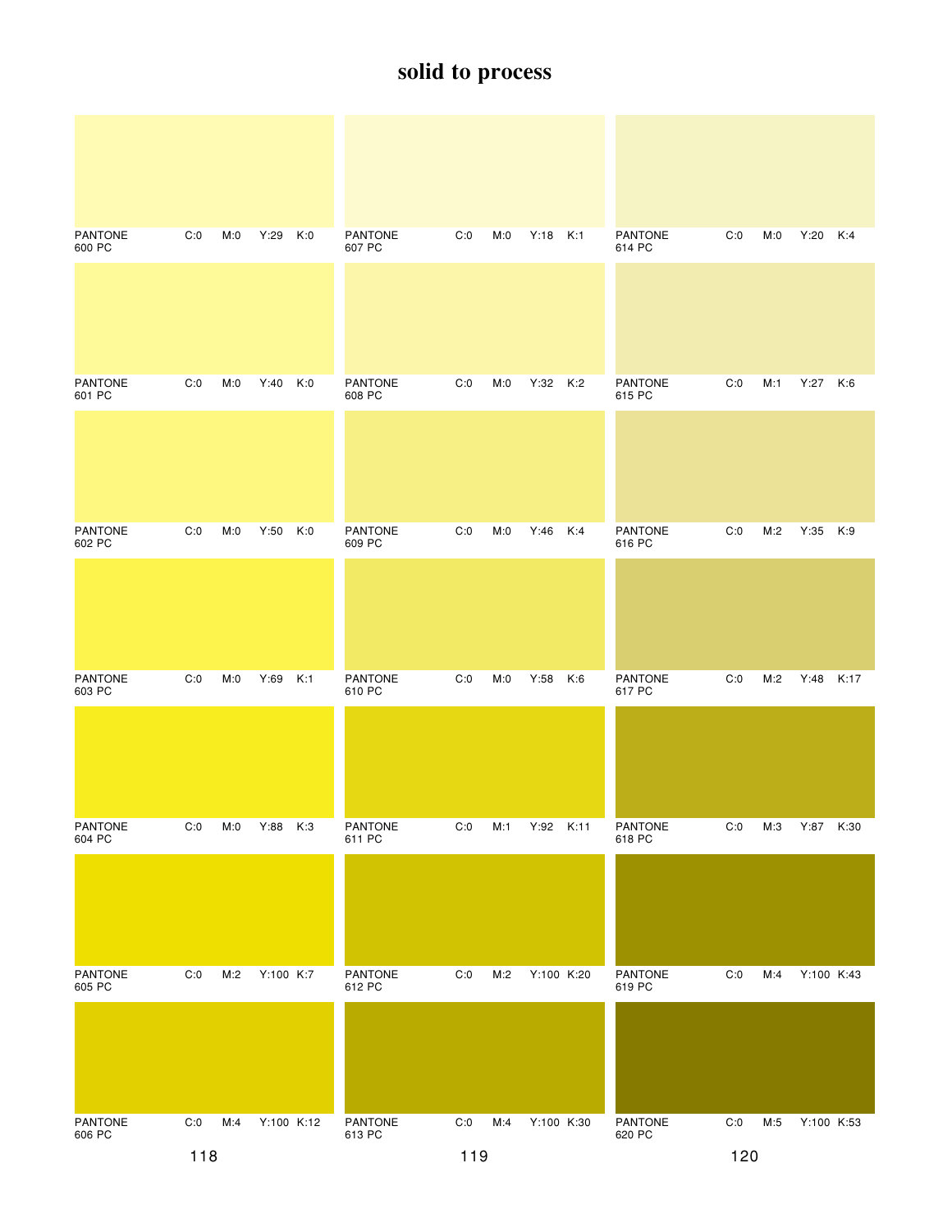# solid to process

| PANTONE | C | M | Y | K |
|---|---|---|---|---|
| PANTONE 600 PC | C:0 | M:0 | Y:29 | K:0 |
| PANTONE 601 PC | C:0 | M:0 | Y:40 | K:0 |
| PANTONE 602 PC | C:0 | M:0 | Y:50 | K:0 |
| PANTONE 603 PC | C:0 | M:0 | Y:69 | K:1 |
| PANTONE 604 PC | C:0 | M:0 | Y:88 | K:3 |
| PANTONE 605 PC | C:0 | M:2 | Y:100 | K:7 |
| PANTONE 606 PC | C:0 | M:4 | Y:100 | K:12 |

| PANTONE | C | M | Y | K |
|---|---|---|---|---|
| PANTONE 607 PC | C:0 | M:0 | Y:18 | K:1 |
| PANTONE 608 PC | C:0 | M:0 | Y:32 | K:2 |
| PANTONE 609 PC | C:0 | M:0 | Y:46 | K:4 |
| PANTONE 610 PC | C:0 | M:0 | Y:58 | K:6 |
| PANTONE 611 PC | C:0 | M:1 | Y:92 | K:11 |
| PANTONE 612 PC | C:0 | M:2 | Y:100 | K:20 |
| PANTONE 613 PC | C:0 | M:4 | Y:100 | K:30 |

| PANTONE | C | M | Y | K |
|---|---|---|---|---|
| PANTONE 614 PC | C:0 | M:0 | Y:20 | K:4 |
| PANTONE 615 PC | C:0 | M:1 | Y:27 | K:6 |
| PANTONE 616 PC | C:0 | M:2 | Y:35 | K:9 |
| PANTONE 617 PC | C:0 | M:2 | Y:48 | K:17 |
| PANTONE 618 PC | C:0 | M:3 | Y:87 | K:30 |
| PANTONE 619 PC | C:0 | M:4 | Y:100 | K:43 |
| PANTONE 620 PC | C:0 | M:5 | Y:100 | K:53 |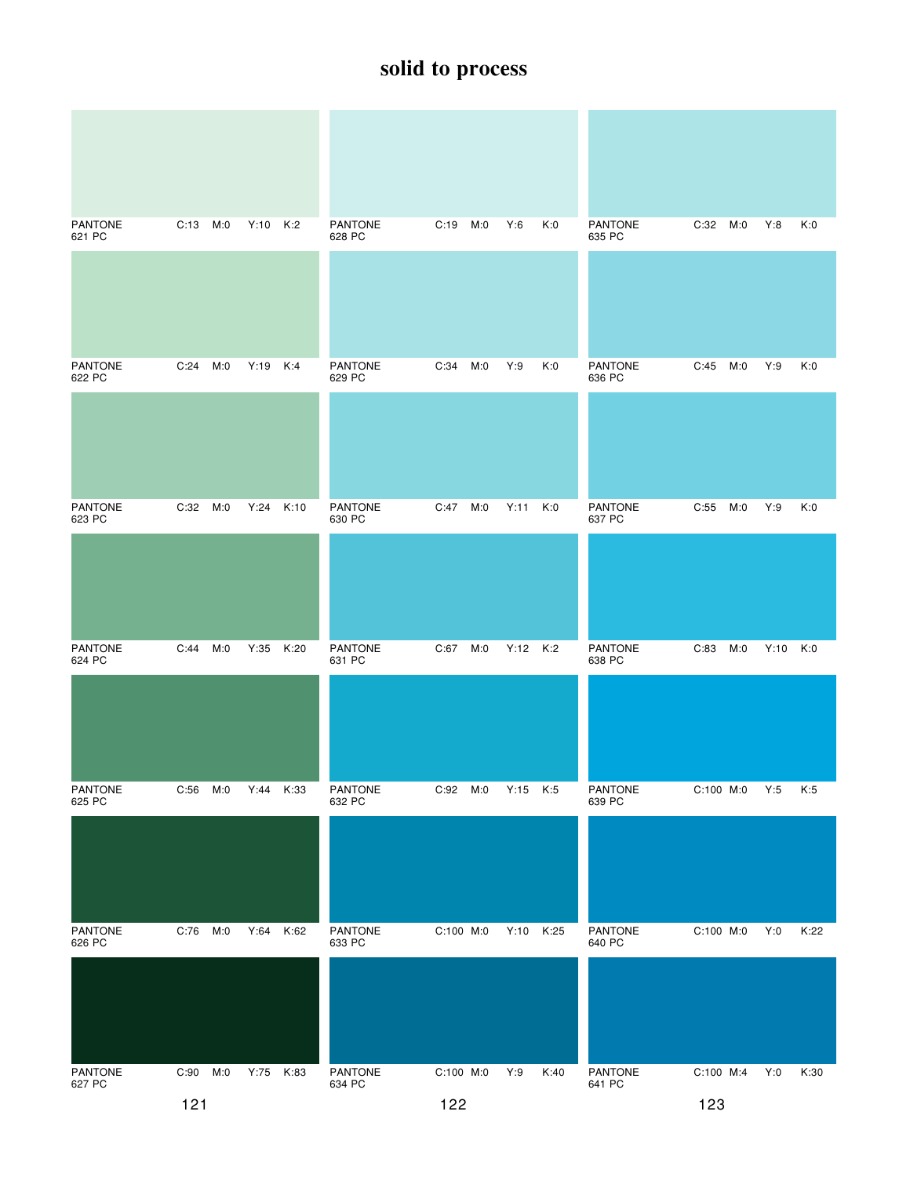# solid to process

| PANTONE | C | M | Y | K |
|---|---|---|---|---|
| PANTONE 621 PC | C:13 | M:0 | Y:10 | K:2 |
| PANTONE 622 PC | C:24 | M:0 | Y:19 | K:4 |
| PANTONE 623 PC | C:32 | M:0 | Y:24 | K:10 |
| PANTONE 624 PC | C:44 | M:0 | Y:35 | K:20 |
| PANTONE 625 PC | C:56 | M:0 | Y:44 | K:33 |
| PANTONE 626 PC | C:76 | M:0 | Y:64 | K:62 |
| PANTONE 627 PC | C:90 | M:0 | Y:75 | K:83 |

121

| PANTONE | C | M | Y | K |
|---|---|---|---|---|
| PANTONE 628 PC | C:19 | M:0 | Y:6 | K:0 |
| PANTONE 629 PC | C:34 | M:0 | Y:9 | K:0 |
| PANTONE 630 PC | C:47 | M:0 | Y:11 | K:0 |
| PANTONE 631 PC | C:67 | M:0 | Y:12 | K:2 |
| PANTONE 632 PC | C:92 | M:0 | Y:15 | K:5 |
| PANTONE 633 PC | C:100 | M:0 | Y:10 | K:25 |
| PANTONE 634 PC | C:100 | M:0 | Y:9 | K:40 |

122

| PANTONE | C | M | Y | K |
|---|---|---|---|---|
| PANTONE 635 PC | C:32 | M:0 | Y:8 | K:0 |
| PANTONE 636 PC | C:45 | M:0 | Y:9 | K:0 |
| PANTONE 637 PC | C:55 | M:0 | Y:9 | K:0 |
| PANTONE 638 PC | C:83 | M:0 | Y:10 | K:0 |
| PANTONE 639 PC | C:100 | M:0 | Y:5 | K:5 |
| PANTONE 640 PC | C:100 | M:0 | Y:0 | K:22 |
| PANTONE 641 PC | C:100 | M:4 | Y:0 | K:30 |

123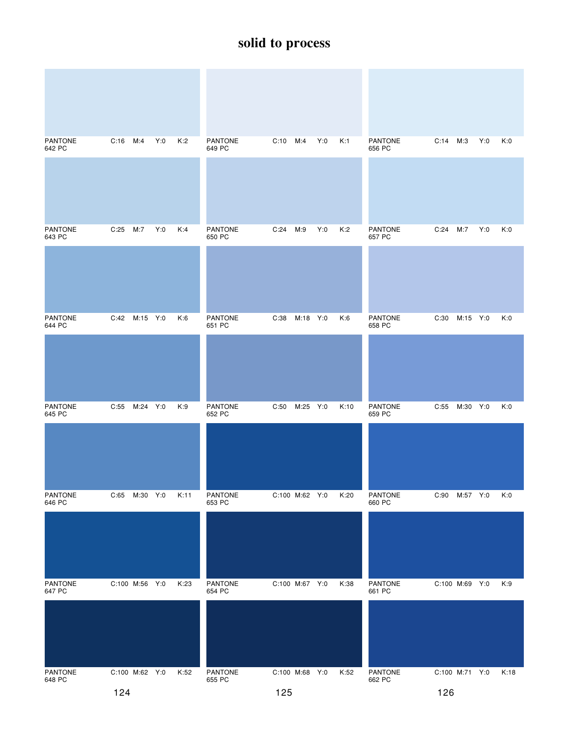# solid to process

| PANTONE | C | M | Y | K |
|---|---|---|---|---|
| PANTONE 642 PC | C:16 | M:4 | Y:0 | K:2 |
| PANTONE 643 PC | C:25 | M:7 | Y:0 | K:4 |
| PANTONE 644 PC | C:42 | M:15 | Y:0 | K:6 |
| PANTONE 645 PC | C:55 | M:24 | Y:0 | K:9 |
| PANTONE 646 PC | C:65 | M:30 | Y:0 | K:11 |
| PANTONE 647 PC | C:100 | M:56 | Y:0 | K:23 |
| PANTONE 648 PC | C:100 | M:62 | Y:0 | K:52 |

| PANTONE | C | M | Y | K |
|---|---|---|---|---|
| PANTONE 649 PC | C:10 | M:4 | Y:0 | K:1 |
| PANTONE 650 PC | C:24 | M:9 | Y:0 | K:2 |
| PANTONE 651 PC | C:38 | M:18 | Y:0 | K:6 |
| PANTONE 652 PC | C:50 | M:25 | Y:0 | K:10 |
| PANTONE 653 PC | C:100 | M:62 | Y:0 | K:20 |
| PANTONE 654 PC | C:100 | M:67 | Y:0 | K:38 |
| PANTONE 655 PC | C:100 | M:68 | Y:0 | K:52 |

| PANTONE | C | M | Y | K |
|---|---|---|---|---|
| PANTONE 656 PC | C:14 | M:3 | Y:0 | K:0 |
| PANTONE 657 PC | C:24 | M:7 | Y:0 | K:0 |
| PANTONE 658 PC | C:30 | M:15 | Y:0 | K:0 |
| PANTONE 659 PC | C:55 | M:30 | Y:0 | K:0 |
| PANTONE 660 PC | C:90 | M:57 | Y:0 | K:0 |
| PANTONE 661 PC | C:100 | M:69 | Y:0 | K:9 |
| PANTONE 662 PC | C:100 | M:71 | Y:0 | K:18 |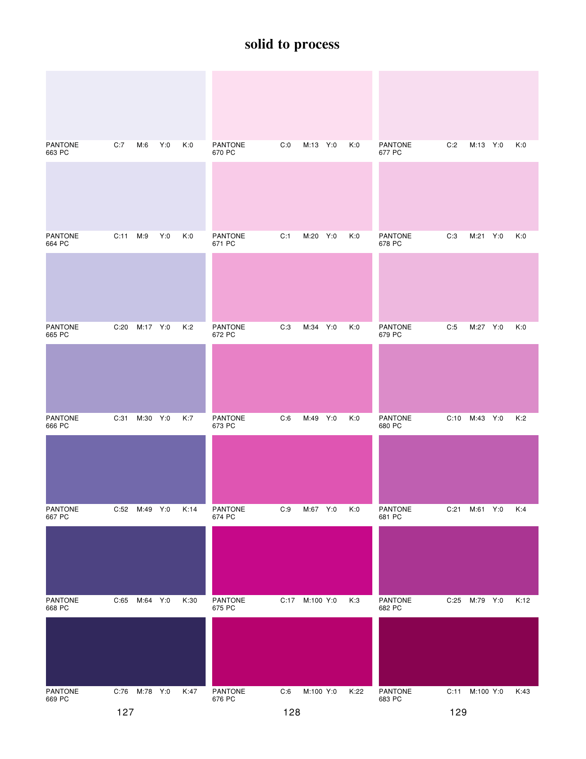# solid to process

| PANTONE | C | M | Y | K |
|---|---|---|---|---|
| PANTONE 663 PC | C:7 | M:6 | Y:0 | K:0 |
| PANTONE 664 PC | C:11 | M:9 | Y:0 | K:0 |
| PANTONE 665 PC | C:20 | M:17 | Y:0 | K:2 |
| PANTONE 666 PC | C:31 | M:30 | Y:0 | K:7 |
| PANTONE 667 PC | C:52 | M:49 | Y:0 | K:14 |
| PANTONE 668 PC | C:65 | M:64 | Y:0 | K:30 |
| PANTONE 669 PC | C:76 | M:78 | Y:0 | K:47 |

| PANTONE | C | M | Y | K |
|---|---|---|---|---|
| PANTONE 670 PC | C:0 | M:13 | Y:0 | K:0 |
| PANTONE 671 PC | C:1 | M:20 | Y:0 | K:0 |
| PANTONE 672 PC | C:3 | M:34 | Y:0 | K:0 |
| PANTONE 673 PC | C:6 | M:49 | Y:0 | K:0 |
| PANTONE 674 PC | C:9 | M:67 | Y:0 | K:0 |
| PANTONE 675 PC | C:17 | M:100 | Y:0 | K:3 |
| PANTONE 676 PC | C:6 | M:100 | Y:0 | K:22 |

| PANTONE | C | M | Y | K |
|---|---|---|---|---|
| PANTONE 677 PC | C:2 | M:13 | Y:0 | K:0 |
| PANTONE 678 PC | C:3 | M:21 | Y:0 | K:0 |
| PANTONE 679 PC | C:5 | M:27 | Y:0 | K:0 |
| PANTONE 680 PC | C:10 | M:43 | Y:0 | K:2 |
| PANTONE 681 PC | C:21 | M:61 | Y:0 | K:4 |
| PANTONE 682 PC | C:25 | M:79 | Y:0 | K:12 |
| PANTONE 683 PC | C:11 | M:100 | Y:0 | K:43 |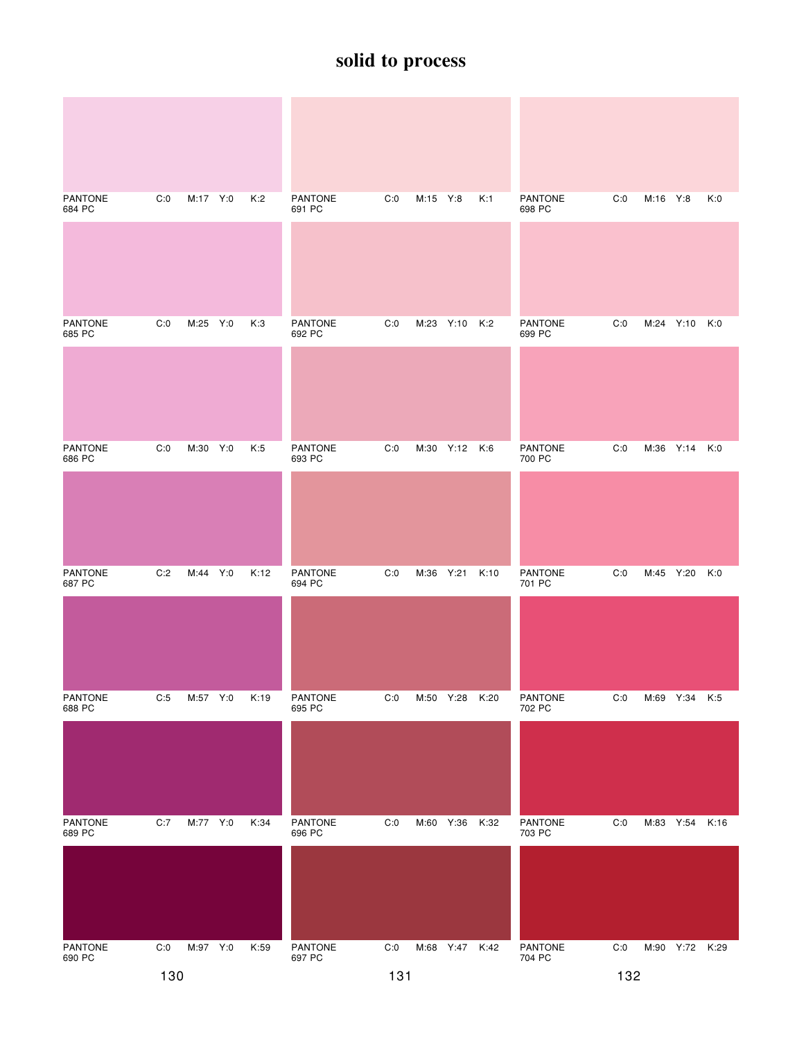# solid to process

| PANTONE | C | M | Y | K |
|---|---|---|---|---|
| PANTONE 684 PC | C:0 | M:17 | Y:0 | K:2 |
| PANTONE 685 PC | C:0 | M:25 | Y:0 | K:3 |
| PANTONE 686 PC | C:0 | M:30 | Y:0 | K:5 |
| PANTONE 687 PC | C:2 | M:44 | Y:0 | K:12 |
| PANTONE 688 PC | C:5 | M:57 | Y:0 | K:19 |
| PANTONE 689 PC | C:7 | M:77 | Y:0 | K:34 |
| PANTONE 690 PC | C:0 | M:97 | Y:0 | K:59 |

| PANTONE | C | M | Y | K |
|---|---|---|---|---|
| PANTONE 691 PC | C:0 | M:15 | Y:8 | K:1 |
| PANTONE 692 PC | C:0 | M:23 | Y:10 | K:2 |
| PANTONE 693 PC | C:0 | M:30 | Y:12 | K:6 |
| PANTONE 694 PC | C:0 | M:36 | Y:21 | K:10 |
| PANTONE 695 PC | C:0 | M:50 | Y:28 | K:20 |
| PANTONE 696 PC | C:0 | M:60 | Y:36 | K:32 |
| PANTONE 697 PC | C:0 | M:68 | Y:47 | K:42 |

| PANTONE | C | M | Y | K |
|---|---|---|---|---|
| PANTONE 698 PC | C:0 | M:16 | Y:8 | K:0 |
| PANTONE 699 PC | C:0 | M:24 | Y:10 | K:0 |
| PANTONE 700 PC | C:0 | M:36 | Y:14 | K:0 |
| PANTONE 701 PC | C:0 | M:45 | Y:20 | K:0 |
| PANTONE 702 PC | C:0 | M:69 | Y:34 | K:5 |
| PANTONE 703 PC | C:0 | M:83 | Y:54 | K:16 |
| PANTONE 704 PC | C:0 | M:90 | Y:72 | K:29 |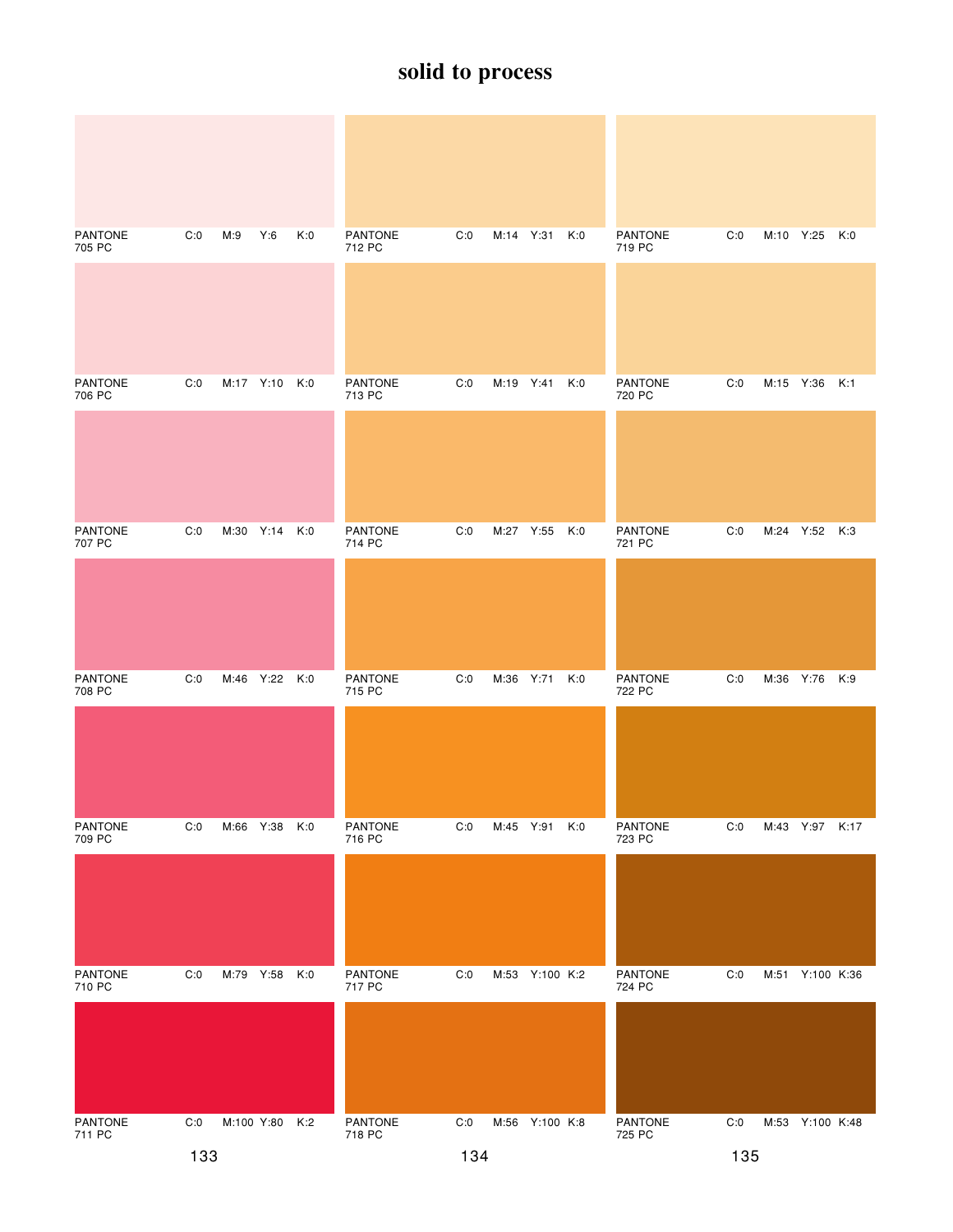# solid to process

| PANTONE | C | M | Y | K |
|---|---|---|---|---|
| PANTONE 705 PC | C:0 | M:9 | Y:6 | K:0 |
| PANTONE 706 PC | C:0 | M:17 | Y:10 | K:0 |
| PANTONE 707 PC | C:0 | M:30 | Y:14 | K:0 |
| PANTONE 708 PC | C:0 | M:46 | Y:22 | K:0 |
| PANTONE 709 PC | C:0 | M:66 | Y:38 | K:0 |
| PANTONE 710 PC | C:0 | M:79 | Y:58 | K:0 |
| PANTONE 711 PC | C:0 | M:100 | Y:80 | K:2 |

| PANTONE | C | M | Y | K |
|---|---|---|---|---|
| PANTONE 712 PC | C:0 | M:14 | Y:31 | K:0 |
| PANTONE 713 PC | C:0 | M:19 | Y:41 | K:0 |
| PANTONE 714 PC | C:0 | M:27 | Y:55 | K:0 |
| PANTONE 715 PC | C:0 | M:36 | Y:71 | K:0 |
| PANTONE 716 PC | C:0 | M:45 | Y:91 | K:0 |
| PANTONE 717 PC | C:0 | M:53 | Y:100 | K:2 |
| PANTONE 718 PC | C:0 | M:56 | Y:100 | K:8 |

| PANTONE | C | M | Y | K |
|---|---|---|---|---|
| PANTONE 719 PC | C:0 | M:10 | Y:25 | K:0 |
| PANTONE 720 PC | C:0 | M:15 | Y:36 | K:1 |
| PANTONE 721 PC | C:0 | M:24 | Y:52 | K:3 |
| PANTONE 722 PC | C:0 | M:36 | Y:76 | K:9 |
| PANTONE 723 PC | C:0 | M:43 | Y:97 | K:17 |
| PANTONE 724 PC | C:0 | M:51 | Y:100 | K:36 |
| PANTONE 725 PC | C:0 | M:53 | Y:100 | K:48 |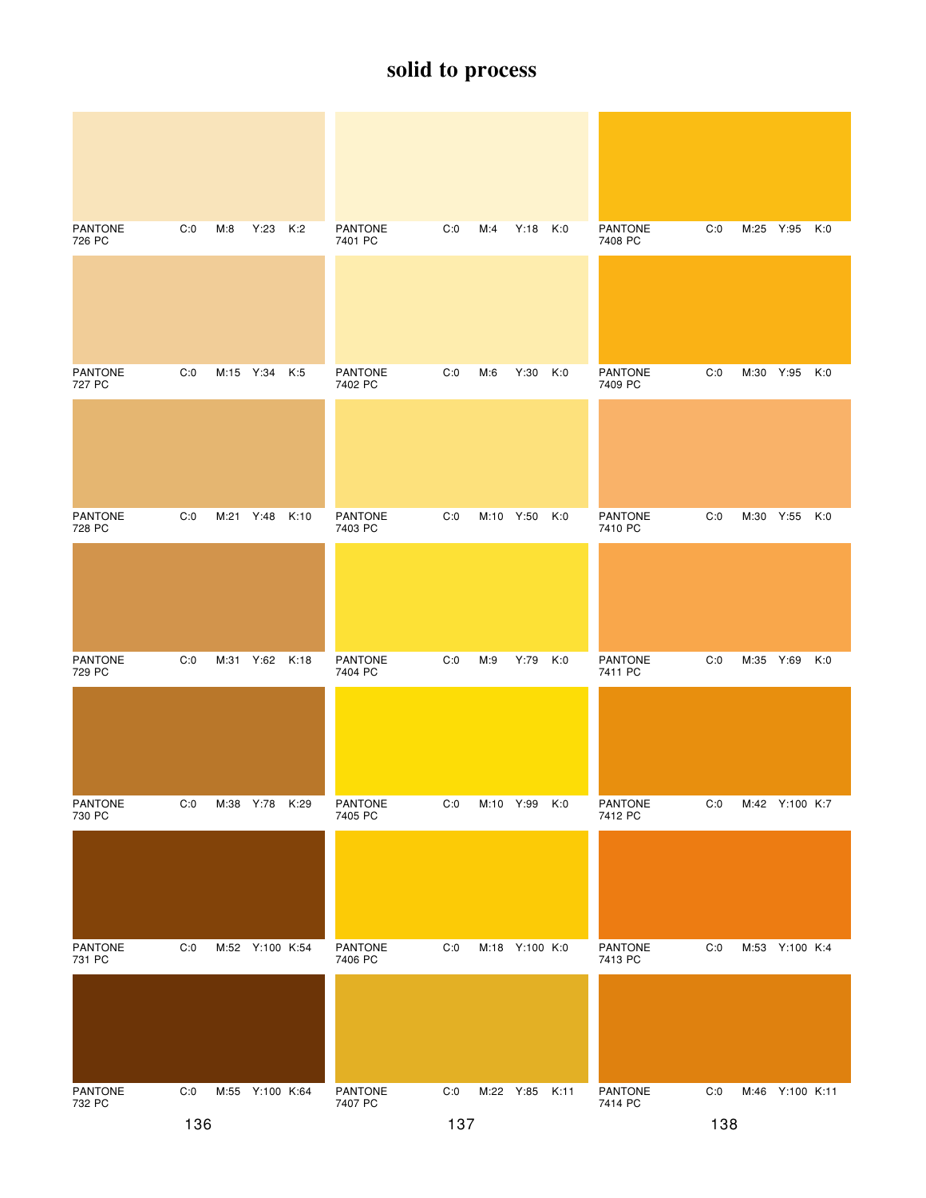# solid to process

| PANTONE | C | M | Y | K |
|---|---|---|---|---|
| PANTONE 726 PC | C:0 | M:8 | Y:23 | K:2 |
| PANTONE 727 PC | C:0 | M:15 | Y:34 | K:5 |
| PANTONE 728 PC | C:0 | M:21 | Y:48 | K:10 |
| PANTONE 729 PC | C:0 | M:31 | Y:62 | K:18 |
| PANTONE 730 PC | C:0 | M:38 | Y:78 | K:29 |
| PANTONE 731 PC | C:0 | M:52 | Y:100 | K:54 |
| PANTONE 732 PC | C:0 | M:55 | Y:100 | K:64 |

136

| PANTONE | C | M | Y | K |
|---|---|---|---|---|
| PANTONE 7401 PC | C:0 | M:4 | Y:18 | K:0 |
| PANTONE 7402 PC | C:0 | M:6 | Y:30 | K:0 |
| PANTONE 7403 PC | C:0 | M:10 | Y:50 | K:0 |
| PANTONE 7404 PC | C:0 | M:9 | Y:79 | K:0 |
| PANTONE 7405 PC | C:0 | M:10 | Y:99 | K:0 |
| PANTONE 7406 PC | C:0 | M:18 | Y:100 | K:0 |
| PANTONE 7407 PC | C:0 | M:22 | Y:85 | K:11 |

137

| PANTONE | C | M | Y | K |
|---|---|---|---|---|
| PANTONE 7408 PC | C:0 | M:25 | Y:95 | K:0 |
| PANTONE 7409 PC | C:0 | M:30 | Y:95 | K:0 |
| PANTONE 7410 PC | C:0 | M:30 | Y:55 | K:0 |
| PANTONE 7411 PC | C:0 | M:35 | Y:69 | K:0 |
| PANTONE 7412 PC | C:0 | M:42 | Y:100 | K:7 |
| PANTONE 7413 PC | C:0 | M:53 | Y:100 | K:4 |
| PANTONE 7414 PC | C:0 | M:46 | Y:100 | K:11 |

138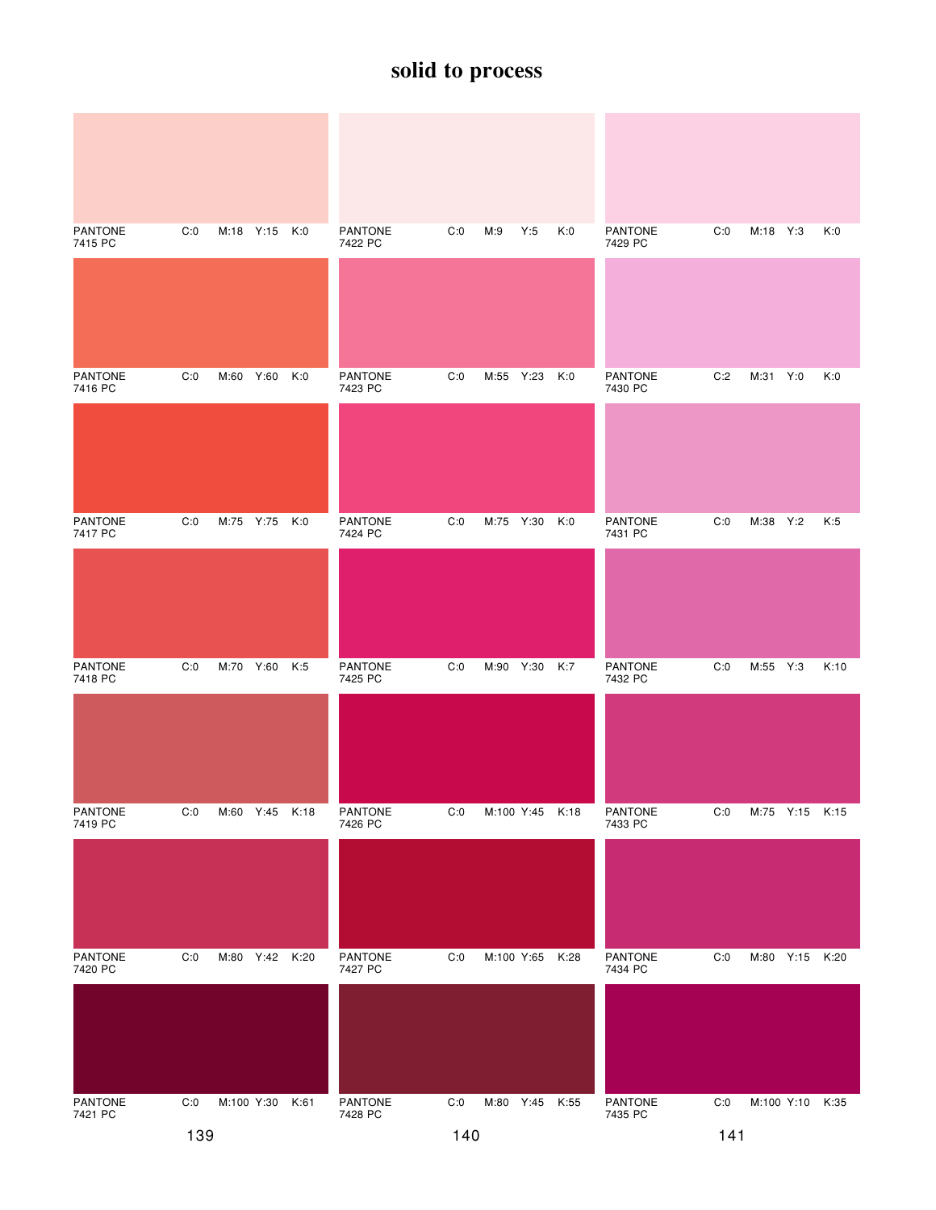# solid to process

| PANTONE | C | M | Y | K |
|---|---|---|---|---|
| PANTONE 7415 PC | C:0 | M:18 | Y:15 | K:0 |
| PANTONE 7416 PC | C:0 | M:60 | Y:60 | K:0 |
| PANTONE 7417 PC | C:0 | M:75 | Y:75 | K:0 |
| PANTONE 7418 PC | C:0 | M:70 | Y:60 | K:5 |
| PANTONE 7419 PC | C:0 | M:60 | Y:45 | K:18 |
| PANTONE 7420 PC | C:0 | M:80 | Y:42 | K:20 |
| PANTONE 7421 PC | C:0 | M:100 | Y:30 | K:61 |

139

| PANTONE | C | M | Y | K |
|---|---|---|---|---|
| PANTONE 7422 PC | C:0 | M:9 | Y:5 | K:0 |
| PANTONE 7423 PC | C:0 | M:55 | Y:23 | K:0 |
| PANTONE 7424 PC | C:0 | M:75 | Y:30 | K:0 |
| PANTONE 7425 PC | C:0 | M:90 | Y:30 | K:7 |
| PANTONE 7426 PC | C:0 | M:100 | Y:45 | K:18 |
| PANTONE 7427 PC | C:0 | M:100 | Y:65 | K:28 |
| PANTONE 7428 PC | C:0 | M:80 | Y:45 | K:55 |

140

| PANTONE | C | M | Y | K |
|---|---|---|---|---|
| PANTONE 7429 PC | C:0 | M:18 | Y:3 | K:0 |
| PANTONE 7430 PC | C:2 | M:31 | Y:0 | K:0 |
| PANTONE 7431 PC | C:0 | M:38 | Y:2 | K:5 |
| PANTONE 7432 PC | C:0 | M:55 | Y:3 | K:10 |
| PANTONE 7433 PC | C:0 | M:75 | Y:15 | K:15 |
| PANTONE 7434 PC | C:0 | M:80 | Y:15 | K:20 |
| PANTONE 7435 PC | C:0 | M:100 | Y:10 | K:35 |

141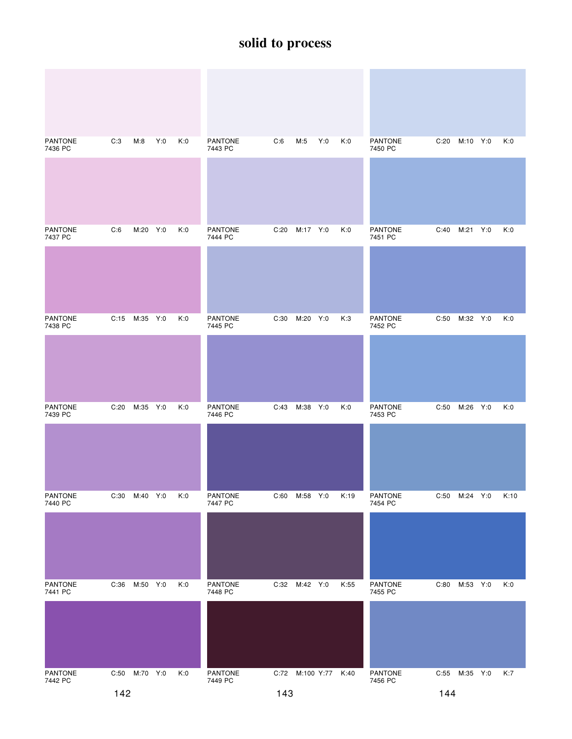# solid to process

| PANTONE | C | M | Y | K |
|---|---|---|---|---|
| PANTONE 7436 PC | C:3 | M:8 | Y:0 | K:0 |
| PANTONE 7437 PC | C:6 | M:20 | Y:0 | K:0 |
| PANTONE 7438 PC | C:15 | M:35 | Y:0 | K:0 |
| PANTONE 7439 PC | C:20 | M:35 | Y:0 | K:0 |
| PANTONE 7440 PC | C:30 | M:40 | Y:0 | K:0 |
| PANTONE 7441 PC | C:36 | M:50 | Y:0 | K:0 |
| PANTONE 7442 PC | C:50 | M:70 | Y:0 | K:0 |

| PANTONE | C | M | Y | K |
|---|---|---|---|---|
| PANTONE 7443 PC | C:6 | M:5 | Y:0 | K:0 |
| PANTONE 7444 PC | C:20 | M:17 | Y:0 | K:0 |
| PANTONE 7445 PC | C:30 | M:20 | Y:0 | K:3 |
| PANTONE 7446 PC | C:43 | M:38 | Y:0 | K:0 |
| PANTONE 7447 PC | C:60 | M:58 | Y:0 | K:19 |
| PANTONE 7448 PC | C:32 | M:42 | Y:0 | K:55 |
| PANTONE 7449 PC | C:72 | M:100 | Y:77 | K:40 |

| PANTONE | C | M | Y | K |
|---|---|---|---|---|
| PANTONE 7450 PC | C:20 | M:10 | Y:0 | K:0 |
| PANTONE 7451 PC | C:40 | M:21 | Y:0 | K:0 |
| PANTONE 7452 PC | C:50 | M:32 | Y:0 | K:0 |
| PANTONE 7453 PC | C:50 | M:26 | Y:0 | K:0 |
| PANTONE 7454 PC | C:50 | M:24 | Y:0 | K:10 |
| PANTONE 7455 PC | C:80 | M:53 | Y:0 | K:0 |
| PANTONE 7456 PC | C:55 | M:35 | Y:0 | K:7 |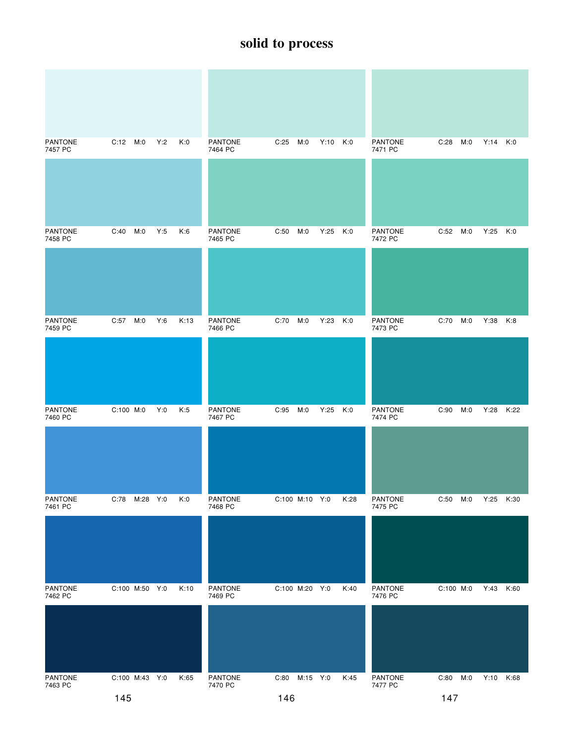# solid to process

| PANTONE | C | M | Y | K |
|---|---|---|---|---|
| PANTONE 7457 PC | C:12 | M:0 | Y:2 | K:0 |
| PANTONE 7458 PC | C:40 | M:0 | Y:5 | K:6 |
| PANTONE 7459 PC | C:57 | M:0 | Y:6 | K:13 |
| PANTONE 7460 PC | C:100 | M:0 | Y:0 | K:5 |
| PANTONE 7461 PC | C:78 | M:28 | Y:0 | K:0 |
| PANTONE 7462 PC | C:100 | M:50 | Y:0 | K:10 |
| PANTONE 7463 PC | C:100 | M:43 | Y:0 | K:65 |

145

| PANTONE | C | M | Y | K |
|---|---|---|---|---|
| PANTONE 7464 PC | C:25 | M:0 | Y:10 | K:0 |
| PANTONE 7465 PC | C:50 | M:0 | Y:25 | K:0 |
| PANTONE 7466 PC | C:70 | M:0 | Y:23 | K:0 |
| PANTONE 7467 PC | C:95 | M:0 | Y:25 | K:0 |
| PANTONE 7468 PC | C:100 | M:10 | Y:0 | K:28 |
| PANTONE 7469 PC | C:100 | M:20 | Y:0 | K:40 |
| PANTONE 7470 PC | C:80 | M:15 | Y:0 | K:45 |

146

| PANTONE | C | M | Y | K |
|---|---|---|---|---|
| PANTONE 7471 PC | C:28 | M:0 | Y:14 | K:0 |
| PANTONE 7472 PC | C:52 | M:0 | Y:25 | K:0 |
| PANTONE 7473 PC | C:70 | M:0 | Y:38 | K:8 |
| PANTONE 7474 PC | C:90 | M:0 | Y:28 | K:22 |
| PANTONE 7475 PC | C:50 | M:0 | Y:25 | K:30 |
| PANTONE 7476 PC | C:100 | M:0 | Y:43 | K:60 |
| PANTONE 7477 PC | C:80 | M:0 | Y:10 | K:68 |

147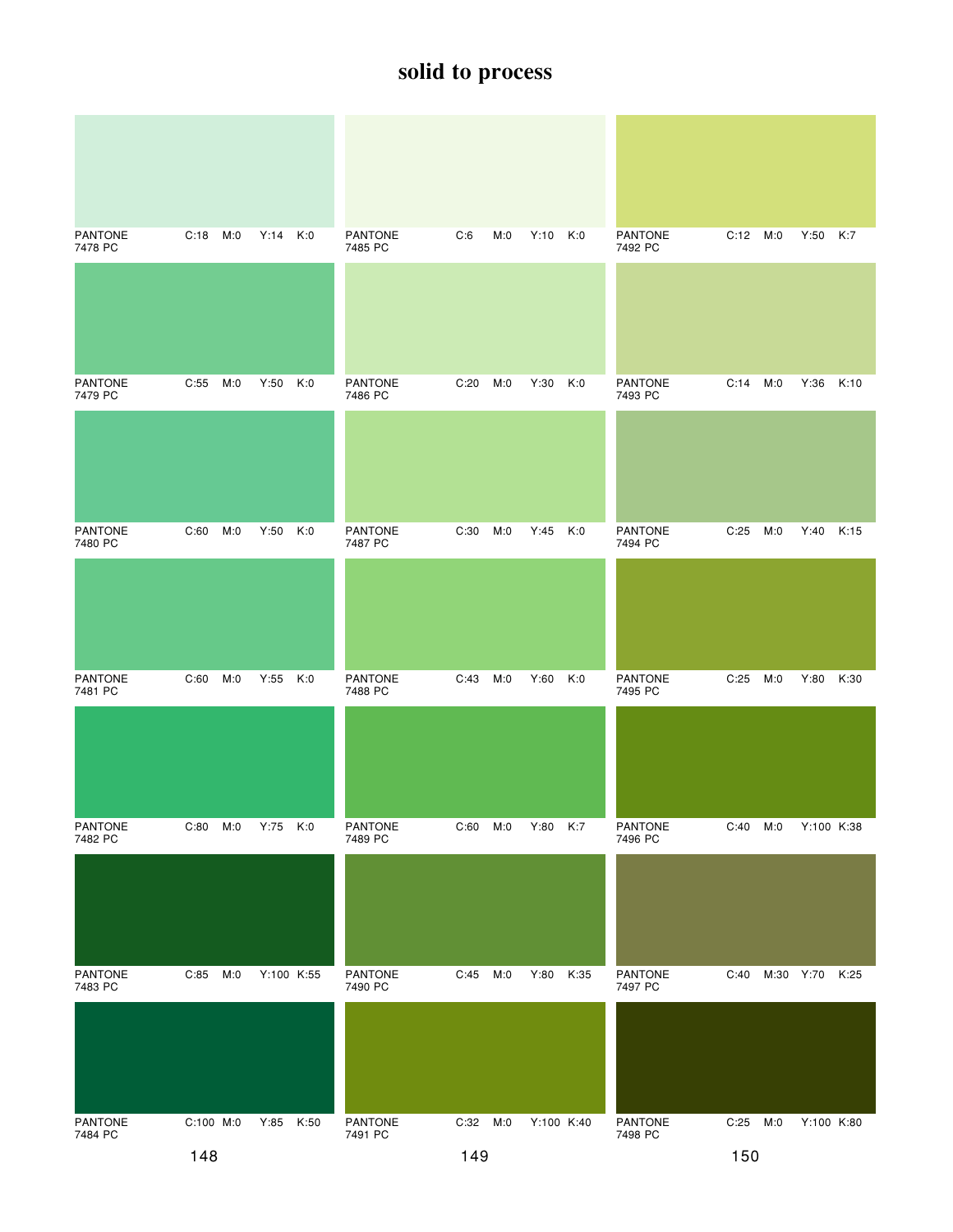# solid to process

| PANTONE | C | M | Y | K |
|---|---|---|---|---|
| PANTONE 7478 PC | C:18 | M:0 | Y:14 | K:0 |
| PANTONE 7479 PC | C:55 | M:0 | Y:50 | K:0 |
| PANTONE 7480 PC | C:60 | M:0 | Y:50 | K:0 |
| PANTONE 7481 PC | C:60 | M:0 | Y:55 | K:0 |
| PANTONE 7482 PC | C:80 | M:0 | Y:75 | K:0 |
| PANTONE 7483 PC | C:85 | M:0 | Y:100 | K:55 |
| PANTONE 7484 PC | C:100 | M:0 | Y:85 | K:50 |

148

| PANTONE | C | M | Y | K |
|---|---|---|---|---|
| PANTONE 7485 PC | C:6 | M:0 | Y:10 | K:0 |
| PANTONE 7486 PC | C:20 | M:0 | Y:30 | K:0 |
| PANTONE 7487 PC | C:30 | M:0 | Y:45 | K:0 |
| PANTONE 7488 PC | C:43 | M:0 | Y:60 | K:0 |
| PANTONE 7489 PC | C:60 | M:0 | Y:80 | K:7 |
| PANTONE 7490 PC | C:45 | M:0 | Y:80 | K:35 |
| PANTONE 7491 PC | C:32 | M:0 | Y:100 | K:40 |

149

| PANTONE | C | M | Y | K |
|---|---|---|---|---|
| PANTONE 7492 PC | C:12 | M:0 | Y:50 | K:7 |
| PANTONE 7493 PC | C:14 | M:0 | Y:36 | K:10 |
| PANTONE 7494 PC | C:25 | M:0 | Y:40 | K:15 |
| PANTONE 7495 PC | C:25 | M:0 | Y:80 | K:30 |
| PANTONE 7496 PC | C:40 | M:0 | Y:100 | K:38 |
| PANTONE 7497 PC | C:40 | M:30 | Y:70 | K:25 |
| PANTONE 7498 PC | C:25 | M:0 | Y:100 | K:80 |

150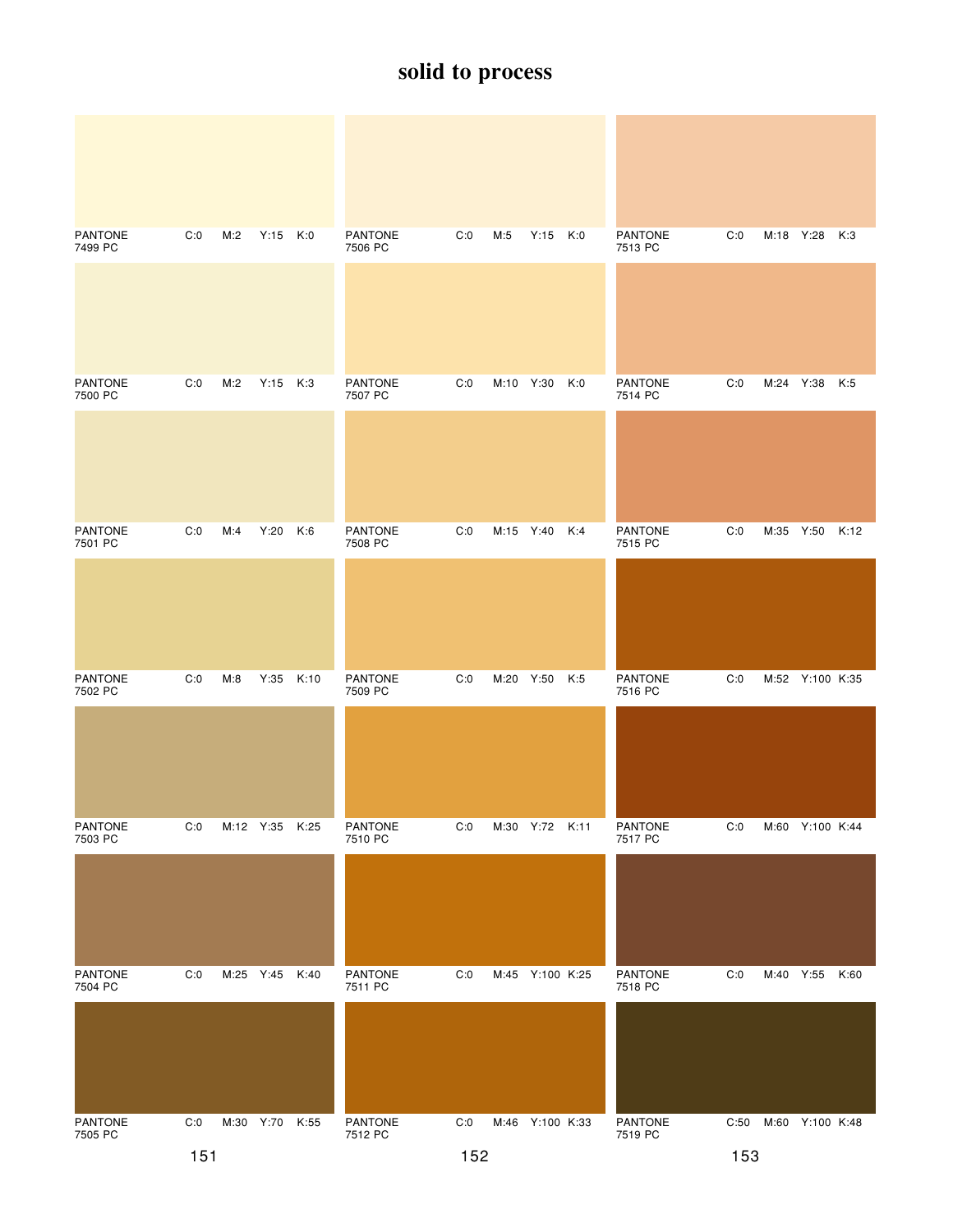# solid to process

| PANTONE | C | M | Y | K |
|---|---|---|---|---|
| PANTONE 7499 PC | C:0 | M:2 | Y:15 | K:0 |
| PANTONE 7500 PC | C:0 | M:2 | Y:15 | K:3 |
| PANTONE 7501 PC | C:0 | M:4 | Y:20 | K:6 |
| PANTONE 7502 PC | C:0 | M:8 | Y:35 | K:10 |
| PANTONE 7503 PC | C:0 | M:12 | Y:35 | K:25 |
| PANTONE 7504 PC | C:0 | M:25 | Y:45 | K:40 |
| PANTONE 7505 PC | C:0 | M:30 | Y:70 | K:55 |

| PANTONE | C | M | Y | K |
|---|---|---|---|---|
| PANTONE 7506 PC | C:0 | M:5 | Y:15 | K:0 |
| PANTONE 7507 PC | C:0 | M:10 | Y:30 | K:0 |
| PANTONE 7508 PC | C:0 | M:15 | Y:40 | K:4 |
| PANTONE 7509 PC | C:0 | M:20 | Y:50 | K:5 |
| PANTONE 7510 PC | C:0 | M:30 | Y:72 | K:11 |
| PANTONE 7511 PC | C:0 | M:45 | Y:100 | K:25 |
| PANTONE 7512 PC | C:0 | M:46 | Y:100 | K:33 |

| PANTONE | C | M | Y | K |
|---|---|---|---|---|
| PANTONE 7513 PC | C:0 | M:18 | Y:28 | K:3 |
| PANTONE 7514 PC | C:0 | M:24 | Y:38 | K:5 |
| PANTONE 7515 PC | C:0 | M:35 | Y:50 | K:12 |
| PANTONE 7516 PC | C:0 | M:52 | Y:100 | K:35 |
| PANTONE 7517 PC | C:0 | M:60 | Y:100 | K:44 |
| PANTONE 7518 PC | C:0 | M:40 | Y:55 | K:60 |
| PANTONE 7519 PC | C:50 | M:60 | Y:100 | K:48 |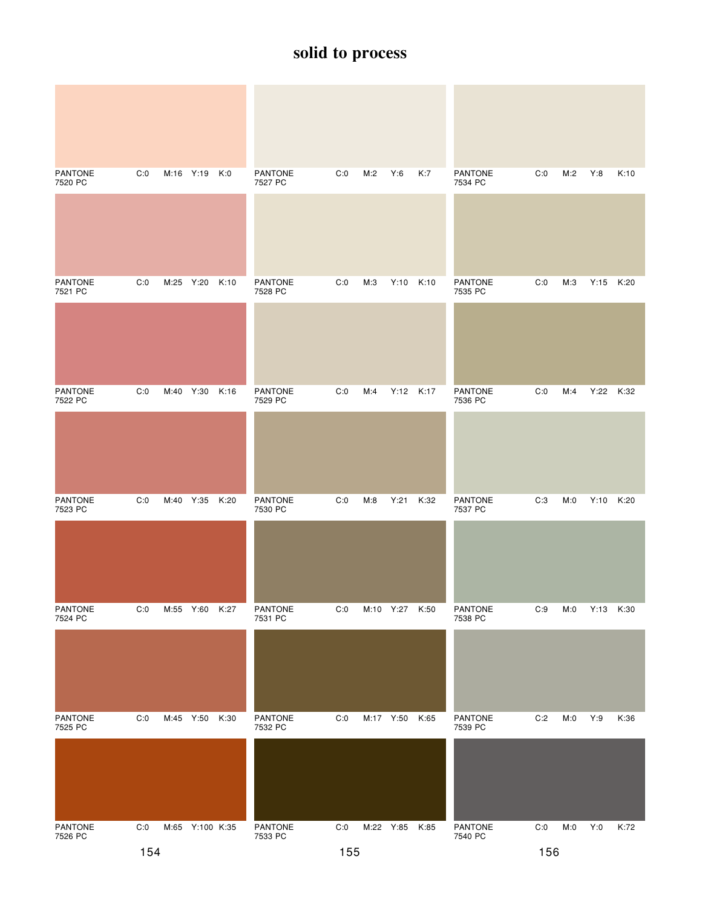# solid to process

| PANTONE | C | M | Y | K |
|---|---|---|---|---|
| PANTONE 7520 PC | C:0 | M:16 | Y:19 | K:0 |
| PANTONE 7521 PC | C:0 | M:25 | Y:20 | K:10 |
| PANTONE 7522 PC | C:0 | M:40 | Y:30 | K:16 |
| PANTONE 7523 PC | C:0 | M:40 | Y:35 | K:20 |
| PANTONE 7524 PC | C:0 | M:55 | Y:60 | K:27 |
| PANTONE 7525 PC | C:0 | M:45 | Y:50 | K:30 |
| PANTONE 7526 PC | C:0 | M:65 | Y:100 | K:35 |

154

| PANTONE | C | M | Y | K |
|---|---|---|---|---|
| PANTONE 7527 PC | C:0 | M:2 | Y:6 | K:7 |
| PANTONE 7528 PC | C:0 | M:3 | Y:10 | K:10 |
| PANTONE 7529 PC | C:0 | M:4 | Y:12 | K:17 |
| PANTONE 7530 PC | C:0 | M:8 | Y:21 | K:32 |
| PANTONE 7531 PC | C:0 | M:10 | Y:27 | K:50 |
| PANTONE 7532 PC | C:0 | M:17 | Y:50 | K:65 |
| PANTONE 7533 PC | C:0 | M:22 | Y:85 | K:85 |

155

| PANTONE | C | M | Y | K |
|---|---|---|---|---|
| PANTONE 7534 PC | C:0 | M:2 | Y:8 | K:10 |
| PANTONE 7535 PC | C:0 | M:3 | Y:15 | K:20 |
| PANTONE 7536 PC | C:0 | M:4 | Y:22 | K:32 |
| PANTONE 7537 PC | C:3 | M:0 | Y:10 | K:20 |
| PANTONE 7538 PC | C:9 | M:0 | Y:13 | K:30 |
| PANTONE 7539 PC | C:2 | M:0 | Y:9 | K:36 |
| PANTONE 7540 PC | C:0 | M:0 | Y:0 | K:72 |

156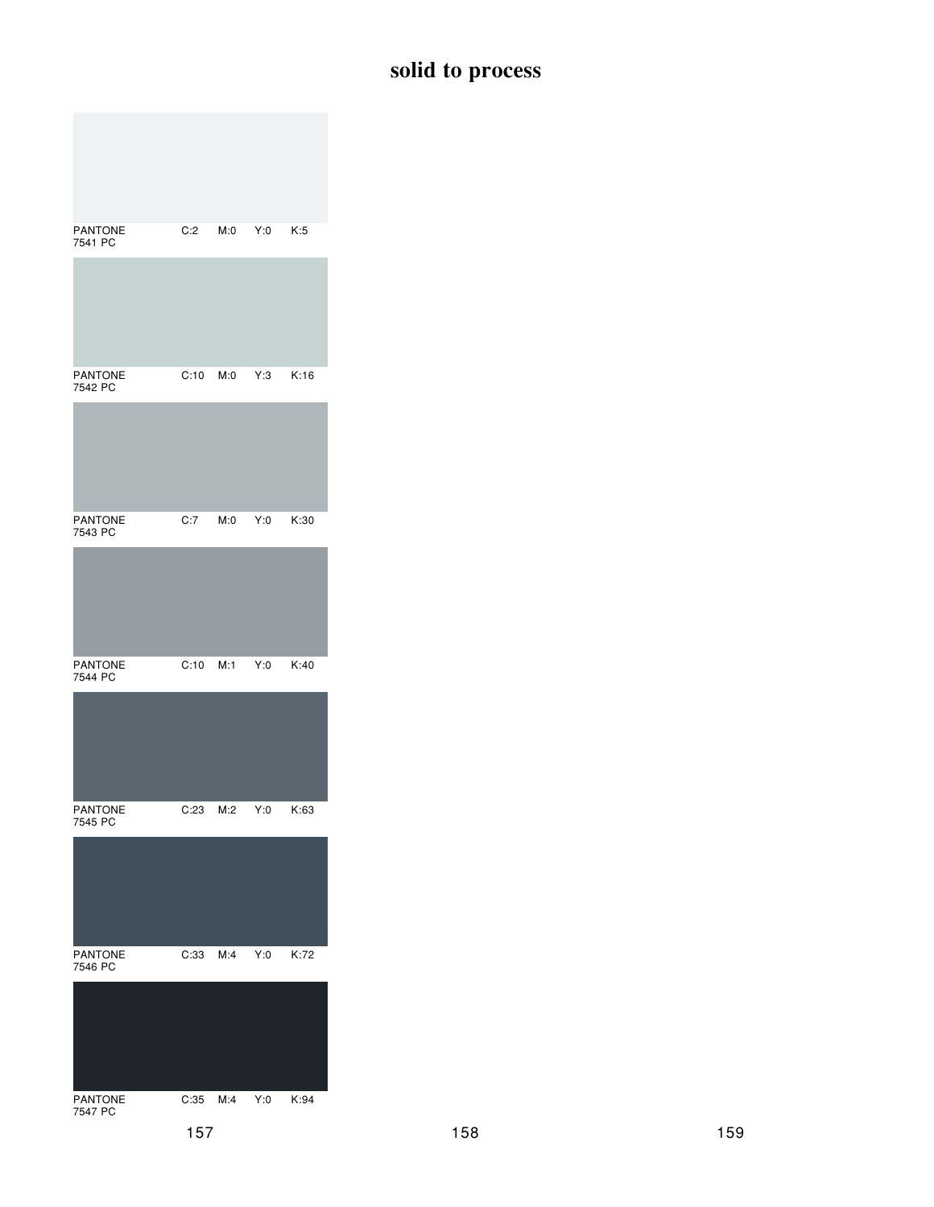# solid to process

PANTONE 7541 PC C:2 M:0 Y:0 K:5

PANTONE 7542 PC C:10 M:0 Y:3 K:16

PANTONE 7543 PC C:7 M:0 Y:0 K:30

PANTONE 7544 PC C:10 M:1 Y:0 K:40

PANTONE 7545 PC C:23 M:2 Y:0 K:63

PANTONE 7546 PC C:33 M:4 Y:0 K:72

PANTONE 7547 PC C:35 M:4 Y:0 K:94